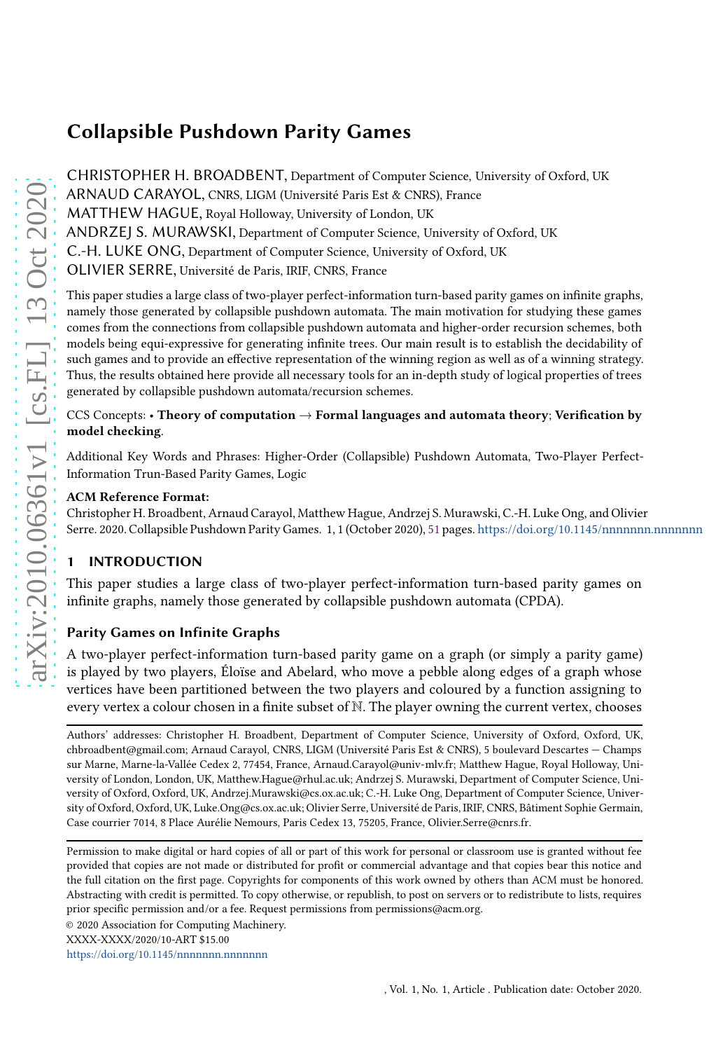# Collapsible Pushdown Parity Games

CHRISTOPHER H. BROADBENT, Department of Computer Science, University of Oxford, UK
ARNAUD CARAYOL, CNRS, LIGM (Université Paris Est & CNRS), France
MATTHEW HAGUE, Royal Holloway, University of London, UK
ANDRZEJ S. MURAWSKI, Department of Computer Science, University of Oxford, UK
C.-H. LUKE ONG, Department of Computer Science, University of Oxford, UK
OLIVIER SERRE, Université de Paris, IRIF, CNRS, France

This paper studies a large class of two-player perfect-information turn-based parity games on infinite graphs, namely those generated by collapsible pushdown automata. The main motivation for studying these games comes from the connections from collapsible pushdown automata and higher-order recursion schemes, both models being equi-expressive for generating infinite trees. Our main result is to establish the decidability of such games and to provide an effective representation of the winning region as well as of a winning strategy. Thus, the results obtained here provide all necessary tools for an in-depth study of logical properties of trees generated by collapsible pushdown automata/recursion schemes.

CCS Concepts: • **Theory of computation** → **Formal languages and automata theory**; **Verification by model checking**.

Additional Key Words and Phrases: Higher-Order (Collapsible) Pushdown Automata, Two-Player Perfect-Information Trun-Based Parity Games, Logic

**ACM Reference Format:**
Christopher H. Broadbent, Arnaud Carayol, Matthew Hague, Andrzej S. Murawski, C.-H. Luke Ong, and Olivier Serre. 2020. Collapsible Pushdown Parity Games. 1, 1 (October 2020), 51 pages. https://doi.org/10.1145/nnnnnnn.nnnnnnn

## 1 INTRODUCTION

This paper studies a large class of two-player perfect-information turn-based parity games on infinite graphs, namely those generated by collapsible pushdown automata (CPDA).

### Parity Games on Infinite Graphs

A two-player perfect-information turn-based parity game on a graph (or simply a parity game) is played by two players, Éloïse and Abelard, who move a pebble along edges of a graph whose vertices have been partitioned between the two players and coloured by a function assigning to every vertex a colour chosen in a finite subset of $\mathbb{N}$. The player owning the current vertex, chooses

---

Authors' addresses: Christopher H. Broadbent, Department of Computer Science, University of Oxford, Oxford, UK, chbroadbent@gmail.com; Arnaud Carayol, CNRS, LIGM (Université Paris Est & CNRS), 5 boulevard Descartes — Champs sur Marne, Marne-la-Vallée Cedex 2, 77454, France, Arnaud.Carayol@univ-mlv.fr; Matthew Hague, Royal Holloway, University of London, London, UK, Matthew.Hague@rhul.ac.uk; Andrzej S. Murawski, Department of Computer Science, University of Oxford, Oxford, UK, Andrzej.Murawski@cs.ox.ac.uk; C.-H. Luke Ong, Department of Computer Science, University of Oxford, Oxford, UK, Luke.Ong@cs.ox.ac.uk; Olivier Serre, Université de Paris, IRIF, CNRS, Bâtiment Sophie Germain, Case courrier 7014, 8 Place Aurélie Nemours, Paris Cedex 13, 75205, France, Olivier.Serre@cnrs.fr.

---

Permission to make digital or hard copies of all or part of this work for personal or classroom use is granted without fee provided that copies are not made or distributed for profit or commercial advantage and that copies bear this notice and the full citation on the first page. Copyrights for components of this work owned by others than ACM must be honored. Abstracting with credit is permitted. To copy otherwise, or republish, to post on servers or to redistribute to lists, requires prior specific permission and/or a fee. Request permissions from permissions@acm.org.

© 2020 Association for Computing Machinery.
XXXX-XXXX/2020/10-ART $15.00
https://doi.org/10.1145/nnnnnnn.nnnnnnn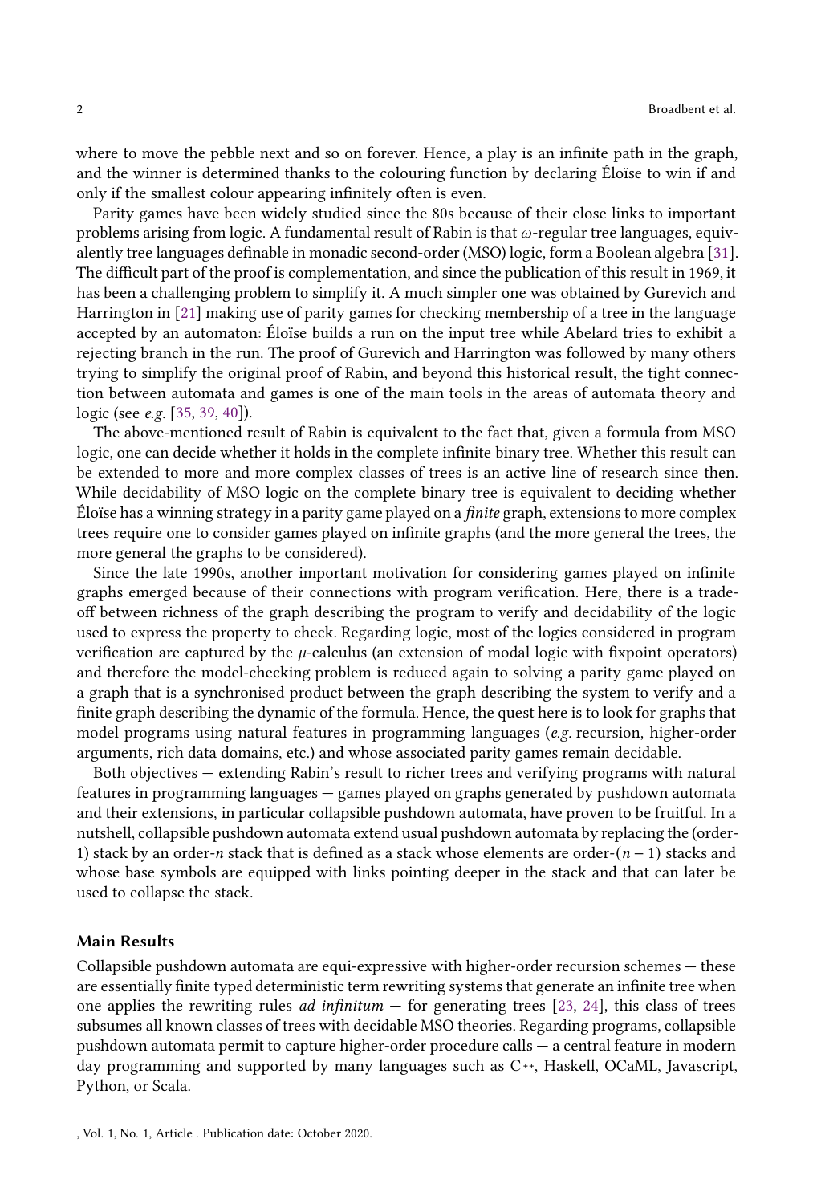where to move the pebble next and so on forever. Hence, a play is an infinite path in the graph, and the winner is determined thanks to the colouring function by declaring Éloïse to win if and only if the smallest colour appearing infinitely often is even.

Parity games have been widely studied since the 80s because of their close links to important problems arising from logic. A fundamental result of Rabin is that $\omega$-regular tree languages, equivalently tree languages definable in monadic second-order (MSO) logic, form a Boolean algebra [31]. The difficult part of the proof is complementation, and since the publication of this result in 1969, it has been a challenging problem to simplify it. A much simpler one was obtained by Gurevich and Harrington in [21] making use of parity games for checking membership of a tree in the language accepted by an automaton: Éloïse builds a run on the input tree while Abelard tries to exhibit a rejecting branch in the run. The proof of Gurevich and Harrington was followed by many others trying to simplify the original proof of Rabin, and beyond this historical result, the tight connection between automata and games is one of the main tools in the areas of automata theory and logic (see *e.g.* [35, 39, 40]).

The above-mentioned result of Rabin is equivalent to the fact that, given a formula from MSO logic, one can decide whether it holds in the complete infinite binary tree. Whether this result can be extended to more and more complex classes of trees is an active line of research since then. While decidability of MSO logic on the complete binary tree is equivalent to deciding whether Éloïse has a winning strategy in a parity game played on a *finite* graph, extensions to more complex trees require one to consider games played on infinite graphs (and the more general the trees, the more general the graphs to be considered).

Since the late 1990s, another important motivation for considering games played on infinite graphs emerged because of their connections with program verification. Here, there is a trade-off between richness of the graph describing the program to verify and decidability of the logic used to express the property to check. Regarding logic, most of the logics considered in program verification are captured by the $\mu$-calculus (an extension of modal logic with fixpoint operators) and therefore the model-checking problem is reduced again to solving a parity game played on a graph that is a synchronised product between the graph describing the system to verify and a finite graph describing the dynamic of the formula. Hence, the quest here is to look for graphs that model programs using natural features in programming languages (*e.g.* recursion, higher-order arguments, rich data domains, etc.) and whose associated parity games remain decidable.

Both objectives — extending Rabin's result to richer trees and verifying programs with natural features in programming languages — games played on graphs generated by pushdown automata and their extensions, in particular collapsible pushdown automata, have proven to be fruitful. In a nutshell, collapsible pushdown automata extend usual pushdown automata by replacing the (order-1) stack by an order-$n$ stack that is defined as a stack whose elements are order-$(n-1)$ stacks and whose base symbols are equipped with links pointing deeper in the stack and that can later be used to collapse the stack.

### Main Results

Collapsible pushdown automata are equi-expressive with higher-order recursion schemes — these are essentially finite typed deterministic term rewriting systems that generate an infinite tree when one applies the rewriting rules *ad infinitum* — for generating trees [23, 24], this class of trees subsumes all known classes of trees with decidable MSO theories. Regarding programs, collapsible pushdown automata permit to capture higher-order procedure calls — a central feature in modern day programming and supported by many languages such as C++, Haskell, OCaML, Javascript, Python, or Scala.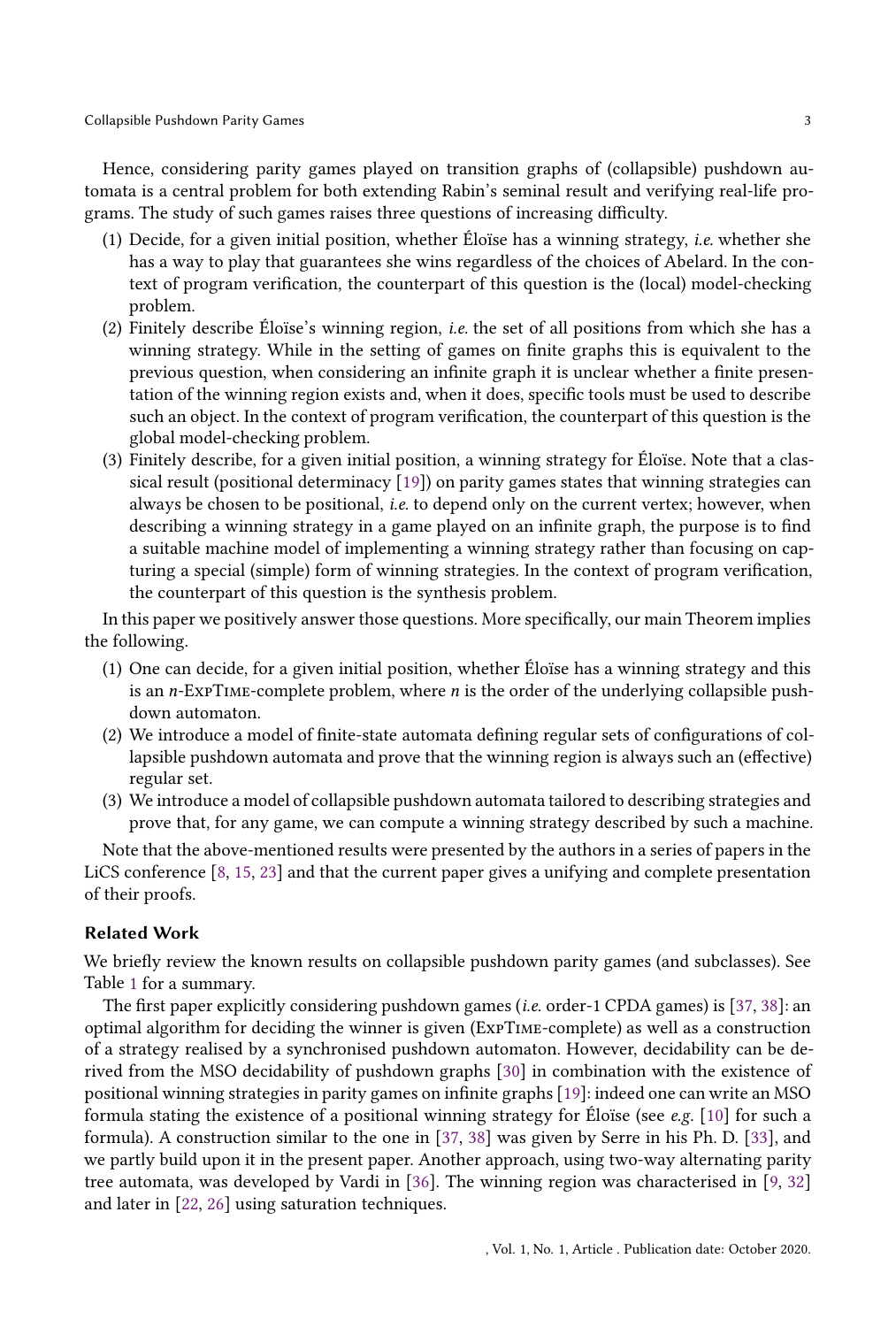Hence, considering parity games played on transition graphs of (collapsible) pushdown automata is a central problem for both extending Rabin's seminal result and verifying real-life programs. The study of such games raises three questions of increasing difficulty.

1. Decide, for a given initial position, whether Éloïse has a winning strategy, *i.e.* whether she has a way to play that guarantees she wins regardless of the choices of Abelard. In the context of program verification, the counterpart of this question is the (local) model-checking problem.
2. Finitely describe Éloïse's winning region, *i.e.* the set of all positions from which she has a winning strategy. While in the setting of games on finite graphs this is equivalent to the previous question, when considering an infinite graph it is unclear whether a finite presentation of the winning region exists and, when it does, specific tools must be used to describe such an object. In the context of program verification, the counterpart of this question is the global model-checking problem.
3. Finitely describe, for a given initial position, a winning strategy for Éloïse. Note that a classical result (positional determinacy [19]) on parity games states that winning strategies can always be chosen to be positional, *i.e.* to depend only on the current vertex; however, when describing a winning strategy in a game played on an infinite graph, the purpose is to find a suitable machine model of implementing a winning strategy rather than focusing on capturing a special (simple) form of winning strategies. In the context of program verification, the counterpart of this question is the synthesis problem.

In this paper we positively answer those questions. More specifically, our main Theorem implies the following.

1. One can decide, for a given initial position, whether Éloïse has a winning strategy and this is an $n$-ExpTime-complete problem, where $n$ is the order of the underlying collapsible pushdown automaton.
2. We introduce a model of finite-state automata defining regular sets of configurations of collapsible pushdown automata and prove that the winning region is always such an (effective) regular set.
3. We introduce a model of collapsible pushdown automata tailored to describing strategies and prove that, for any game, we can compute a winning strategy described by such a machine.

Note that the above-mentioned results were presented by the authors in a series of papers in the LiCS conference [8, 15, 23] and that the current paper gives a unifying and complete presentation of their proofs.

### Related Work

We briefly review the known results on collapsible pushdown parity games (and subclasses). See Table 1 for a summary.

The first paper explicitly considering pushdown games (*i.e.* order-1 CPDA games) is [37, 38]: an optimal algorithm for deciding the winner is given (ExpTime-complete) as well as a construction of a strategy realised by a synchronised pushdown automaton. However, decidability can be derived from the MSO decidability of pushdown graphs [30] in combination with the existence of positional winning strategies in parity games on infinite graphs [19]: indeed one can write an MSO formula stating the existence of a positional winning strategy for Éloïse (see *e.g.* [10] for such a formula). A construction similar to the one in [37, 38] was given by Serre in his Ph. D. [33], and we partly build upon it in the present paper. Another approach, using two-way alternating parity tree automata, was developed by Vardi in [36]. The winning region was characterised in [9, 32] and later in [22, 26] using saturation techniques.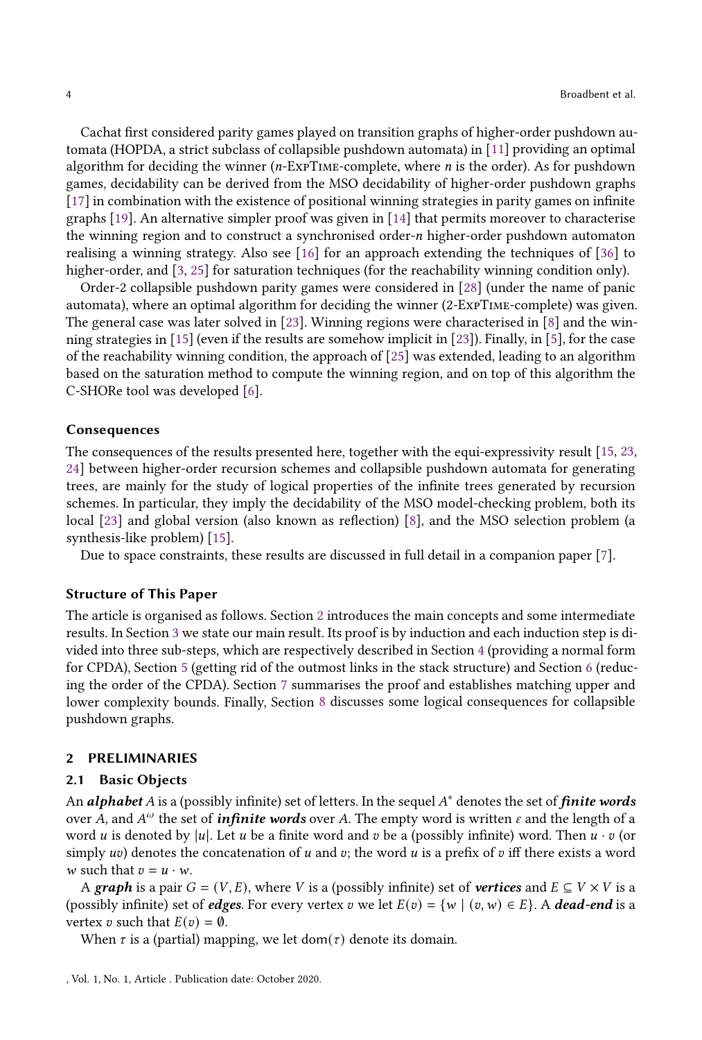Cachat first considered parity games played on transition graphs of higher-order pushdown automata (HOPDA, a strict subclass of collapsible pushdown automata) in [11] providing an optimal algorithm for deciding the winner ($n$-ExpTime-complete, where $n$ is the order). As for pushdown games, decidability can be derived from the MSO decidability of higher-order pushdown graphs [17] in combination with the existence of positional winning strategies in parity games on infinite graphs [19]. An alternative simpler proof was given in [14] that permits moreover to characterise the winning region and to construct a synchronised order-$n$ higher-order pushdown automaton realising a winning strategy. Also see [16] for an approach extending the techniques of [36] to higher-order, and [3, 25] for saturation techniques (for the reachability winning condition only).

Order-2 collapsible pushdown parity games were considered in [28] (under the name of panic automata), where an optimal algorithm for deciding the winner (2-ExpTime-complete) was given. The general case was later solved in [23]. Winning regions were characterised in [8] and the winning strategies in [15] (even if the results are somehow implicit in [23]). Finally, in [5], for the case of the reachability winning condition, the approach of [25] was extended, leading to an algorithm based on the saturation method to compute the winning region, and on top of this algorithm the C-SHORe tool was developed [6].

### Consequences

The consequences of the results presented here, together with the equi-expressivity result [15, 23, 24] between higher-order recursion schemes and collapsible pushdown automata for generating trees, are mainly for the study of logical properties of the infinite trees generated by recursion schemes. In particular, they imply the decidability of the MSO model-checking problem, both its local [23] and global version (also known as reflection) [8], and the MSO selection problem (a synthesis-like problem) [15].

Due to space constraints, these results are discussed in full detail in a companion paper [7].

### Structure of This Paper

The article is organised as follows. Section 2 introduces the main concepts and some intermediate results. In Section 3 we state our main result. Its proof is by induction and each induction step is divided into three sub-steps, which are respectively described in Section 4 (providing a normal form for CPDA), Section 5 (getting rid of the outmost links in the stack structure) and Section 6 (reducing the order of the CPDA). Section 7 summarises the proof and establishes matching upper and lower complexity bounds. Finally, Section 8 discusses some logical consequences for collapsible pushdown graphs.

## 2 PRELIMINARIES

### 2.1 Basic Objects

An ***alphabet*** $A$ is a (possibly infinite) set of letters. In the sequel $A^*$ denotes the set of ***finite words*** over $A$, and $A^\omega$ the set of ***infinite words*** over $A$. The empty word is written $\varepsilon$ and the length of a word $u$ is denoted by $|u|$. Let $u$ be a finite word and $v$ be a (possibly infinite) word. Then $u \cdot v$ (or simply $uv$) denotes the concatenation of $u$ and $v$; the word $u$ is a prefix of $v$ iff there exists a word $w$ such that $v = u \cdot w$.

A ***graph*** is a pair $G = (V, E)$, where $V$ is a (possibly infinite) set of ***vertices*** and $E \subseteq V \times V$ is a (possibly infinite) set of ***edges***. For every vertex $v$ we let $E(v) = \{w \mid (v, w) \in E\}$. A ***dead-end*** is a vertex $v$ such that $E(v) = \emptyset$.

When $\tau$ is a (partial) mapping, we let $\mathsf{dom}(\tau)$ denote its domain.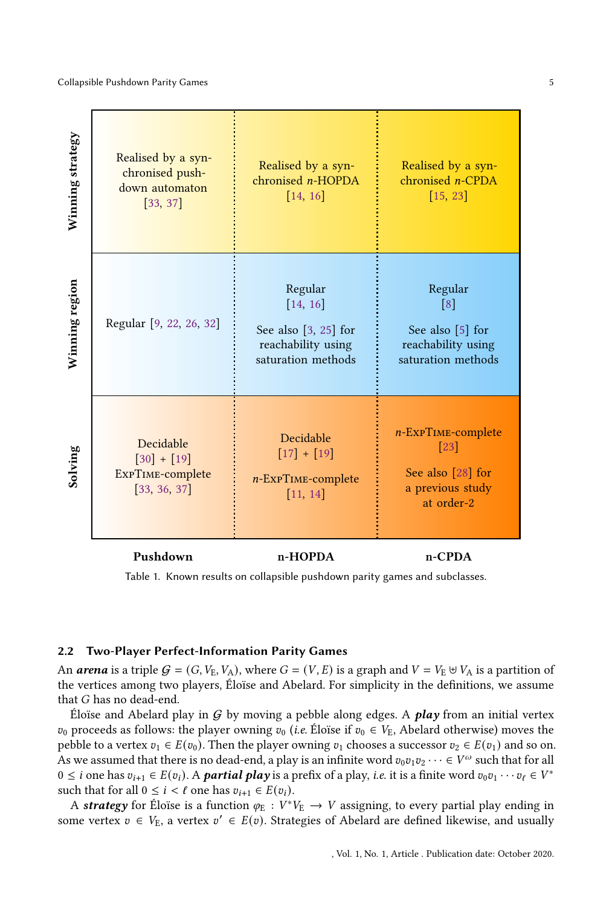| | Pushdown | n-HOPDA | n-CPDA |
|---|---|---|---|
| **Winning strategy** | Realised by a synchronised pushdown automaton [33, 37] | Realised by a synchronised $n$-HOPDA [14, 16] | Realised by a synchronised $n$-CPDA [15, 23] |
| **Winning region** | Regular [9, 22, 26, 32] | Regular [14, 16] See also [3, 25] for reachability using saturation methods | Regular [8] See also [5] for reachability using saturation methods |
| **Solving** | Decidable [30] + [19] ExpTime-complete [33, 36, 37] | Decidable [17] + [19] $n$-ExpTime-complete [11, 14] | $n$-ExpTime-complete [23] See also [28] for a previous study at order-2 |

Table 1. Known results on collapsible pushdown parity games and subclasses.

### 2.2 Two-Player Perfect-Information Parity Games

An ***arena*** is a triple $\mathcal{G} = (G, V_{\mathrm{E}}, V_{\mathrm{A}})$, where $G = (V, E)$ is a graph and $V = V_{\mathrm{E}} \uplus V_{\mathrm{A}}$ is a partition of the vertices among two players, Éloïse and Abelard. For simplicity in the definitions, we assume that $G$ has no dead-end.

Éloïse and Abelard play in $\mathcal{G}$ by moving a pebble along edges. A ***play*** from an initial vertex $v_0$ proceeds as follows: the player owning $v_0$ (*i.e.* Éloïse if $v_0 \in V_{\mathrm{E}}$, Abelard otherwise) moves the pebble to a vertex $v_1 \in E(v_0)$. Then the player owning $v_1$ chooses a successor $v_2 \in E(v_1)$ and so on. As we assumed that there is no dead-end, a play is an infinite word $v_0 v_1 v_2 \cdots \in V^{\omega}$ such that for all $0 \leq i$ one has $v_{i+1} \in E(v_i)$. A ***partial play*** is a prefix of a play, *i.e.* it is a finite word $v_0 v_1 \cdots v_\ell \in V^*$ such that for all $0 \leq i < \ell$ one has $v_{i+1} \in E(v_i)$.

A ***strategy*** for Éloïse is a function $\varphi_{\mathrm{E}} : V^* V_{\mathrm{E}} \to V$ assigning, to every partial play ending in some vertex $v \in V_{\mathrm{E}}$, a vertex $v' \in E(v)$. Strategies of Abelard are defined likewise, and usually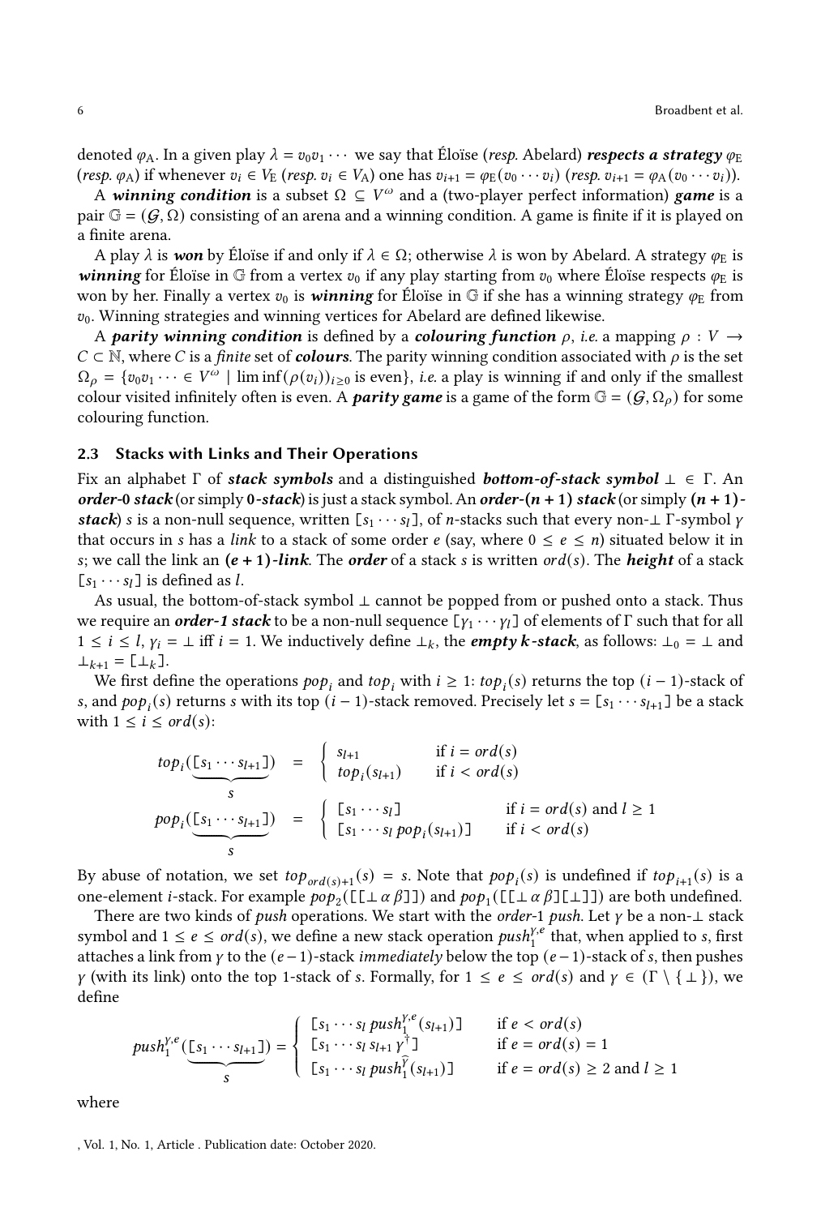denoted $\varphi_A$. In a given play $\lambda = v_0 v_1 \cdots$ we say that Éloïse (*resp.* Abelard) ***respects a strategy*** $\varphi_E$ (*resp.* $\varphi_A$) if whenever $v_i \in V_E$ (*resp.* $v_i \in V_A$) one has $v_{i+1} = \varphi_E(v_0 \cdots v_i)$ (*resp.* $v_{i+1} = \varphi_A(v_0 \cdots v_i)$).

A ***winning condition*** is a subset $\Omega \subseteq V^\omega$ and a (two-player perfect information) ***game*** is a pair $\mathbb{G} = (\mathcal{G}, \Omega)$ consisting of an arena and a winning condition. A game is finite if it is played on a finite arena.

A play $\lambda$ is ***won*** by Éloïse if and only if $\lambda \in \Omega$; otherwise $\lambda$ is won by Abelard. A strategy $\varphi_E$ is ***winning*** for Éloïse in $\mathbb{G}$ from a vertex $v_0$ if any play starting from $v_0$ where Éloïse respects $\varphi_E$ is won by her. Finally a vertex $v_0$ is ***winning*** for Éloïse in $\mathbb{G}$ if she has a winning strategy $\varphi_E$ from $v_0$. Winning strategies and winning vertices for Abelard are defined likewise.

A ***parity winning condition*** is defined by a ***colouring function*** $\rho$, *i.e.* a mapping $\rho : V \to C \subset \mathbb{N}$, where $C$ is a *finite* set of ***colours***. The parity winning condition associated with $\rho$ is the set $\Omega_\rho = \{v_0 v_1 \cdots \in V^\omega \mid \liminf(\rho(v_i))_{i \geq 0} \text{ is even}\}$, *i.e.* a play is winning if and only if the smallest colour visited infinitely often is even. A ***parity game*** is a game of the form $\mathbb{G} = (\mathcal{G}, \Omega_\rho)$ for some colouring function.

### 2.3 Stacks with Links and Their Operations

Fix an alphabet $\Gamma$ of ***stack symbols*** and a distinguished ***bottom-of-stack symbol*** $\bot \in \Gamma$. An ***order-0 stack*** (or simply ***0-stack***) is just a stack symbol. An ***order-$(n+1)$ stack*** (or simply ***$(n+1)$-stack***) $s$ is a non-null sequence, written $[s_1 \cdots s_l]$, of $n$-stacks such that every non-$\bot$ $\Gamma$-symbol $\gamma$ that occurs in $s$ has a *link* to a stack of some order $e$ (say, where $0 \leq e \leq n$) situated below it in $s$; we call the link an ***$(e+1)$-link***. The ***order*** of a stack $s$ is written $ord(s)$. The ***height*** of a stack $[s_1 \cdots s_l]$ is defined as $l$.

As usual, the bottom-of-stack symbol $\bot$ cannot be popped from or pushed onto a stack. Thus we require an ***order-1 stack*** to be a non-null sequence $[\gamma_1 \cdots \gamma_l]$ of elements of $\Gamma$ such that for all $1 \leq i \leq l$, $\gamma_i = \bot$ iff $i = 1$. We inductively define $\bot_k$, the ***empty $k$-stack***, as follows: $\bot_0 = \bot$ and $\bot_{k+1} = [\bot_k]$.

We first define the operations $pop_i$ and $top_i$ with $i \geq 1$: $top_i(s)$ returns the top $(i-1)$-stack of $s$, and $pop_i(s)$ returns $s$ with its top $(i-1)$-stack removed. Precisely let $s = [s_1 \cdots s_{l+1}]$ be a stack with $1 \leq i \leq ord(s)$:

$$top_i(\underbrace{[s_1 \cdots s_{l+1}]}_{s}) = \begin{cases} s_{l+1} & \text{if } i = ord(s) \\ top_i(s_{l+1}) & \text{if } i < ord(s) \end{cases}$$

$$pop_i(\underbrace{[s_1 \cdots s_{l+1}]}_{s}) = \begin{cases} [s_1 \cdots s_l] & \text{if } i = ord(s) \text{ and } l \geq 1 \\ [s_1 \cdots s_l \, pop_i(s_{l+1})] & \text{if } i < ord(s) \end{cases}$$

By abuse of notation, we set $top_{ord(s)+1}(s) = s$. Note that $pop_i(s)$ is undefined if $top_{i+1}(s)$ is a one-element $i$-stack. For example $pop_2([[\bot\,\alpha\,\beta]])$ and $pop_1([[\bot\,\alpha\,\beta][\bot]])$ are both undefined.

There are two kinds of *push* operations. We start with the *order*-1 *push*. Let $\gamma$ be a non-$\bot$ stack symbol and $1 \leq e \leq ord(s)$, we define a new stack operation $push_1^{\gamma,e}$ that, when applied to $s$, first attaches a link from $\gamma$ to the $(e-1)$-stack *immediately* below the top $(e-1)$-stack of $s$, then pushes $\gamma$ (with its link) onto the top 1-stack of $s$. Formally, for $1 \leq e \leq ord(s)$ and $\gamma \in (\Gamma \setminus \{\bot\})$, we define

$$push_1^{\gamma,e}(\underbrace{[s_1 \cdots s_{l+1}]}_{s}) = \begin{cases} [s_1 \cdots s_l \, push_1^{\gamma,e}(s_{l+1})] & \text{if } e < ord(s) \\ [s_1 \cdots s_l \, s_{l+1} \, \gamma^{\dagger}] & \text{if } e = ord(s) = 1 \\ [s_1 \cdots s_l \, push_1^{\widehat{\gamma}}(s_{l+1})] & \text{if } e = ord(s) \geq 2 \text{ and } l \geq 1 \end{cases}$$

where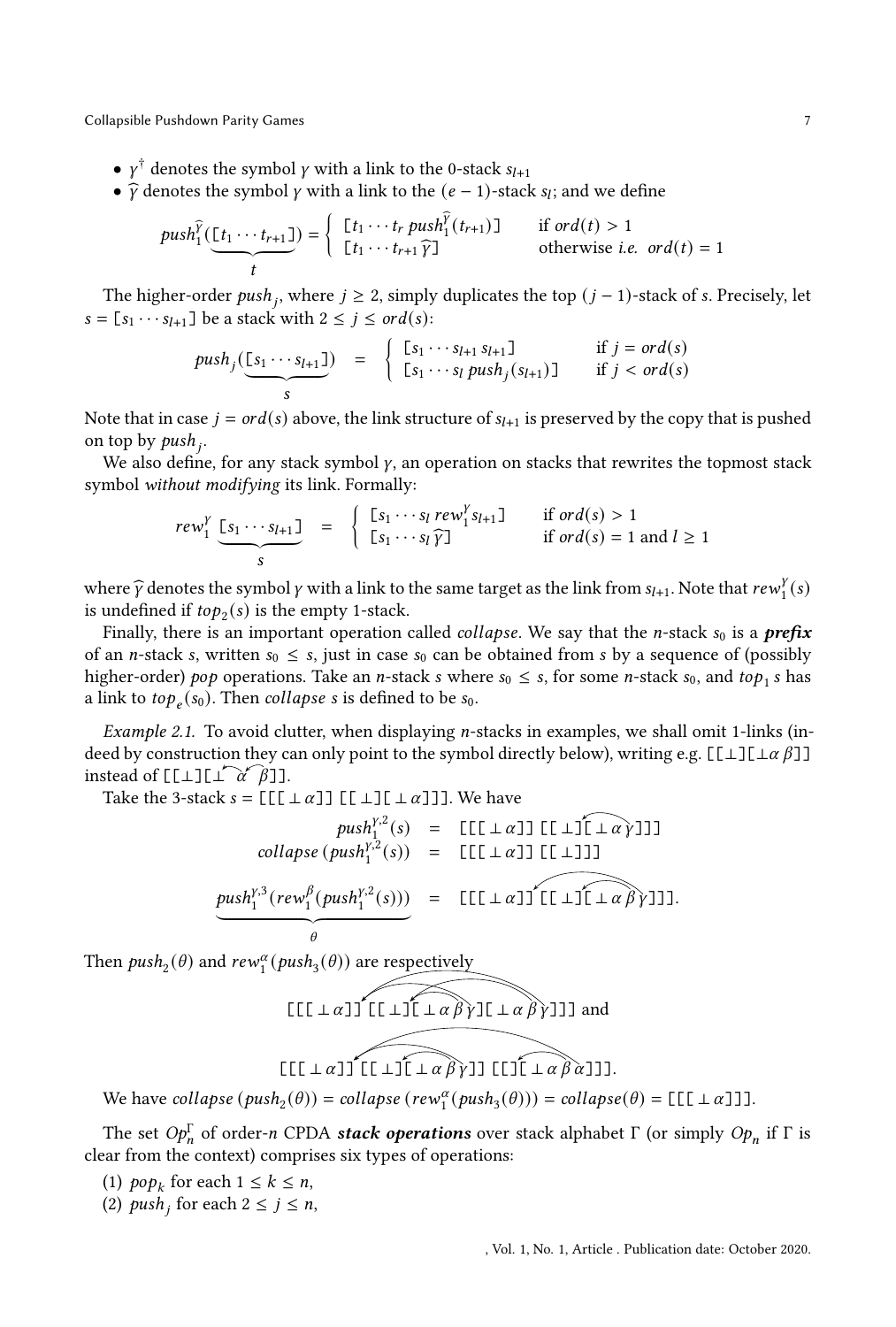- $\gamma^{\dagger}$ denotes the symbol $\gamma$ with a link to the 0-stack $s_{l+1}$
- $\widehat{\gamma}$ denotes the symbol $\gamma$ with a link to the $(e-1)$-stack $s_l$; and we define

$$push_1^{\widehat{\gamma}}(\underbrace{[t_1 \cdots t_{r+1}]}_{t}) = \begin{cases} [t_1 \cdots t_r \; push_1^{\widehat{\gamma}}(t_{r+1})] & \text{if } ord(t) > 1 \\ [t_1 \cdots t_{r+1} \, \widehat{\gamma}] & \text{otherwise } i.e. \;\; ord(t) = 1 \end{cases}$$

The higher-order $push_j$, where $j \geq 2$, simply duplicates the top $(j-1)$-stack of $s$. Precisely, let $s = [s_1 \cdots s_{l+1}]$ be a stack with $2 \leq j \leq ord(s)$:

$$push_j(\underbrace{[s_1 \cdots s_{l+1}]}_{s}) \quad = \quad \begin{cases} [s_1 \cdots s_{l+1} \, s_{l+1}] & \text{if } j = ord(s) \\ [s_1 \cdots s_l \; push_j(s_{l+1})] & \text{if } j < ord(s) \end{cases}$$

Note that in case $j = ord(s)$ above, the link structure of $s_{l+1}$ is preserved by the copy that is pushed on top by $push_j$.

We also define, for any stack symbol $\gamma$, an operation on stacks that rewrites the topmost stack symbol *without modifying* its link. Formally:

$$rew_1^{\gamma} \; \underbrace{[s_1 \cdots s_{l+1}]}_{s} \quad = \quad \begin{cases} [s_1 \cdots s_l \; rew_1^{\gamma} s_{l+1}] & \text{if } ord(s) > 1 \\ [s_1 \cdots s_l \, \widehat{\gamma}] & \text{if } ord(s) = 1 \text{ and } l \geq 1 \end{cases}$$

where $\widehat{\gamma}$ denotes the symbol $\gamma$ with a link to the same target as the link from $s_{l+1}$. Note that $rew_1^{\gamma}(s)$ is undefined if $top_2(s)$ is the empty 1-stack.

Finally, there is an important operation called *collapse*. We say that the $n$-stack $s_0$ is a ***prefix*** of an $n$-stack $s$, written $s_0 \leq s$, just in case $s_0$ can be obtained from $s$ by a sequence of (possibly higher-order) *pop* operations. Take an $n$-stack $s$ where $s_0 \leq s$, for some $n$-stack $s_0$, and $top_1 \, s$ has a link to $top_e(s_0)$. Then *collapse* $s$ is defined to be $s_0$.

*Example 2.1.* To avoid clutter, when displaying $n$-stacks in examples, we shall omit 1-links (indeed by construction they can only point to the symbol directly below), writing e.g. $[[\bot][\bot\alpha\,\beta]]$ instead of $[[\bot][\bot\,\alpha\,\beta]]$ (with 1-links drawn).

Take the 3-stack $s = [[[\bot\,\alpha]]\,[[\bot][\bot\,\alpha]]]$. We have

$$\begin{aligned} push_1^{\gamma,2}(s) &= [[[\bot\,\alpha]]\,[[\bot][\bot\,\alpha\,\gamma]]] \\ collapse\,(push_1^{\gamma,2}(s)) &= [[[\bot\,\alpha]]\,[[\bot]]] \\ \underbrace{push_1^{\gamma,3}(rew_1^{\beta}(push_1^{\gamma,2}(s)))}_{\theta} &= [[[\bot\,\alpha]]\,[[\bot][\bot\,\alpha\,\beta\,\gamma]]]. \end{aligned}$$

Then $push_2(\theta)$ and $rew_1^{\alpha}(push_3(\theta))$ are respectively

$$[[[\bot\,\alpha]]\,[[\bot][\bot\,\alpha\,\beta\,\gamma][\bot\,\alpha\,\beta\,\gamma]]] \text{ and}$$

$$[[[\bot\,\alpha]]\,[[\bot][\bot\,\alpha\,\beta\,\gamma]]\,[[\bot][\bot\,\alpha\,\beta\,\alpha]]].$$

We have $collapse\,(push_2(\theta)) = collapse\,(rew_1^{\alpha}(push_3(\theta))) = collapse(\theta) = [[[\bot\,\alpha]]]$.

The set $Op_n^{\Gamma}$ of order-$n$ CPDA ***stack operations*** over stack alphabet $\Gamma$ (or simply $Op_n$ if $\Gamma$ is clear from the context) comprises six types of operations:

(1) $pop_k$ for each $1 \leq k \leq n$,
(2) $push_j$ for each $2 \leq j \leq n$,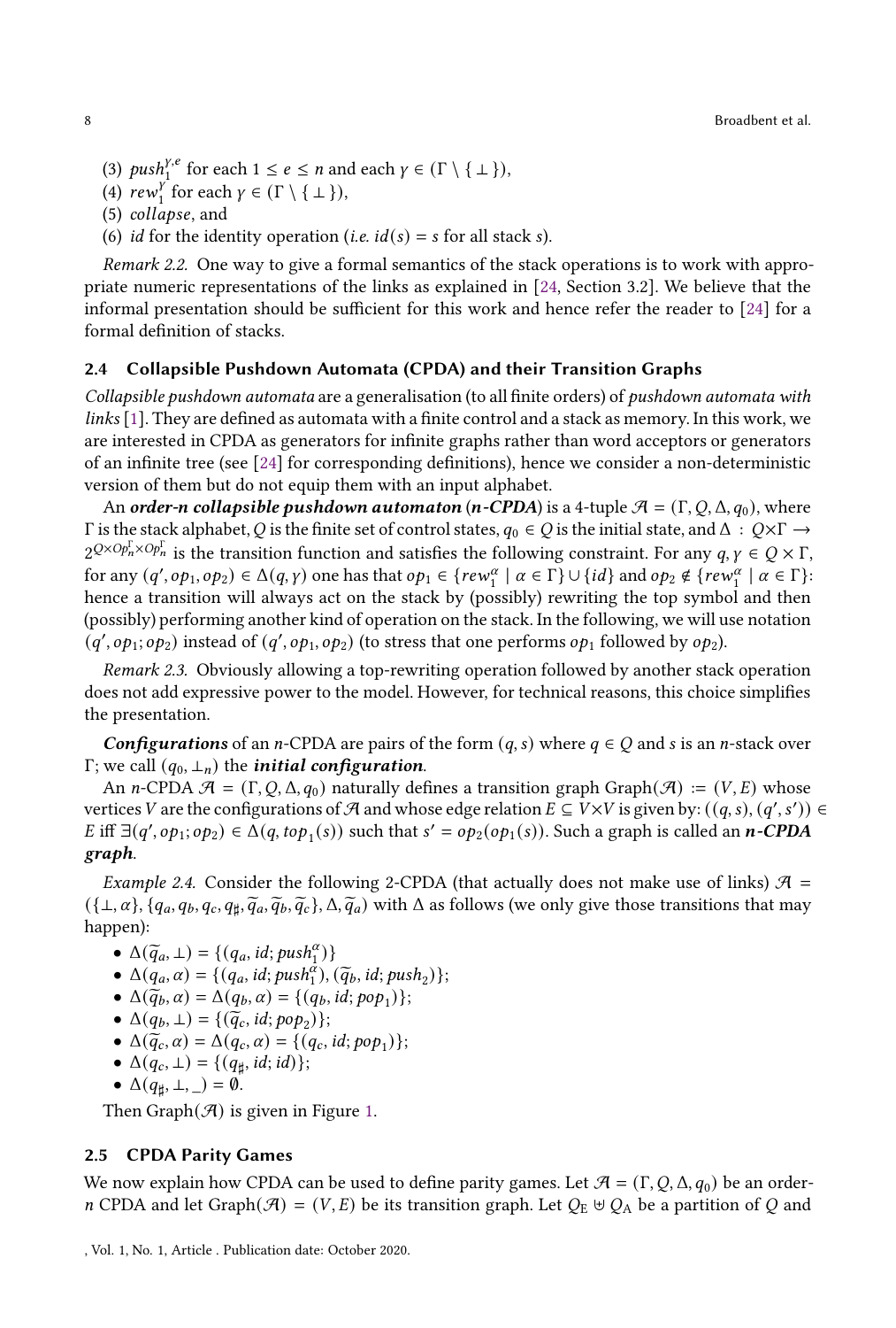(3) $push_1^{\gamma,e}$ for each $1 \le e \le n$ and each $\gamma \in (\Gamma \setminus \{\perp\})$,
(4) $rew_1^{\gamma}$ for each $\gamma \in (\Gamma \setminus \{\perp\})$,
(5) $collapse$, and
(6) $id$ for the identity operation (*i.e.* $id(s) = s$ for all stack $s$).

*Remark 2.2.* One way to give a formal semantics of the stack operations is to work with appropriate numeric representations of the links as explained in [24, Section 3.2]. We believe that the informal presentation should be sufficient for this work and hence refer the reader to [24] for a formal definition of stacks.

### 2.4 Collapsible Pushdown Automata (CPDA) and their Transition Graphs

*Collapsible pushdown automata* are a generalisation (to all finite orders) of *pushdown automata with links* [1]. They are defined as automata with a finite control and a stack as memory. In this work, we are interested in CPDA as generators for infinite graphs rather than word acceptors or generators of an infinite tree (see [24] for corresponding definitions), hence we consider a non-deterministic version of them but do not equip them with an input alphabet.

An ***order-n collapsible pushdown automaton* (*n-CPDA*)** is a 4-tuple $\mathcal{A} = (\Gamma, Q, \Delta, q_0)$, where $\Gamma$ is the stack alphabet, $Q$ is the finite set of control states, $q_0 \in Q$ is the initial state, and $\Delta : Q \times \Gamma \to 2^{Q \times Op_n^\Gamma \times Op_n^\Gamma}$ is the transition function and satisfies the following constraint. For any $q, \gamma \in Q \times \Gamma$, for any $(q', op_1, op_2) \in \Delta(q, \gamma)$ one has that $op_1 \in \{rew_1^\alpha \mid \alpha \in \Gamma\} \cup \{id\}$ and $op_2 \notin \{rew_1^\alpha \mid \alpha \in \Gamma\}$: hence a transition will always act on the stack by (possibly) rewriting the top symbol and then (possibly) performing another kind of operation on the stack. In the following, we will use notation $(q', op_1; op_2)$ instead of $(q', op_1, op_2)$ (to stress that one performs $op_1$ followed by $op_2$).

*Remark 2.3.* Obviously allowing a top-rewriting operation followed by another stack operation does not add expressive power to the model. However, for technical reasons, this choice simplifies the presentation.

***Configurations*** of an $n$-CPDA are pairs of the form $(q, s)$ where $q \in Q$ and $s$ is an $n$-stack over $\Gamma$; we call $(q_0, \perp_n)$ the ***initial configuration***.

An $n$-CPDA $\mathcal{A} = (\Gamma, Q, \Delta, q_0)$ naturally defines a transition graph $\text{Graph}(\mathcal{A}) := (V, E)$ whose vertices $V$ are the configurations of $\mathcal{A}$ and whose edge relation $E \subseteq V \times V$ is given by: $((q, s), (q', s')) \in E$ iff $\exists (q', op_1; op_2) \in \Delta(q, top_1(s))$ such that $s' = op_2(op_1(s))$. Such a graph is called an ***n-CPDA graph***.

*Example 2.4.* Consider the following 2-CPDA (that actually does not make use of links) $\mathcal{A} = (\{\perp, \alpha\}, \{q_a, q_b, q_c, q_\sharp, \widetilde{q}_a, \widetilde{q}_b, \widetilde{q}_c\}, \Delta, \widetilde{q}_a)$ with $\Delta$ as follows (we only give those transitions that may happen):

- $\Delta(\widetilde{q}_a, \perp) = \{(q_a, id; push_1^\alpha)\}$
- $\Delta(q_a, \alpha) = \{(q_a, id; push_1^\alpha), (\widetilde{q}_b, id; push_2)\}$;
- $\Delta(\widetilde{q}_b, \alpha) = \Delta(q_b, \alpha) = \{(q_b, id; pop_1)\}$;
- $\Delta(q_b, \perp) = \{(\widetilde{q}_c, id; pop_2)\}$;
- $\Delta(\widetilde{q}_c, \alpha) = \Delta(q_c, \alpha) = \{(q_c, id; pop_1)\}$;
- $\Delta(q_c, \perp) = \{(q_\sharp, id; id)\}$;
- $\Delta(q_\sharp, \perp, \_) = \emptyset$.

Then $\text{Graph}(\mathcal{A})$ is given in Figure 1.

### 2.5 CPDA Parity Games

We now explain how CPDA can be used to define parity games. Let $\mathcal{A} = (\Gamma, Q, \Delta, q_0)$ be an order-$n$ CPDA and let $\text{Graph}(\mathcal{A}) = (V, E)$ be its transition graph. Let $Q_E \uplus Q_A$ be a partition of $Q$ and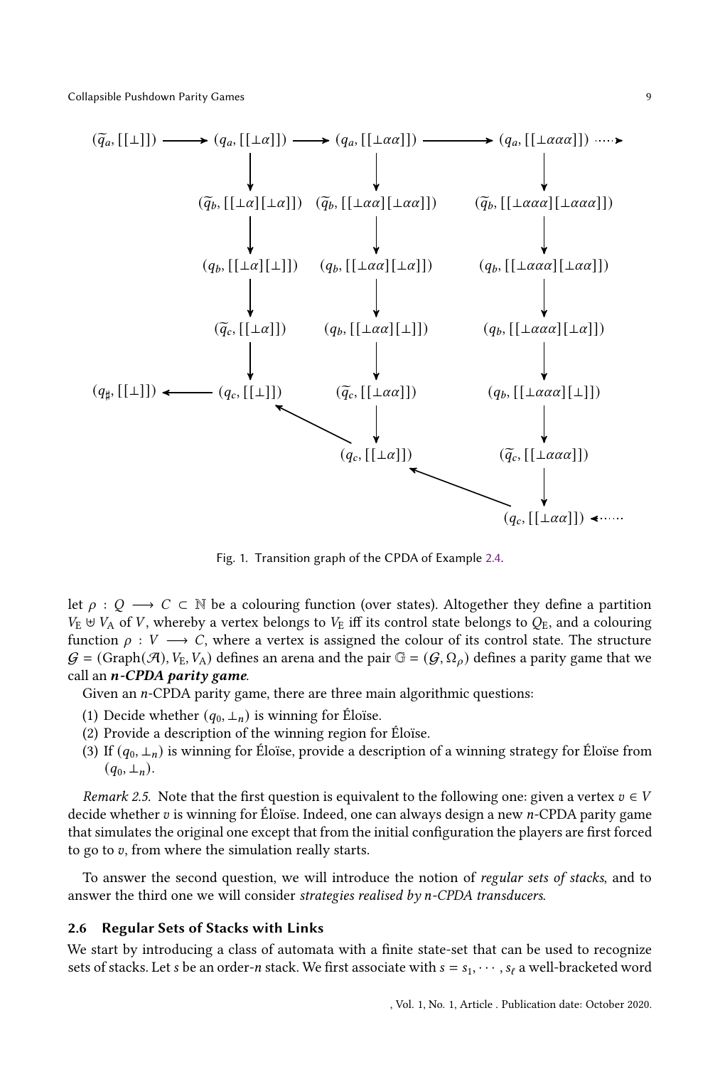Fig. 1. Transition graph of the CPDA of Example 2.4.

let $\rho : Q \longrightarrow C \subset \mathbb{N}$ be a colouring function (over states). Altogether they define a partition $V_{\rm E} \uplus V_{\rm A}$ of $V$, whereby a vertex belongs to $V_{\rm E}$ iff its control state belongs to $Q_{\rm E}$, and a colouring function $\rho : V \longrightarrow C$, where a vertex is assigned the colour of its control state. The structure $\mathcal{G} = (\text{Graph}(\mathcal{A}), V_{\rm E}, V_{\rm A})$ defines an arena and the pair $\mathbb{G} = (\mathcal{G}, \Omega_\rho)$ defines a parity game that we call an ***n*-CPDA parity game**.

Given an $n$-CPDA parity game, there are three main algorithmic questions:

(1) Decide whether $(q_0, \perp_n)$ is winning for Éloïse.
(2) Provide a description of the winning region for Éloïse.
(3) If $(q_0, \perp_n)$ is winning for Éloïse, provide a description of a winning strategy for Éloïse from $(q_0, \perp_n)$.

*Remark 2.5.* Note that the first question is equivalent to the following one: given a vertex $v \in V$ decide whether $v$ is winning for Éloïse. Indeed, one can always design a new $n$-CPDA parity game that simulates the original one except that from the initial configuration the players are first forced to go to $v$, from where the simulation really starts.

To answer the second question, we will introduce the notion of *regular sets of stacks*, and to answer the third one we will consider *strategies realised by n-CPDA transducers*.

### 2.6 Regular Sets of Stacks with Links

We start by introducing a class of automata with a finite state-set that can be used to recognize sets of stacks. Let $s$ be an order-$n$ stack. We first associate with $s = s_1, \cdots, s_\ell$ a well-bracketed word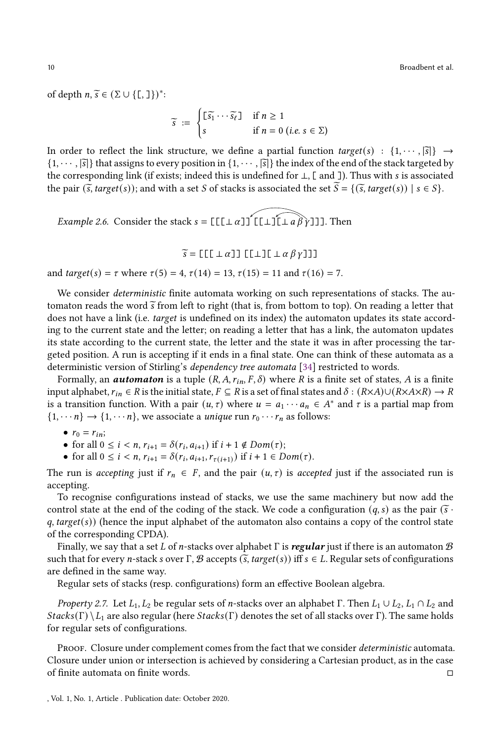of depth $n$, $\widetilde{s} \in (\Sigma \cup \{[, ]\})^*$:

$$\widetilde{s} := \begin{cases} [\widetilde{s_1} \cdots \widetilde{s_\ell}] & \text{if } n \geq 1 \\ s & \text{if } n = 0 \text{ (i.e. } s \in \Sigma) \end{cases}$$

In order to reflect the link structure, we define a partial function $target(s) : \{1, \cdots, |\widetilde{s}|\} \to \{1, \cdots, |\widetilde{s}|\}$ that assigns to every position in $\{1, \cdots, |\widetilde{s}|\}$ the index of the end of the stack targeted by the corresponding link (if exists; indeed this is undefined for $\perp$, $[$ and $]$). Thus with $s$ is associated the pair $(\widetilde{s}, target(s))$; and with a set $S$ of stacks is associated the set $\widetilde{S} = \{(\widetilde{s}, target(s)) \mid s \in S\}$.

*Example 2.6.* Consider the stack $s = [[[\perp\, \alpha]]\, [[\perp][\perp\, \alpha\, \beta\, \gamma]]]$. Then

$$\widetilde{s} = [[[\perp\, \alpha]]\, [[\perp][\perp\, \alpha\, \beta\, \gamma]]]$$

and $target(s) = \tau$ where $\tau(5) = 4$, $\tau(14) = 13$, $\tau(15) = 11$ and $\tau(16) = 7$.

We consider *deterministic* finite automata working on such representations of stacks. The automaton reads the word $\widetilde{s}$ from left to right (that is, from bottom to top). On reading a letter that does not have a link (i.e. *target* is undefined on its index) the automaton updates its state according to the current state and the letter; on reading a letter that has a link, the automaton updates its state according to the current state, the letter and the state it was in after processing the targeted position. A run is accepting if it ends in a final state. One can think of these automata as a deterministic version of Stirling's *dependency tree automata* [34] restricted to words.

Formally, an ***automaton*** is a tuple $(R, A, r_{in}, F, \delta)$ where $R$ is a finite set of states, $A$ is a finite input alphabet, $r_{in} \in R$ is the initial state, $F \subseteq R$ is a set of final states and $\delta : (R \times A) \cup (R \times A \times R) \to R$ is a transition function. With a pair $(u, \tau)$ where $u = a_1 \cdots a_n \in A^*$ and $\tau$ is a partial map from $\{1, \cdots n\} \to \{1, \cdots n\}$, we associate a *unique* run $r_0 \cdots r_n$ as follows:

- $r_0 = r_{in}$;
- for all $0 \leq i < n$, $r_{i+1} = \delta(r_i, a_{i+1})$ if $i + 1 \notin Dom(\tau)$;
- for all $0 \leq i < n$, $r_{i+1} = \delta(r_i, a_{i+1}, r_{\tau(i+1)})$ if $i + 1 \in Dom(\tau)$.

The run is *accepting* just if $r_n \in F$, and the pair $(u, \tau)$ is *accepted* just if the associated run is accepting.

To recognise configurations instead of stacks, we use the same machinery but now add the control state at the end of the coding of the stack. We code a configuration $(q, s)$ as the pair $(\widetilde{s} \cdot q, target(s))$ (hence the input alphabet of the automaton also contains a copy of the control state of the corresponding CPDA).

Finally, we say that a set $L$ of $n$-stacks over alphabet $\Gamma$ is ***regular*** just if there is an automaton $\mathcal{B}$ such that for every $n$-stack $s$ over $\Gamma$, $\mathcal{B}$ accepts $(\widetilde{s}, target(s))$ iff $s \in L$. Regular sets of configurations are defined in the same way.

Regular sets of stacks (resp. configurations) form an effective Boolean algebra.

*Property 2.7.* Let $L_1, L_2$ be regular sets of $n$-stacks over an alphabet $\Gamma$. Then $L_1 \cup L_2$, $L_1 \cap L_2$ and $Stacks(\Gamma) \setminus L_1$ are also regular (here $Stacks(\Gamma)$ denotes the set of all stacks over $\Gamma$). The same holds for regular sets of configurations.

Proof. Closure under complement comes from the fact that we consider *deterministic* automata. Closure under union or intersection is achieved by considering a Cartesian product, as in the case of finite automata on finite words. □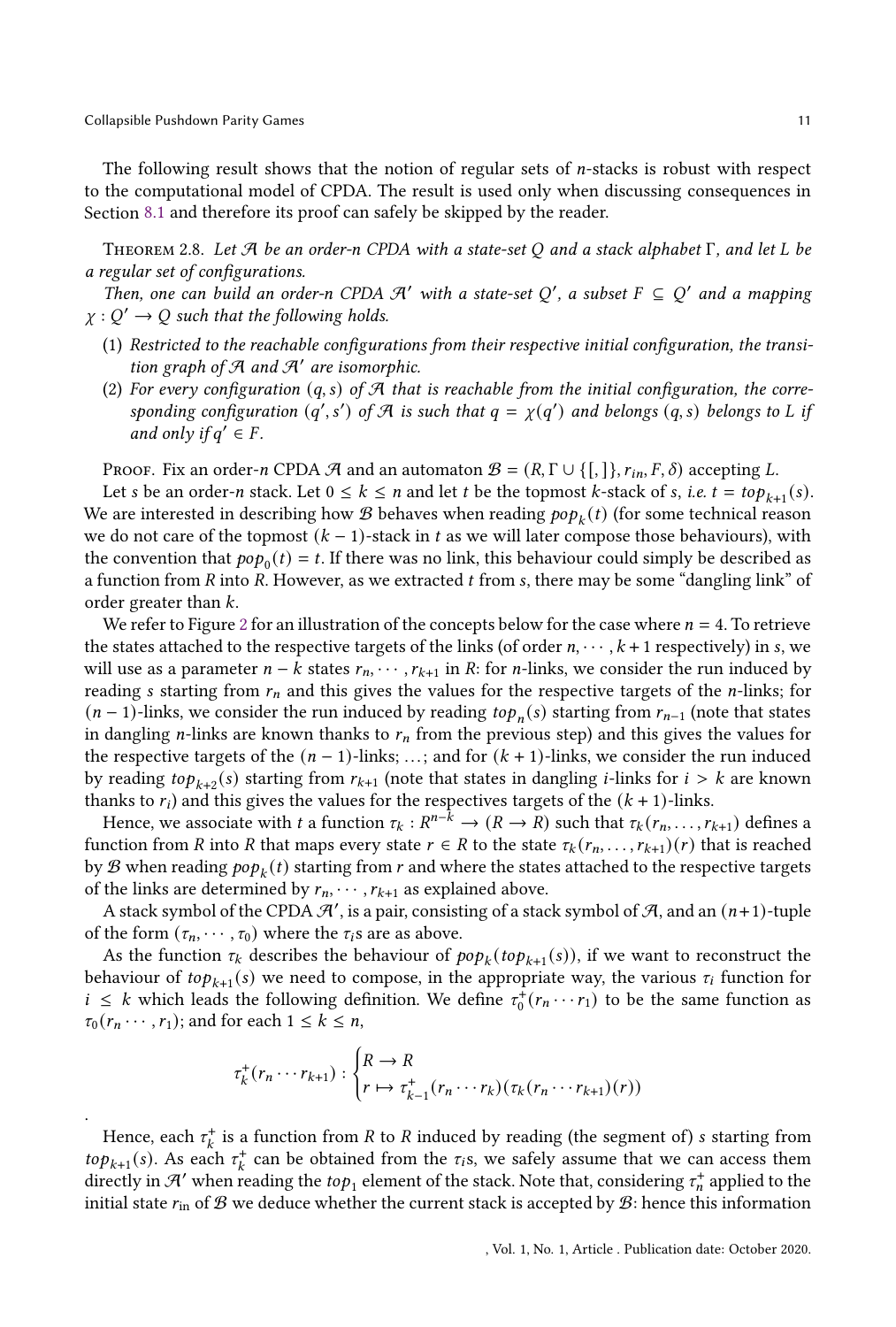The following result shows that the notion of regular sets of $n$-stacks is robust with respect to the computational model of CPDA. The result is used only when discussing consequences in Section 8.1 and therefore its proof can safely be skipped by the reader.

Theorem 2.8. *Let $\mathcal{A}$ be an order-$n$ CPDA with a state-set $Q$ and a stack alphabet $\Gamma$, and let $L$ be a regular set of configurations.*

*Then, one can build an order-$n$ CPDA $\mathcal{A}'$ with a state-set $Q'$, a subset $F \subseteq Q'$ and a mapping $\chi : Q' \to Q$ such that the following holds.*

1. *Restricted to the reachable configurations from their respective initial configuration, the transition graph of $\mathcal{A}$ and $\mathcal{A}'$ are isomorphic.*
2. *For every configuration $(q, s)$ of $\mathcal{A}$ that is reachable from the initial configuration, the corresponding configuration $(q', s')$ of $\mathcal{A}$ is such that $q = \chi(q')$ and belongs $(q, s)$ belongs to $L$ if and only if $q' \in F$.*

Proof. Fix an order-$n$ CPDA $\mathcal{A}$ and an automaton $\mathcal{B} = (R, \Gamma \cup \{[, ]\}, r_{in}, F, \delta)$ accepting $L$.

Let $s$ be an order-$n$ stack. Let $0 \leq k \leq n$ and let $t$ be the topmost $k$-stack of $s$, *i.e.* $t = top_{k+1}(s)$. We are interested in describing how $\mathcal{B}$ behaves when reading $pop_k(t)$ (for some technical reason we do not care of the topmost $(k-1)$-stack in $t$ as we will later compose those behaviours), with the convention that $pop_0(t) = t$. If there was no link, this behaviour could simply be described as a function from $R$ into $R$. However, as we extracted $t$ from $s$, there may be some "dangling link" of order greater than $k$.

We refer to Figure 2 for an illustration of the concepts below for the case where $n = 4$. To retrieve the states attached to the respective targets of the links (of order $n, \cdots, k+1$ respectively) in $s$, we will use as a parameter $n - k$ states $r_n, \cdots, r_{k+1}$ in $R$: for $n$-links, we consider the run induced by reading $s$ starting from $r_n$ and this gives the values for the respective targets of the $n$-links; for $(n-1)$-links, we consider the run induced by reading $top_n(s)$ starting from $r_{n-1}$ (note that states in dangling $n$-links are known thanks to $r_n$ from the previous step) and this gives the values for the respective targets of the $(n-1)$-links; ...; and for $(k+1)$-links, we consider the run induced by reading $top_{k+2}(s)$ starting from $r_{k+1}$ (note that states in dangling $i$-links for $i > k$ are known thanks to $r_i$) and this gives the values for the respectives targets of the $(k+1)$-links.

Hence, we associate with $t$ a function $\tau_k : R^{n-k} \to (R \to R)$ such that $\tau_k(r_n, \ldots, r_{k+1})$ defines a function from $R$ into $R$ that maps every state $r \in R$ to the state $\tau_k(r_n, \ldots, r_{k+1})(r)$ that is reached by $\mathcal{B}$ when reading $pop_k(t)$ starting from $r$ and where the states attached to the respective targets of the links are determined by $r_n, \cdots, r_{k+1}$ as explained above.

A stack symbol of the CPDA $\mathcal{A}'$, is a pair, consisting of a stack symbol of $\mathcal{A}$, and an $(n+1)$-tuple of the form $(\tau_n, \cdots, \tau_0)$ where the $\tau_i$s are as above.

As the function $\tau_k$ describes the behaviour of $pop_k(top_{k+1}(s))$, if we want to reconstruct the behaviour of $top_{k+1}(s)$ we need to compose, in the appropriate way, the various $\tau_i$ function for $i \leq k$ which leads the following definition. We define $\tau_0^+(r_n \cdots r_1)$ to be the same function as $\tau_0(r_n \cdots, r_1)$; and for each $1 \leq k \leq n$,

$$\tau_k^+(r_n \cdots r_{k+1}) : \begin{cases} R \to R \\ r \mapsto \tau_{k-1}^+(r_n \cdots r_k)(\tau_k(r_n \cdots r_{k+1})(r)) \end{cases}$$

.

Hence, each $\tau_k^+$ is a function from $R$ to $R$ induced by reading (the segment of) $s$ starting from $top_{k+1}(s)$. As each $\tau_k^+$ can be obtained from the $\tau_i$s, we safely assume that we can access them directly in $\mathcal{A}'$ when reading the $top_1$ element of the stack. Note that, considering $\tau_n^+$ applied to the initial state $r_{\text{in}}$ of $\mathcal{B}$ we deduce whether the current stack is accepted by $\mathcal{B}$: hence this information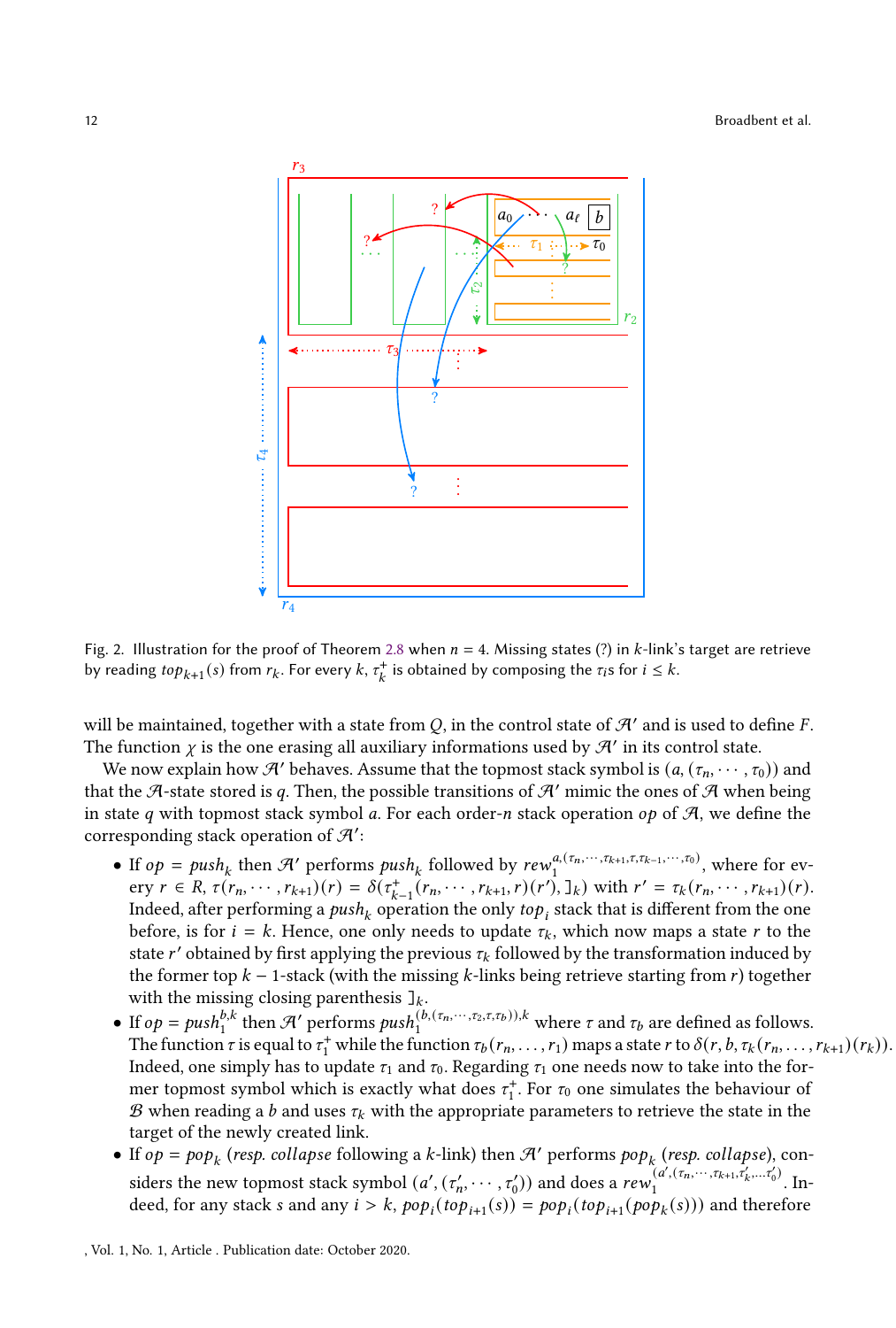Fig. 2. Illustration for the proof of Theorem 2.8 when $n = 4$. Missing states (?) in $k$-link's target are retrieve by reading $top_{k+1}(s)$ from $r_k$. For every $k$, $\tau_k^+$ is obtained by composing the $\tau_i$s for $i \leq k$.

will be maintained, together with a state from $Q$, in the control state of $\mathcal{A}'$ and is used to define $F$. The function $\chi$ is the one erasing all auxiliary informations used by $\mathcal{A}'$ in its control state.

We now explain how $\mathcal{A}'$ behaves. Assume that the topmost stack symbol is $(a, (\tau_n, \cdots, \tau_0))$ and that the $\mathcal{A}$-state stored is $q$. Then, the possible transitions of $\mathcal{A}'$ mimic the ones of $\mathcal{A}$ when being in state $q$ with topmost stack symbol $a$. For each order-$n$ stack operation $op$ of $\mathcal{A}$, we define the corresponding stack operation of $\mathcal{A}'$:

- If $op = push_k$ then $\mathcal{A}'$ performs $push_k$ followed by $rew_1^{a,(\tau_n,\cdots,\tau_{k+1},\tau,\tau_{k-1},\cdots,\tau_0)}$, where for every $r \in R$, $\tau(r_n, \cdots, r_{k+1})(r) = \delta(\tau_{k-1}^+(r_n, \cdots, r_{k+1}, r)(r'), ]_k)$ with $r' = \tau_k(r_n, \cdots, r_{k+1})(r)$. Indeed, after performing a $push_k$ operation the only $top_i$ stack that is different from the one before, is for $i = k$. Hence, one only needs to update $\tau_k$, which now maps a state $r$ to the state $r'$ obtained by first applying the previous $\tau_k$ followed by the transformation induced by the former top $k-1$-stack (with the missing $k$-links being retrieve starting from $r$) together with the missing closing parenthesis $]_k$.
- If $op = push_1^{b,k}$ then $\mathcal{A}'$ performs $push_1^{(b,(\tau_n,\cdots,\tau_2,\tau,\tau_b)),k}$ where $\tau$ and $\tau_b$ are defined as follows. The function $\tau$ is equal to $\tau_1^+$ while the function $\tau_b(r_n, \ldots, r_1)$ maps a state $r$ to $\delta(r, b, \tau_k(r_n, \ldots, r_{k+1})(r_k))$. Indeed, one simply has to update $\tau_1$ and $\tau_0$. Regarding $\tau_1$ one needs now to take into the former topmost symbol which is exactly what does $\tau_1^+$. For $\tau_0$ one simulates the behaviour of $\mathcal{B}$ when reading a $b$ and uses $\tau_k$ with the appropriate parameters to retrieve the state in the target of the newly created link.
- If $op = pop_k$ (resp. $collapse$ following a $k$-link) then $\mathcal{A}'$ performs $pop_k$ (resp. $collapse$), considers the new topmost stack symbol $(a', (\tau_n', \cdots, \tau_0'))$ and does a $rew_1^{(a',(\tau_n,\cdots,\tau_{k+1},\tau_k',\ldots\tau_0'))}$. Indeed, for any stack $s$ and any $i > k$, $pop_i(top_{i+1}(s)) = pop_i(top_{i+1}(pop_k(s)))$ and therefore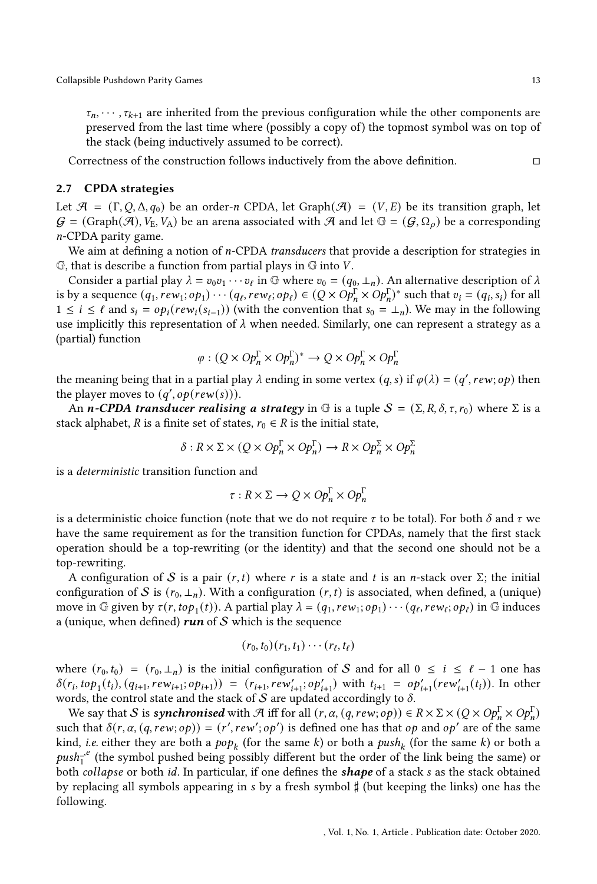$\tau_n, \cdots, \tau_{k+1}$ are inherited from the previous configuration while the other components are preserved from the last time where (possibly a copy of) the topmost symbol was on top of the stack (being inductively assumed to be correct).

Correctness of the construction follows inductively from the above definition. □

### 2.7 CPDA strategies

Let $\mathcal{A} = (\Gamma, Q, \Delta, q_0)$ be an order-$n$ CPDA, let $\text{Graph}(\mathcal{A}) = (V, E)$ be its transition graph, let $\mathcal{G} = (\text{Graph}(\mathcal{A}), V_E, V_A)$ be an arena associated with $\mathcal{A}$ and let $\mathbb{G} = (\mathcal{G}, \Omega_\rho)$ be a corresponding $n$-CPDA parity game.

We aim at defining a notion of $n$-CPDA *transducers* that provide a description for strategies in $\mathbb{G}$, that is describe a function from partial plays in $\mathbb{G}$ into $V$.

Consider a partial play $\lambda = v_0 v_1 \cdots v_\ell$ in $\mathbb{G}$ where $v_0 = (q_0, \bot_n)$. An alternative description of $\lambda$ is by a sequence $(q_1, rew_1; op_1) \cdots (q_\ell, rew_\ell; op_\ell) \in (Q \times Op_n^\Gamma \times Op_n^\Gamma)^*$ such that $v_i = (q_i, s_i)$ for all $1 \leq i \leq \ell$ and $s_i = op_i(rew_i(s_{i-1}))$ (with the convention that $s_0 = \bot_n$). We may in the following use implicitly this representation of $\lambda$ when needed. Similarly, one can represent a strategy as a (partial) function

$$\varphi : (Q \times Op_n^\Gamma \times Op_n^\Gamma)^* \to Q \times Op_n^\Gamma \times Op_n^\Gamma$$

the meaning being that in a partial play $\lambda$ ending in some vertex $(q, s)$ if $\varphi(\lambda) = (q', rew; op)$ then the player moves to $(q', op(rew(s)))$.

An ***n*-CPDA transducer realising a strategy** in $\mathbb{G}$ is a tuple $\mathcal{S} = (\Sigma, R, \delta, \tau, r_0)$ where $\Sigma$ is a stack alphabet, $R$ is a finite set of states, $r_0 \in R$ is the initial state,

$$\delta : R \times \Sigma \times (Q \times Op_n^\Gamma \times Op_n^\Gamma) \to R \times Op_n^\Sigma \times Op_n^\Sigma$$

is a *deterministic* transition function and

$$\tau : R \times \Sigma \to Q \times Op_n^\Gamma \times Op_n^\Gamma$$

is a deterministic choice function (note that we do not require $\tau$ to be total). For both $\delta$ and $\tau$ we have the same requirement as for the transition function for CPDAs, namely that the first stack operation should be a top-rewriting (or the identity) and that the second one should not be a top-rewriting.

A configuration of $\mathcal{S}$ is a pair $(r, t)$ where $r$ is a state and $t$ is an $n$-stack over $\Sigma$; the initial configuration of $\mathcal{S}$ is $(r_0, \bot_n)$. With a configuration $(r, t)$ is associated, when defined, a (unique) move in $\mathbb{G}$ given by $\tau(r, top_1(t))$. A partial play $\lambda = (q_1, rew_1; op_1) \cdots (q_\ell, rew_\ell; op_\ell)$ in $\mathbb{G}$ induces a (unique, when defined) ***run*** of $\mathcal{S}$ which is the sequence

$$(r_0, t_0)(r_1, t_1) \cdots (r_\ell, t_\ell)$$

where $(r_0, t_0) = (r_0, \bot_n)$ is the initial configuration of $\mathcal{S}$ and for all $0 \leq i \leq \ell - 1$ one has $\delta(r_i, top_1(t_i), (q_{i+1}, rew_{i+1}; op_{i+1})) = (r_{i+1}, rew'_{i+1}; op'_{i+1})$ with $t_{i+1} = op'_{i+1}(rew'_{i+1}(t_i))$. In other words, the control state and the stack of $\mathcal{S}$ are updated accordingly to $\delta$.

We say that $\mathcal{S}$ is ***synchronised*** with $\mathcal{A}$ iff for all $(r, \alpha, (q, rew; op)) \in R \times \Sigma \times (Q \times Op_n^\Gamma \times Op_n^\Gamma)$ such that $\delta(r, \alpha, (q, rew; op)) = (r', rew'; op')$ is defined one has that $op$ and $op'$ are of the same kind, *i.e.* either they are both a $pop_k$ (for the same $k$) or both a $push_k$ (for the same $k$) or both a $push_1^{\to e}$ (the symbol pushed being possibly different but the order of the link being the same) or both *collapse* or both *id*. In particular, if one defines the ***shape*** of a stack $s$ as the stack obtained by replacing all symbols appearing in $s$ by a fresh symbol $\sharp$ (but keeping the links) one has the following.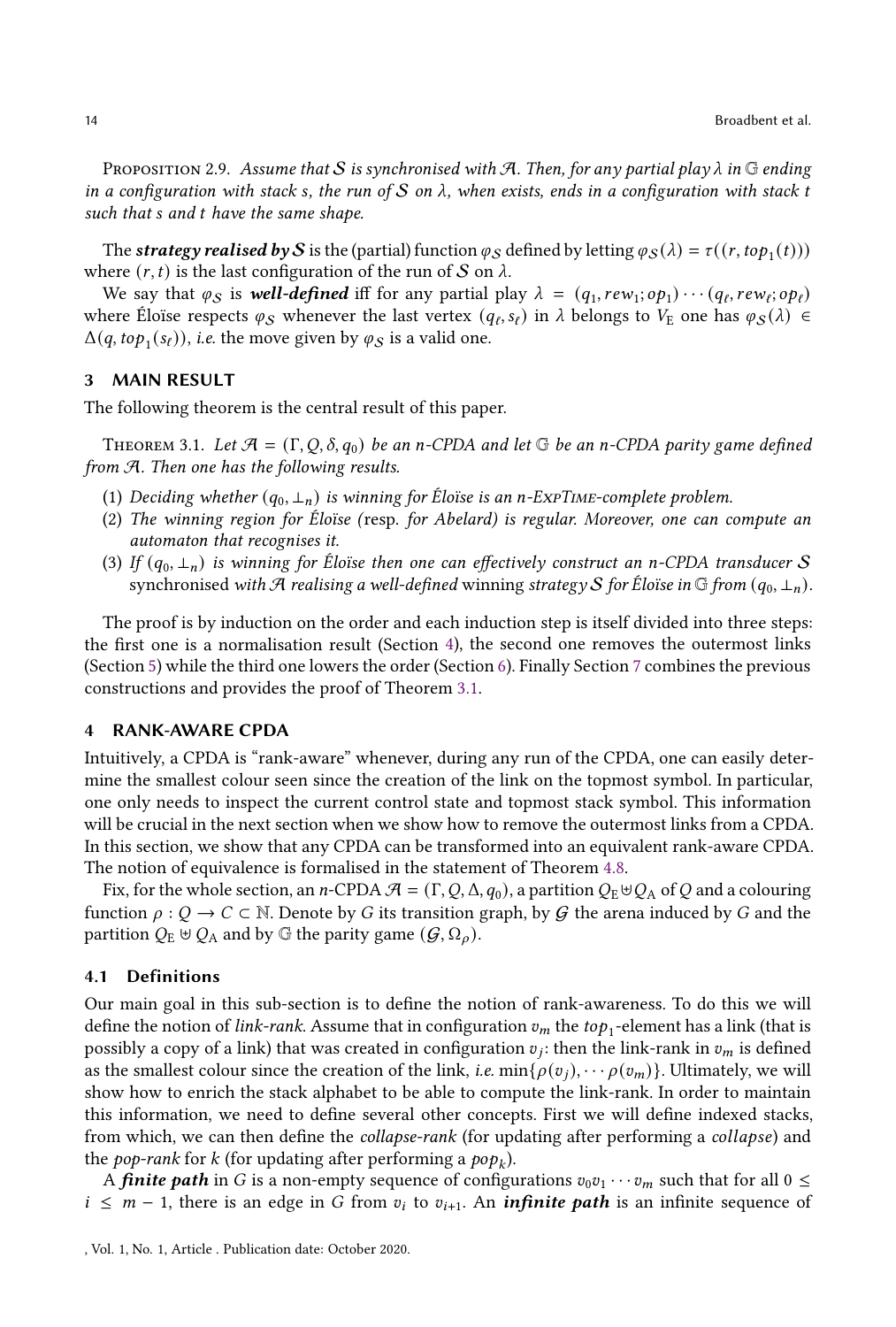Proposition 2.9. *Assume that $\mathcal{S}$ is synchronised with $\mathcal{A}$. Then, for any partial play $\lambda$ in $\mathbb{G}$ ending in a configuration with stack $s$, the run of $\mathcal{S}$ on $\lambda$, when exists, ends in a configuration with stack $t$ such that $s$ and $t$ have the same shape.*

The ***strategy realised by*** $\mathcal{S}$ is the (partial) function $\varphi_{\mathcal{S}}$ defined by letting $\varphi_{\mathcal{S}}(\lambda) = \tau((r, top_1(t)))$ where $(r, t)$ is the last configuration of the run of $\mathcal{S}$ on $\lambda$.

We say that $\varphi_{\mathcal{S}}$ is ***well-defined*** iff for any partial play $\lambda = (q_1, rew_1; op_1) \cdots (q_\ell, rew_\ell; op_\ell)$ where Éloïse respects $\varphi_{\mathcal{S}}$ whenever the last vertex $(q_\ell, s_\ell)$ in $\lambda$ belongs to $V_{\mathrm{E}}$ one has $\varphi_{\mathcal{S}}(\lambda) \in \Delta(q, top_1(s_\ell))$, *i.e.* the move given by $\varphi_{\mathcal{S}}$ is a valid one.

## 3 MAIN RESULT

The following theorem is the central result of this paper.

Theorem 3.1. *Let $\mathcal{A} = (\Gamma, Q, \delta, q_0)$ be an $n$-CPDA and let $\mathbb{G}$ be an $n$-CPDA parity game defined from $\mathcal{A}$. Then one has the following results.*

1. *Deciding whether $(q_0, \bot_n)$ is winning for Éloïse is an $n$-ExpTime-complete problem.*
2. *The winning region for Éloïse (*resp. *for Abelard) is regular. Moreover, one can compute an automaton that recognises it.*
3. *If $(q_0, \bot_n)$ is winning for Éloïse then one can effectively construct an $n$-CPDA transducer $\mathcal{S}$* synchronised *with $\mathcal{A}$ realising a well-defined* winning *strategy $\mathcal{S}$ for Éloïse in $\mathbb{G}$ from $(q_0, \bot_n)$.*

The proof is by induction on the order and each induction step is itself divided into three steps: the first one is a normalisation result (Section 4), the second one removes the outermost links (Section 5) while the third one lowers the order (Section 6). Finally Section 7 combines the previous constructions and provides the proof of Theorem 3.1.

## 4 RANK-AWARE CPDA

Intuitively, a CPDA is "rank-aware" whenever, during any run of the CPDA, one can easily determine the smallest colour seen since the creation of the link on the topmost symbol. In particular, one only needs to inspect the current control state and topmost stack symbol. This information will be crucial in the next section when we show how to remove the outermost links from a CPDA. In this section, we show that any CPDA can be transformed into an equivalent rank-aware CPDA. The notion of equivalence is formalised in the statement of Theorem 4.8.

Fix, for the whole section, an $n$-CPDA $\mathcal{A} = (\Gamma, Q, \Delta, q_0)$, a partition $Q_{\mathrm{E}} \uplus Q_{\mathrm{A}}$ of $Q$ and a colouring function $\rho : Q \to C \subset \mathbb{N}$. Denote by $G$ its transition graph, by $\mathcal{G}$ the arena induced by $G$ and the partition $Q_{\mathrm{E}} \uplus Q_{\mathrm{A}}$ and by $\mathbb{G}$ the parity game $(\mathcal{G}, \Omega_\rho)$.

### 4.1 Definitions

Our main goal in this sub-section is to define the notion of rank-awareness. To do this we will define the notion of *link-rank*. Assume that in configuration $v_m$ the $top_1$-element has a link (that is possibly a copy of a link) that was created in configuration $v_j$: then the link-rank in $v_m$ is defined as the smallest colour since the creation of the link, *i.e.* $\min\{\rho(v_j), \cdots \rho(v_m)\}$. Ultimately, we will show how to enrich the stack alphabet to be able to compute the link-rank. In order to maintain this information, we need to define several other concepts. First we will define indexed stacks, from which, we can then define the *collapse-rank* (for updating after performing a *collapse*) and the *pop-rank* for $k$ (for updating after performing a $pop_k$).

A ***finite path*** in $G$ is a non-empty sequence of configurations $v_0 v_1 \cdots v_m$ such that for all $0 \leq i \leq m-1$, there is an edge in $G$ from $v_i$ to $v_{i+1}$. An ***infinite path*** is an infinite sequence of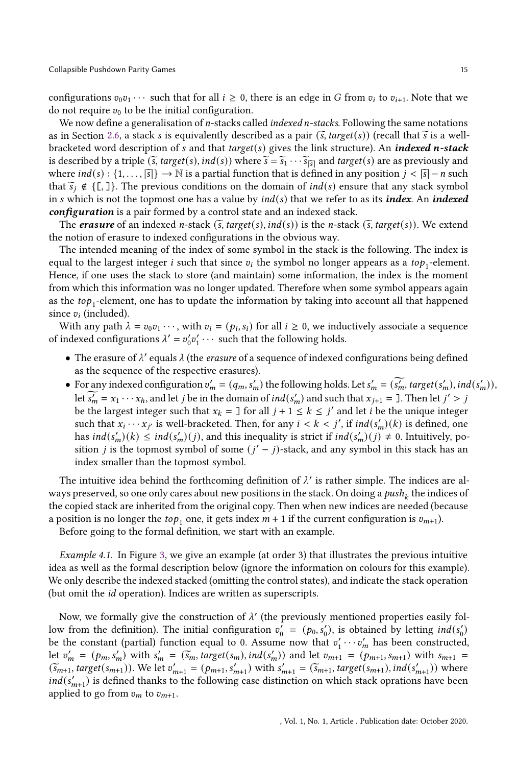configurations $v_0 v_1 \cdots$ such that for all $i \geq 0$, there is an edge in $G$ from $v_i$ to $v_{i+1}$. Note that we do not require $v_0$ to be the initial configuration.

We now define a generalisation of $n$-stacks called *indexed n-stacks*. Following the same notations as in Section 2.6, a stack $s$ is equivalently described as a pair $(\widetilde{s}, target(s))$ (recall that $\widetilde{s}$ is a well-bracketed word description of $s$ and that $target(s)$ gives the link structure). An ***indexed n-stack*** is described by a triple $(\widetilde{s}, target(s), ind(s))$ where $\widetilde{s} = \widetilde{s}_1 \cdots \widetilde{s}_{|\widetilde{s}|}$ and $target(s)$ are as previously and where $ind(s) : \{1, \ldots, |\widetilde{s}|\} \to \mathbb{N}$ is a partial function that is defined in any position $j < |\widetilde{s}| - n$ such that $\widetilde{s}_j \notin \{[, ]\}$. The previous conditions on the domain of $ind(s)$ ensure that any stack symbol in $s$ which is not the topmost one has a value by $ind(s)$ that we refer to as its ***index***. An ***indexed configuration*** is a pair formed by a control state and an indexed stack.

The ***erasure*** of an indexed $n$-stack $(\widetilde{s}, target(s), ind(s))$ is the $n$-stack $(\widetilde{s}, target(s))$. We extend the notion of erasure to indexed configurations in the obvious way.

The intended meaning of the index of some symbol in the stack is the following. The index is equal to the largest integer $i$ such that since $v_i$ the symbol no longer appears as a $top_1$-element. Hence, if one uses the stack to store (and maintain) some information, the index is the moment from which this information was no longer updated. Therefore when some symbol appears again as the $top_1$-element, one has to update the information by taking into account all that happened since $v_i$ (included).

With any path $\lambda = v_0 v_1 \cdots$, with $v_i = (p_i, s_i)$ for all $i \geq 0$, we inductively associate a sequence of indexed configurations $\lambda' = v'_0 v'_1 \cdots$ such that the following holds.

- The erasure of $\lambda'$ equals $\lambda$ (the *erasure* of a sequence of indexed configurations being defined as the sequence of the respective erasures).
- For any indexed configuration $v'_m = (q_m, s'_m)$ the following holds. Let $s'_m = (\widetilde{s'_m}, target(s'_m), ind(s'_m))$, let $\widetilde{s'_m} = x_1 \cdots x_h$, and let $j$ be in the domain of $ind(s'_m)$ and such that $x_{j+1} = ]$. Then let $j' > j$ be the largest integer such that $x_k = ]$ for all $j + 1 \leq k \leq j'$ and let $i$ be the unique integer such that $x_i \cdots x_{j'}$ is well-bracketed. Then, for any $i < k < j'$, if $ind(s'_m)(k)$ is defined, one has $ind(s'_m)(k) \leq ind(s'_m)(j)$, and this inequality is strict if $ind(s'_m)(j) \neq 0$. Intuitively, position $j$ is the topmost symbol of some $(j' - j)$-stack, and any symbol in this stack has an index smaller than the topmost symbol.

The intuitive idea behind the forthcoming definition of $\lambda'$ is rather simple. The indices are always preserved, so one only cares about new positions in the stack. On doing a $push_k$ the indices of the copied stack are inherited from the original copy. Then when new indices are needed (because a position is no longer the $top_1$ one, it gets index $m + 1$ if the current configuration is $v_{m+1}$).

Before going to the formal definition, we start with an example.

*Example 4.1.* In Figure 3, we give an example (at order 3) that illustrates the previous intuitive idea as well as the formal description below (ignore the information on colours for this example). We only describe the indexed stacked (omitting the control states), and indicate the stack operation (but omit the *id* operation). Indices are written as superscripts.

Now, we formally give the construction of $\lambda'$ (the previously mentioned properties easily follow from the definition). The initial configuration $v'_0 = (p_0, s'_0)$, is obtained by letting $ind(s'_0)$ be the constant (partial) function equal to 0. Assume now that $v'_1 \cdots v'_m$ has been constructed, let $v'_m = (p_m, s'_m)$ with $s'_m = (\widetilde{s}_m, target(s_m), ind(s'_m))$ and let $v_{m+1} = (p_{m+1}, s_{m+1})$ with $s_{m+1} = (\widetilde{s}_{m+1}, target(s_{m+1}))$. We let $v'_{m+1} = (p_{m+1}, s'_{m+1})$ with $s'_{m+1} = (\widetilde{s}_{m+1}, target(s_{m+1}), ind(s'_{m+1}))$ where $ind(s'_{m+1})$ is defined thanks to the following case distinction on which stack oprations have been applied to go from $v_m$ to $v_{m+1}$.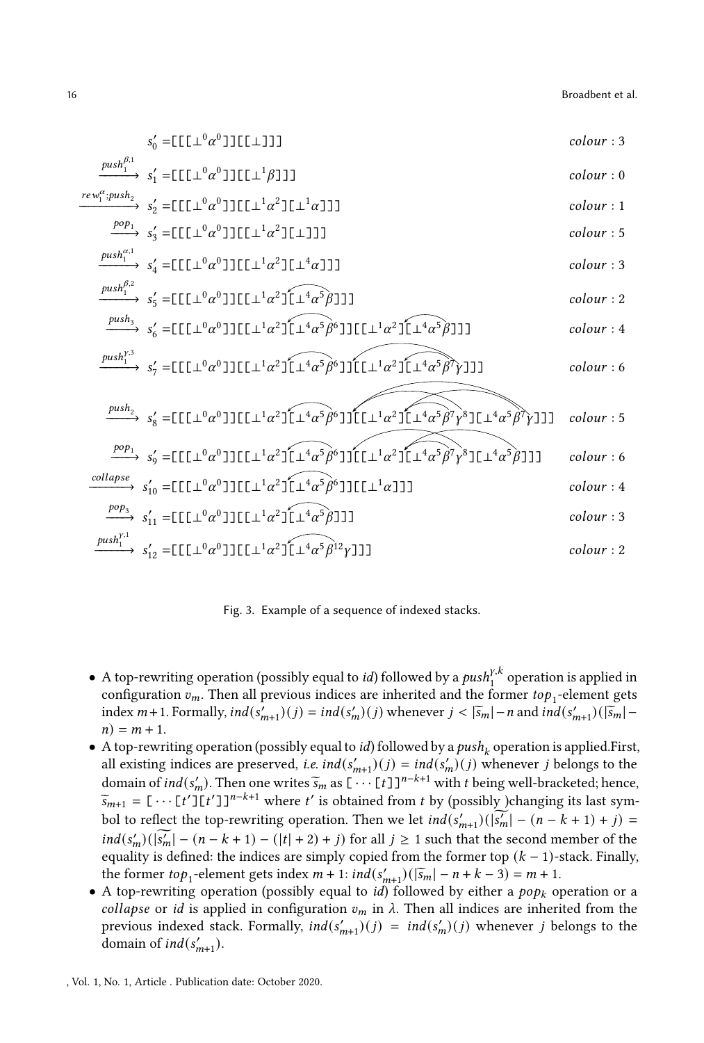$$s'_0 = [[[\bot^0\alpha^0]][[\bot]]] \qquad colour: 3$$

$$\xrightarrow{push_1^{\beta,1}} s'_1 = [[[\bot^0\alpha^0]][[\bot^1\beta]]] \qquad colour: 0$$

$$\xrightarrow{rew_1^{\alpha};push_2} s'_2 = [[[\bot^0\alpha^0]][[\bot^1\alpha^2][\bot^1\alpha]]] \qquad colour: 1$$

$$\xrightarrow{pop_1} s'_3 = [[[\bot^0\alpha^0]][[\bot^1\alpha^2][\bot]]] \qquad colour: 5$$

$$\xrightarrow{push_1^{\alpha,1}} s'_4 = [[[\bot^0\alpha^0]][[\bot^1\alpha^2][\bot^4\alpha]]] \qquad colour: 3$$

$$\xrightarrow{push_1^{\beta,2}} s'_5 = [[[\bot^0\alpha^0]][[\bot^1\alpha^2][\bot^4\alpha^5\beta]]] \qquad colour: 2$$

$$\xrightarrow{push_3} s'_6 = [[[\bot^0\alpha^0]][[\bot^1\alpha^2][\bot^4\alpha^5\beta^6]][[\bot^1\alpha^2][\bot^4\alpha^5\beta]]] \qquad colour: 4$$

$$\xrightarrow{push_1^{\gamma,3}} s'_7 = [[[\bot^0\alpha^0]][[\bot^1\alpha^2][\bot^4\alpha^5\beta^6]][[\bot^1\alpha^2][\bot^4\alpha^5\beta^7\gamma]]] \qquad colour: 6$$

$$\xrightarrow{push_2} s'_8 = [[[\bot^0\alpha^0]][[\bot^1\alpha^2][\bot^4\alpha^5\beta^6]][[\bot^1\alpha^2][\bot^4\alpha^5\beta^7\gamma^8][\bot^4\alpha^5\beta^7\gamma]]] \qquad colour: 5$$

$$\xrightarrow{pop_1} s'_9 = [[[\bot^0\alpha^0]][[\bot^1\alpha^2][\bot^4\alpha^5\beta^6]][[\bot^1\alpha^2][\bot^4\alpha^5\beta^7\gamma^8][\bot^4\alpha^5\beta]]] \qquad colour: 6$$

$$\xrightarrow{collapse} s'_{10} = [[[\bot^0\alpha^0]][[\bot^1\alpha^2][\bot^4\alpha^5\beta^6]][[\bot^1\alpha]]] \qquad colour: 4$$

$$\xrightarrow{pop_3} s'_{11} = [[[\bot^0\alpha^0]][[\bot^1\alpha^2][\bot^4\alpha^5\beta]]] \qquad colour: 3$$

$$\xrightarrow{push_1^{\gamma,1}} s'_{12} = [[[\bot^0\alpha^0]][[\bot^1\alpha^2][\bot^4\alpha^5\beta^{12}\gamma]]] \qquad colour: 2$$

Fig. 3. Example of a sequence of indexed stacks.

- A top-rewriting operation (possibly equal to $id$) followed by a $push_1^{\gamma,k}$ operation is applied in configuration $v_m$. Then all previous indices are inherited and the former $top_1$-element gets index $m+1$. Formally, $ind(s'_{m+1})(j) = ind(s'_m)(j)$ whenever $j < |\widetilde{s}_m| - n$ and $ind(s'_{m+1})(|\widetilde{s}_m| - n) = m+1$.
- A top-rewriting operation (possibly equal to $id$) followed by a $push_k$ operation is applied.First, all existing indices are preserved, *i.e.* $ind(s'_{m+1})(j) = ind(s'_m)(j)$ whenever $j$ belongs to the domain of $ind(s'_m)$. Then one writes $\widetilde{s}_m$ as $[\cdots[t]]^{n-k+1}$ with $t$ being well-bracketed; hence, $\widetilde{s}_{m+1} = [\cdots[t'][t']]^{n-k+1}$ where $t'$ is obtained from $t$ by (possibly )changing its last symbol to reflect the top-rewriting operation. Then we let $ind(s'_{m+1})(|\widetilde{s'_m}| - (n-k+1) + j) = ind(s'_m)(|\widetilde{s'_m}| - (n-k+1) - (|t|+2) + j)$ for all $j \geq 1$ such that the second member of the equality is defined: the indices are simply copied from the former top $(k-1)$-stack. Finally, the former $top_1$-element gets index $m+1$: $ind(s'_{m+1})(|\widetilde{s}_m| - n + k - 3) = m+1$.
- A top-rewriting operation (possibly equal to $id$) followed by either a $pop_k$ operation or a $collapse$ or $id$ is applied in configuration $v_m$ in $\lambda$. Then all indices are inherited from the previous indexed stack. Formally, $ind(s'_{m+1})(j) = ind(s'_m)(j)$ whenever $j$ belongs to the domain of $ind(s'_{m+1})$.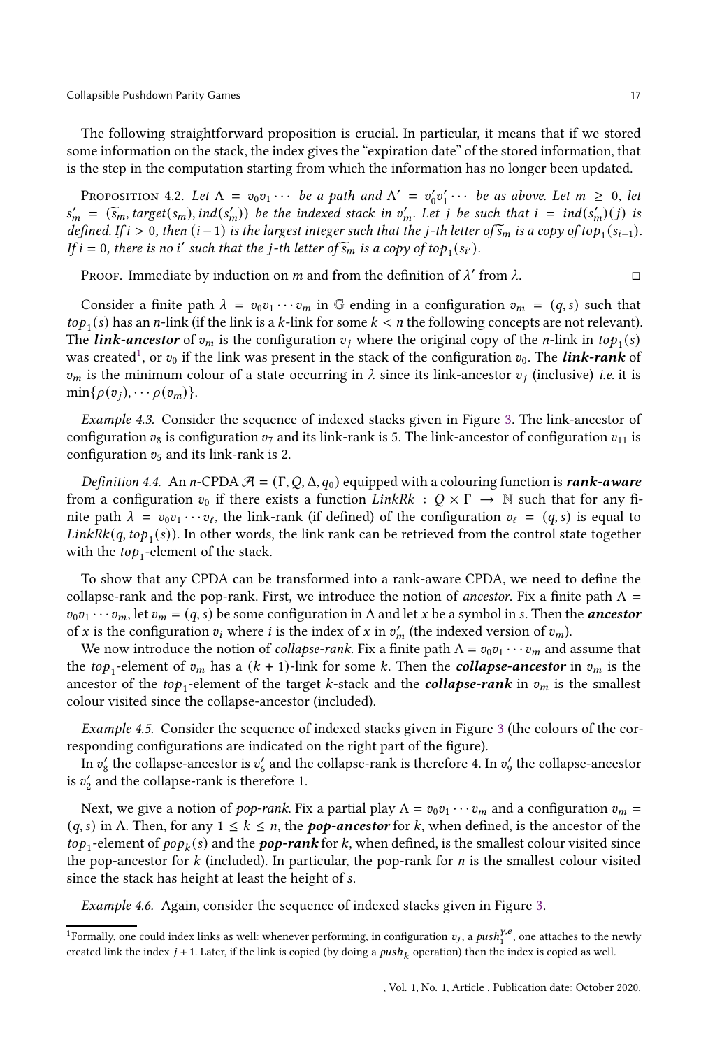The following straightforward proposition is crucial. In particular, it means that if we stored some information on the stack, the index gives the "expiration date" of the stored information, that is the step in the computation starting from which the information has no longer been updated.

Proposition 4.2. *Let $\Lambda = v_0 v_1 \cdots$ be a path and $\Lambda' = v'_0 v'_1 \cdots$ be as above. Let $m \geq 0$, let $s'_m = (\widetilde{s}_m, target(s_m), ind(s'_m))$ be the indexed stack in $v'_m$. Let $j$ be such that $i = ind(s'_m)(j)$ is defined. If $i > 0$, then $(i-1)$ is the largest integer such that the $j$-th letter of $\widetilde{s}_m$ is a copy of $top_1(s_{i-1})$. If $i = 0$, there is no $i'$ such that the $j$-th letter of $\widetilde{s}_m$ is a copy of $top_1(s_{i'})$.*

Proof. Immediate by induction on $m$ and from the definition of $\lambda'$ from $\lambda$. □

Consider a finite path $\lambda = v_0 v_1 \cdots v_m$ in $\mathbb{G}$ ending in a configuration $v_m = (q, s)$ such that $top_1(s)$ has an $n$-link (if the link is a $k$-link for some $k < n$ the following concepts are not relevant). The ***link-ancestor*** of $v_m$ is the configuration $v_j$ where the original copy of the $n$-link in $top_1(s)$ was created[1], or $v_0$ if the link was present in the stack of the configuration $v_0$. The ***link-rank*** of $v_m$ is the minimum colour of a state occurring in $\lambda$ since its link-ancestor $v_j$ (inclusive) *i.e.* it is $\min\{\rho(v_j), \cdots \rho(v_m)\}$.

*Example 4.3.* Consider the sequence of indexed stacks given in Figure 3. The link-ancestor of configuration $v_8$ is configuration $v_7$ and its link-rank is 5. The link-ancestor of configuration $v_{11}$ is configuration $v_5$ and its link-rank is 2.

*Definition 4.4.* An $n$-CPDA $\mathcal{A} = (\Gamma, Q, \Delta, q_0)$ equipped with a colouring function is ***rank-aware*** from a configuration $v_0$ if there exists a function $LinkRk : Q \times \Gamma \to \mathbb{N}$ such that for any finite path $\lambda = v_0 v_1 \cdots v_\ell$, the link-rank (if defined) of the configuration $v_\ell = (q, s)$ is equal to $LinkRk(q, top_1(s))$. In other words, the link rank can be retrieved from the control state together with the $top_1$-element of the stack.

To show that any CPDA can be transformed into a rank-aware CPDA, we need to define the collapse-rank and the pop-rank. First, we introduce the notion of *ancestor*. Fix a finite path $\Lambda = v_0 v_1 \cdots v_m$, let $v_m = (q, s)$ be some configuration in $\Lambda$ and let $x$ be a symbol in $s$. Then the ***ancestor*** of $x$ is the configuration $v_i$ where $i$ is the index of $x$ in $v'_m$ (the indexed version of $v_m$).

We now introduce the notion of *collapse-rank*. Fix a finite path $\Lambda = v_0 v_1 \cdots v_m$ and assume that the $top_1$-element of $v_m$ has a $(k+1)$-link for some $k$. Then the ***collapse-ancestor*** in $v_m$ is the ancestor of the $top_1$-element of the target $k$-stack and the ***collapse-rank*** in $v_m$ is the smallest colour visited since the collapse-ancestor (included).

*Example 4.5.* Consider the sequence of indexed stacks given in Figure 3 (the colours of the corresponding configurations are indicated on the right part of the figure).

In $v'_8$ the collapse-ancestor is $v'_6$ and the collapse-rank is therefore 4. In $v'_9$ the collapse-ancestor is $v'_2$ and the collapse-rank is therefore 1.

Next, we give a notion of *pop-rank*. Fix a partial play $\Lambda = v_0 v_1 \cdots v_m$ and a configuration $v_m = (q, s)$ in $\Lambda$. Then, for any $1 \leq k \leq n$, the ***pop-ancestor*** for $k$, when defined, is the ancestor of the $top_1$-element of $pop_k(s)$ and the ***pop-rank*** for $k$, when defined, is the smallest colour visited since the pop-ancestor for $k$ (included). In particular, the pop-rank for $n$ is the smallest colour visited since the stack has height at least the height of $s$.

*Example 4.6.* Again, consider the sequence of indexed stacks given in Figure 3.

[1] Formally, one could index links as well: whenever performing, in configuration $v_j$, a $push_1^{\gamma,e}$, one attaches to the newly created link the index $j+1$. Later, if the link is copied (by doing a $push_k$ operation) then the index is copied as well.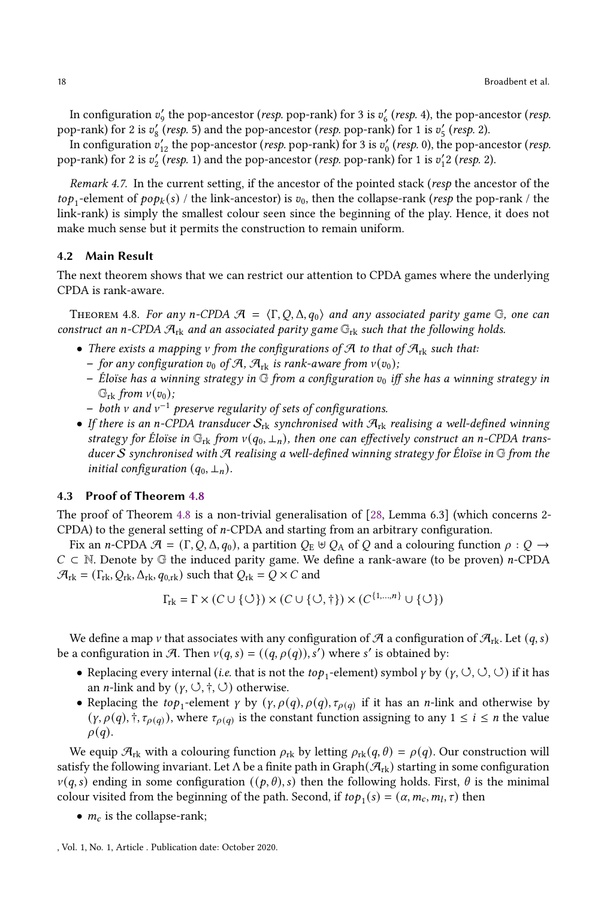In configuration $v'_9$ the pop-ancestor (*resp.* pop-rank) for 3 is $v'_6$ (*resp.* 4), the pop-ancestor (*resp.* pop-rank) for 2 is $v'_8$ (*resp.* 5) and the pop-ancestor (*resp.* pop-rank) for 1 is $v'_5$ (*resp.* 2).

In configuration $v'_{12}$ the pop-ancestor (*resp.* pop-rank) for 3 is $v'_0$ (*resp.* 0), the pop-ancestor (*resp.* pop-rank) for 2 is $v'_2$ (*resp.* 1) and the pop-ancestor (*resp.* pop-rank) for 1 is $v'_1 2$ (*resp.* 2).

*Remark 4.7.* In the current setting, if the ancestor of the pointed stack (*resp* the ancestor of the $top_1$-element of $pop_k(s)$ / the link-ancestor) is $v_0$, then the collapse-rank (*resp* the pop-rank / the link-rank) is simply the smallest colour seen since the beginning of the play. Hence, it does not make much sense but it permits the construction to remain uniform.

### 4.2 Main Result

The next theorem shows that we can restrict our attention to CPDA games where the underlying CPDA is rank-aware.

Theorem 4.8. *For any n-CPDA $\mathcal{A} = \langle \Gamma, Q, \Delta, q_0 \rangle$ and any associated parity game $\mathbb{G}$, one can construct an n-CPDA $\mathcal{A}_{\text{rk}}$ and an associated parity game $\mathbb{G}_{\text{rk}}$ such that the following holds.*

- *There exists a mapping $\nu$ from the configurations of $\mathcal{A}$ to that of $\mathcal{A}_{\text{rk}}$ such that:*
  - *for any configuration $v_0$ of $\mathcal{A}$, $\mathcal{A}_{\text{rk}}$ is rank-aware from $\nu(v_0)$;*
  - *Éloïse has a winning strategy in $\mathbb{G}$ from a configuration $v_0$ iff she has a winning strategy in $\mathbb{G}_{\text{rk}}$ from $\nu(v_0)$;*
  - *both $\nu$ and $\nu^{-1}$ preserve regularity of sets of configurations.*
- *If there is an n-CPDA transducer $\mathcal{S}_{\text{rk}}$ synchronised with $\mathcal{A}_{\text{rk}}$ realising a well-defined winning strategy for Éloïse in $\mathbb{G}_{\text{rk}}$ from $\nu(q_0, \bot_n)$, then one can effectively construct an n-CPDA transducer $\mathcal{S}$ synchronised with $\mathcal{A}$ realising a well-defined winning strategy for Éloïse in $\mathbb{G}$ from the initial configuration $(q_0, \bot_n)$.*

### 4.3 Proof of Theorem 4.8

The proof of Theorem 4.8 is a non-trivial generalisation of [28, Lemma 6.3] (which concerns 2-CPDA) to the general setting of $n$-CPDA and starting from an arbitrary configuration.

Fix an $n$-CPDA $\mathcal{A} = (\Gamma, Q, \Delta, q_0)$, a partition $Q_{\text{E}} \uplus Q_{\text{A}}$ of $Q$ and a colouring function $\rho : Q \rightarrow C \subset \mathbb{N}$. Denote by $\mathbb{G}$ the induced parity game. We define a rank-aware (to be proven) $n$-CPDA $\mathcal{A}_{\text{rk}} = (\Gamma_{\text{rk}}, Q_{\text{rk}}, \Delta_{\text{rk}}, q_{0,\text{rk}})$ such that $Q_{\text{rk}} = Q \times C$ and

$$\Gamma_{\text{rk}} = \Gamma \times (C \cup \{\circlearrowleft\}) \times (C \cup \{\circlearrowleft, \dagger\}) \times (C^{\{1,\ldots,n\}} \cup \{\circlearrowleft\})$$

We define a map $\nu$ that associates with any configuration of $\mathcal{A}$ a configuration of $\mathcal{A}_{\text{rk}}$. Let $(q, s)$ be a configuration in $\mathcal{A}$. Then $\nu(q, s) = ((q, \rho(q)), s')$ where $s'$ is obtained by:

- Replacing every internal (*i.e.* that is not the $top_1$-element) symbol $\gamma$ by $(\gamma, \circlearrowleft, \circlearrowleft, \circlearrowleft)$ if it has an $n$-link and by $(\gamma, \circlearrowleft, \dagger, \circlearrowleft)$ otherwise.
- Replacing the $top_1$-element $\gamma$ by $(\gamma, \rho(q), \rho(q), \tau_{\rho(q)})$ if it has an $n$-link and otherwise by $(\gamma, \rho(q), \dagger, \tau_{\rho(q)})$, where $\tau_{\rho(q)}$ is the constant function assigning to any $1 \leq i \leq n$ the value $\rho(q)$.

We equip $\mathcal{A}_{\text{rk}}$ with a colouring function $\rho_{\text{rk}}$ by letting $\rho_{\text{rk}}(q, \theta) = \rho(q)$. Our construction will satisfy the following invariant. Let $\Lambda$ be a finite path in Graph($\mathcal{A}_{\text{rk}}$) starting in some configuration $\nu(q, s)$ ending in some configuration $((p, \theta), s)$ then the following holds. First, $\theta$ is the minimal colour visited from the beginning of the path. Second, if $top_1(s) = (\alpha, m_c, m_l, \tau)$ then

- $m_c$ is the collapse-rank;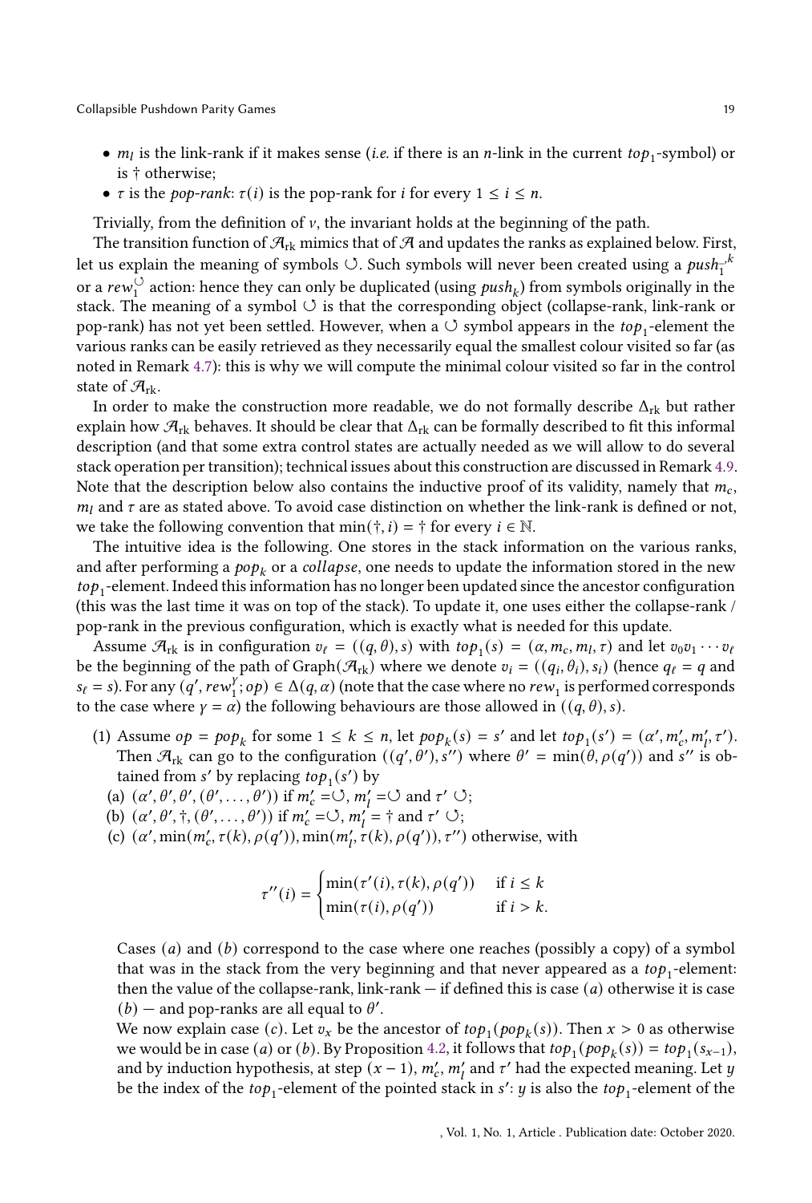- $m_l$ is the link-rank if it makes sense (*i.e.* if there is an $n$-link in the current $top_1$-symbol) or is † otherwise;
- $\tau$ is the *pop-rank*: $\tau(i)$ is the pop-rank for $i$ for every $1 \leq i \leq n$.

Trivially, from the definition of $v$, the invariant holds at the beginning of the path.

The transition function of $\mathcal{A}_{\text{rk}}$ mimics that of $\mathcal{A}$ and updates the ranks as explained below. First, let us explain the meaning of symbols $\circlearrowleft$. Such symbols will never been created using a $push_1^{-,k}$ or a $rew_1^{\circlearrowleft}$ action: hence they can only be duplicated (using $push_k$) from symbols originally in the stack. The meaning of a symbol $\circlearrowleft$ is that the corresponding object (collapse-rank, link-rank or pop-rank) has not yet been settled. However, when a $\circlearrowleft$ symbol appears in the $top_1$-element the various ranks can be easily retrieved as they necessarily equal the smallest colour visited so far (as noted in Remark 4.7): this is why we will compute the minimal colour visited so far in the control state of $\mathcal{A}_{\text{rk}}$.

In order to make the construction more readable, we do not formally describe $\Delta_{\text{rk}}$ but rather explain how $\mathcal{A}_{\text{rk}}$ behaves. It should be clear that $\Delta_{\text{rk}}$ can be formally described to fit this informal description (and that some extra control states are actually needed as we will allow to do several stack operation per transition); technical issues about this construction are discussed in Remark 4.9. Note that the description below also contains the inductive proof of its validity, namely that $m_c$, $m_l$ and $\tau$ are as stated above. To avoid case distinction on whether the link-rank is defined or not, we take the following convention that $\min(\dagger, i) = \dagger$ for every $i \in \mathbb{N}$.

The intuitive idea is the following. One stores in the stack information on the various ranks, and after performing a $pop_k$ or a *collapse*, one needs to update the information stored in the new $top_1$-element. Indeed this information has no longer been updated since the ancestor configuration (this was the last time it was on top of the stack). To update it, one uses either the collapse-rank / pop-rank in the previous configuration, which is exactly what is needed for this update.

Assume $\mathcal{A}_{\text{rk}}$ is in configuration $v_\ell = ((q, \theta), s)$ with $top_1(s) = (\alpha, m_c, m_l, \tau)$ and let $v_0 v_1 \cdots v_\ell$ be the beginning of the path of Graph($\mathcal{A}_{\text{rk}}$) where we denote $v_i = ((q_i, \theta_i), s_i)$ (hence $q_\ell = q$ and $s_\ell = s$). For any $(q', rew_1^{\gamma}; op) \in \Delta(q, \alpha)$ (note that the case where no $rew_1$ is performed corresponds to the case where $\gamma = \alpha$) the following behaviours are those allowed in $((q, \theta), s)$.

(1) Assume $op = pop_k$ for some $1 \leq k \leq n$, let $pop_k(s) = s'$ and let $top_1(s') = (\alpha', m_c', m_l', \tau')$. Then $\mathcal{A}_{\text{rk}}$ can go to the configuration $((q', \theta'), s'')$ where $\theta' = \min(\theta, \rho(q'))$ and $s''$ is obtained from $s'$ by replacing $top_1(s')$ by
   (a) $(\alpha', \theta', \theta', (\theta', \dots, \theta'))$ if $m_c' = \circlearrowleft$, $m_l' = \circlearrowleft$ and $\tau'$ $\circlearrowleft$;
   (b) $(\alpha', \theta', \dagger, (\theta', \dots, \theta'))$ if $m_c' = \circlearrowleft$, $m_l' = \dagger$ and $\tau'$ $\circlearrowleft$;
   (c) $(\alpha', \min(m_c', \tau(k), \rho(q')), \min(m_l', \tau(k), \rho(q')), \tau'')$ otherwise, with

$$\tau''(i) = \begin{cases} \min(\tau'(i), \tau(k), \rho(q')) & \text{if } i \leq k \\ \min(\tau(i), \rho(q')) & \text{if } i > k. \end{cases}$$

   Cases $(a)$ and $(b)$ correspond to the case where one reaches (possibly a copy) of a symbol that was in the stack from the very beginning and that never appeared as a $top_1$-element: then the value of the collapse-rank, link-rank — if defined this is case $(a)$ otherwise it is case $(b)$ — and pop-ranks are all equal to $\theta'$.

   We now explain case $(c)$. Let $v_x$ be the ancestor of $top_1(pop_k(s))$. Then $x > 0$ as otherwise we would be in case $(a)$ or $(b)$. By Proposition 4.2, it follows that $top_1(pop_k(s)) = top_1(s_{x-1})$, and by induction hypothesis, at step $(x-1)$, $m_c'$, $m_l'$ and $\tau'$ had the expected meaning. Let $y$ be the index of the $top_1$-element of the pointed stack in $s'$: $y$ is also the $top_1$-element of the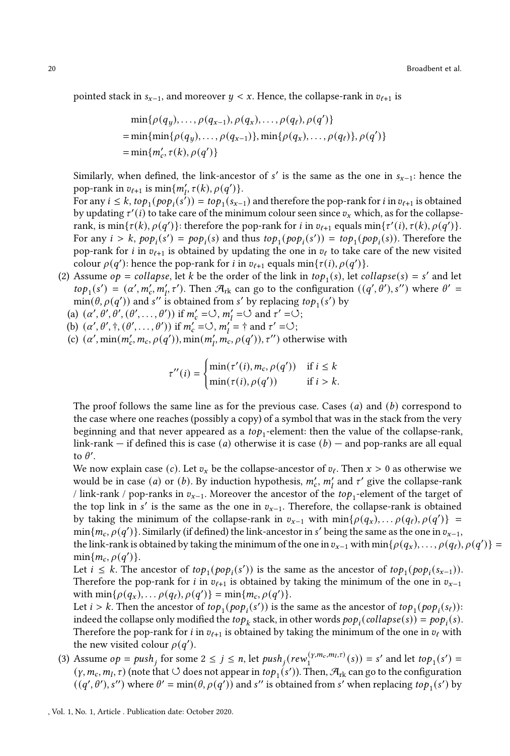pointed stack in $s_{x-1}$, and moreover $y < x$. Hence, the collapse-rank in $v_{\ell+1}$ is

$$\begin{aligned}
&\min\{\rho(q_y), \dots, \rho(q_{x-1}), \rho(q_x), \dots, \rho(q_\ell), \rho(q')\} \\
=&\min\{\min\{\rho(q_y), \dots, \rho(q_{x-1})\}, \min\{\rho(q_x), \dots, \rho(q_\ell)\}, \rho(q')\} \\
=&\min\{m'_c, \tau(k), \rho(q')\}
\end{aligned}$$

Similarly, when defined, the link-ancestor of $s'$ is the same as the one in $s_{x-1}$: hence the pop-rank in $v_{\ell+1}$ is $\min\{m'_l, \tau(k), \rho(q')\}$.

For any $i \leq k$, $top_1(pop_i(s')) = top_1(s_{x-1})$ and therefore the pop-rank for $i$ in $v_{\ell+1}$ is obtained by updating $\tau'(i)$ to take care of the minimum colour seen since $v_x$ which, as for the collapse-rank, is $\min\{\tau(k), \rho(q')\}$: therefore the pop-rank for $i$ in $v_{\ell+1}$ equals $\min\{\tau'(i), \tau(k), \rho(q')\}$.

For any $i > k$, $pop_i(s') = pop_i(s)$ and thus $top_1(pop_i(s')) = top_1(pop_i(s))$. Therefore the pop-rank for $i$ in $v_{\ell+1}$ is obtained by updating the one in $v_\ell$ to take care of the new visited colour $\rho(q')$: hence the pop-rank for $i$ in $v_{\ell+1}$ equals $\min\{\tau(i), \rho(q')\}$.

(2) Assume $op = collapse$, let $k$ be the order of the link in $top_1(s)$, let $collapse(s) = s'$ and let $top_1(s') = (\alpha', m'_c, m'_l, \tau')$. Then $\mathcal{A}_{\rm rk}$ can go to the configuration $((q', \theta'), s'')$ where $\theta' = \min(\theta, \rho(q'))$ and $s''$ is obtained from $s'$ by replacing $top_1(s')$ by

(a) $(\alpha', \theta', \theta', (\theta', \dots, \theta'))$ if $m'_c = \circlearrowleft$, $m'_l = \circlearrowleft$ and $\tau' = \circlearrowleft$;

(b) $(\alpha', \theta', \dagger, (\theta', \dots, \theta'))$ if $m'_c = \circlearrowleft$, $m'_l = \dagger$ and $\tau' = \circlearrowleft$;

(c) $(\alpha', \min(m'_c, m_c, \rho(q')), \min(m'_l, m_c, \rho(q')), \tau'')$ otherwise with

$$\tau''(i) = \begin{cases} \min(\tau'(i), m_c, \rho(q')) & \text{if } i \leq k \\ \min(\tau(i), \rho(q')) & \text{if } i > k. \end{cases}$$

The proof follows the same line as for the previous case. Cases $(a)$ and $(b)$ correspond to the case where one reaches (possibly a copy) of a symbol that was in the stack from the very beginning and that never appeared as a $top_1$-element: then the value of the collapse-rank, link-rank — if defined this is case $(a)$ otherwise it is case $(b)$ — and pop-ranks are all equal to $\theta'$.

We now explain case $(c)$. Let $v_x$ be the collapse-ancestor of $v_\ell$. Then $x > 0$ as otherwise we would be in case $(a)$ or $(b)$. By induction hypothesis, $m'_c$, $m'_l$ and $\tau'$ give the collapse-rank / link-rank / pop-ranks in $v_{x-1}$. Moreover the ancestor of the $top_1$-element of the target of the top link in $s'$ is the same as the one in $v_{x-1}$. Therefore, the collapse-rank is obtained by taking the minimum of the collapse-rank in $v_{x-1}$ with $\min\{\rho(q_x), \dots \rho(q_\ell), \rho(q')\} = \min\{m_c, \rho(q')\}$. Similarly (if defined) the link-ancestor in $s'$ being the same as the one in $v_{x-1}$, the link-rank is obtained by taking the minimum of the one in $v_{x-1}$ with $\min\{\rho(q_x), \dots, \rho(q_\ell), \rho(q')\} = \min\{m_c, \rho(q')\}$.

Let $i \leq k$. The ancestor of $top_1(pop_i(s'))$ is the same as the ancestor of $top_1(pop_i(s_{x-1}))$. Therefore the pop-rank for $i$ in $v_{\ell+1}$ is obtained by taking the minimum of the one in $v_{x-1}$ with $\min\{\rho(q_x), \dots \rho(q_\ell), \rho(q')\} = \min\{m_c, \rho(q')\}$.

Let $i > k$. Then the ancestor of $top_1(pop_i(s'))$ is the same as the ancestor of $top_1(pop_i(s_\ell))$: indeed the collapse only modified the $top_k$ stack, in other words $pop_i(collapse(s)) = pop_i(s)$. Therefore the pop-rank for $i$ in $v_{\ell+1}$ is obtained by taking the minimum of the one in $v_\ell$ with the new visited colour $\rho(q')$.

(3) Assume $op = push_j$ for some $2 \leq j \leq n$, let $push_j(rew_1^{(\gamma, m_c, m_l, \tau)}(s)) = s'$ and let $top_1(s') = (\gamma, m_c, m_l, \tau)$ (note that $\circlearrowleft$ does not appear in $top_1(s')$). Then, $\mathcal{A}_{\rm rk}$ can go to the configuration $((q', \theta'), s'')$ where $\theta' = \min(\theta, \rho(q'))$ and $s''$ is obtained from $s'$ when replacing $top_1(s')$ by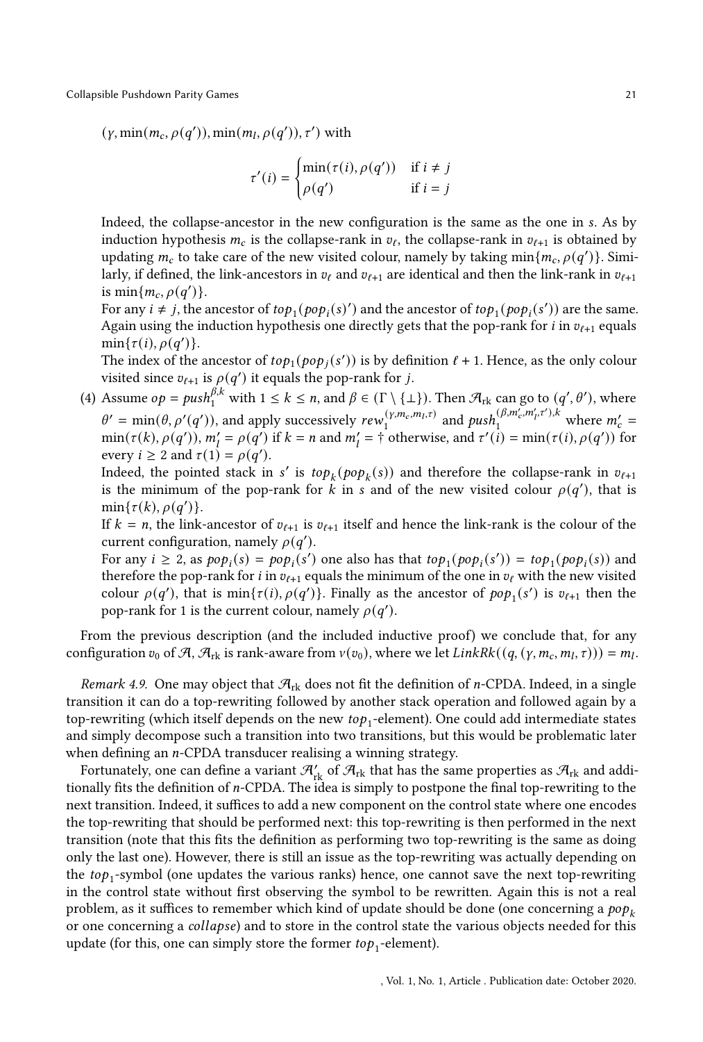$(\gamma, \min(m_c, \rho(q')), \min(m_l, \rho(q')), \tau')$ with

$$\tau'(i) = \begin{cases} \min(\tau(i), \rho(q')) & \text{if } i \neq j \\ \rho(q') & \text{if } i = j \end{cases}$$

Indeed, the collapse-ancestor in the new configuration is the same as the one in $s$. As by induction hypothesis $m_c$ is the collapse-rank in $v_\ell$, the collapse-rank in $v_{\ell+1}$ is obtained by updating $m_c$ to take care of the new visited colour, namely by taking $\min\{m_c, \rho(q')\}$. Similarly, if defined, the link-ancestors in $v_\ell$ and $v_{\ell+1}$ are identical and then the link-rank in $v_{\ell+1}$ is $\min\{m_c, \rho(q')\}$.

For any $i \neq j$, the ancestor of $top_1(pop_i(s)')$ and the ancestor of $top_1(pop_i(s'))$ are the same. Again using the induction hypothesis one directly gets that the pop-rank for $i$ in $v_{\ell+1}$ equals $\min\{\tau(i), \rho(q')\}$.

The index of the ancestor of $top_1(pop_j(s'))$ is by definition $\ell + 1$. Hence, as the only colour visited since $v_{\ell+1}$ is $\rho(q')$ it equals the pop-rank for $j$.

(4) Assume $op = push_1^{\beta,k}$ with $1 \leq k \leq n$, and $\beta \in (\Gamma \setminus \{\perp\})$. Then $\mathcal{A}_{\text{rk}}$ can go to $(q', \theta')$, where $\theta' = \min(\theta, \rho'(q'))$, and apply successively $rew_1^{(\gamma,m_c,m_l,\tau)}$ and $push_1^{(\beta,m'_c,m'_l,\tau'),k}$ where $m'_c = \min(\tau(k), \rho(q'))$, $m'_l = \rho(q')$ if $k = n$ and $m'_l = \dagger$ otherwise, and $\tau'(i) = \min(\tau(i), \rho(q'))$ for every $i \geq 2$ and $\tau(1) = \rho(q')$.

Indeed, the pointed stack in $s'$ is $top_k(pop_k(s))$ and therefore the collapse-rank in $v_{\ell+1}$ is the minimum of the pop-rank for $k$ in $s$ and of the new visited colour $\rho(q')$, that is $\min\{\tau(k), \rho(q')\}$.

If $k = n$, the link-ancestor of $v_{\ell+1}$ is $v_{\ell+1}$ itself and hence the link-rank is the colour of the current configuration, namely $\rho(q')$.

For any $i \geq 2$, as $pop_i(s) = pop_i(s')$ one also has that $top_1(pop_i(s')) = top_1(pop_i(s))$ and therefore the pop-rank for $i$ in $v_{\ell+1}$ equals the minimum of the one in $v_\ell$ with the new visited colour $\rho(q')$, that is $\min\{\tau(i), \rho(q')\}$. Finally as the ancestor of $pop_1(s')$ is $v_{\ell+1}$ then the pop-rank for 1 is the current colour, namely $\rho(q')$.

From the previous description (and the included inductive proof) we conclude that, for any configuration $v_0$ of $\mathcal{A}$, $\mathcal{A}_{\text{rk}}$ is rank-aware from $\nu(v_0)$, where we let $LinkRk((q, (\gamma, m_c, m_l, \tau))) = m_l$.

*Remark 4.9.* One may object that $\mathcal{A}_{\text{rk}}$ does not fit the definition of $n$-CPDA. Indeed, in a single transition it can do a top-rewriting followed by another stack operation and followed again by a top-rewriting (which itself depends on the new $top_1$-element). One could add intermediate states and simply decompose such a transition into two transitions, but this would be problematic later when defining an $n$-CPDA transducer realising a winning strategy.

Fortunately, one can define a variant $\mathcal{A}'_{\text{rk}}$ of $\mathcal{A}_{\text{rk}}$ that has the same properties as $\mathcal{A}_{\text{rk}}$ and additionally fits the definition of $n$-CPDA. The idea is simply to postpone the final top-rewriting to the next transition. Indeed, it suffices to add a new component on the control state where one encodes the top-rewriting that should be performed next: this top-rewriting is then performed in the next transition (note that this fits the definition as performing two top-rewriting is the same as doing only the last one). However, there is still an issue as the top-rewriting was actually depending on the $top_1$-symbol (one updates the various ranks) hence, one cannot save the next top-rewriting in the control state without first observing the symbol to be rewritten. Again this is not a real problem, as it suffices to remember which kind of update should be done (one concerning a $pop_k$ or one concerning a *collapse*) and to store in the control state the various objects needed for this update (for this, one can simply store the former $top_1$-element).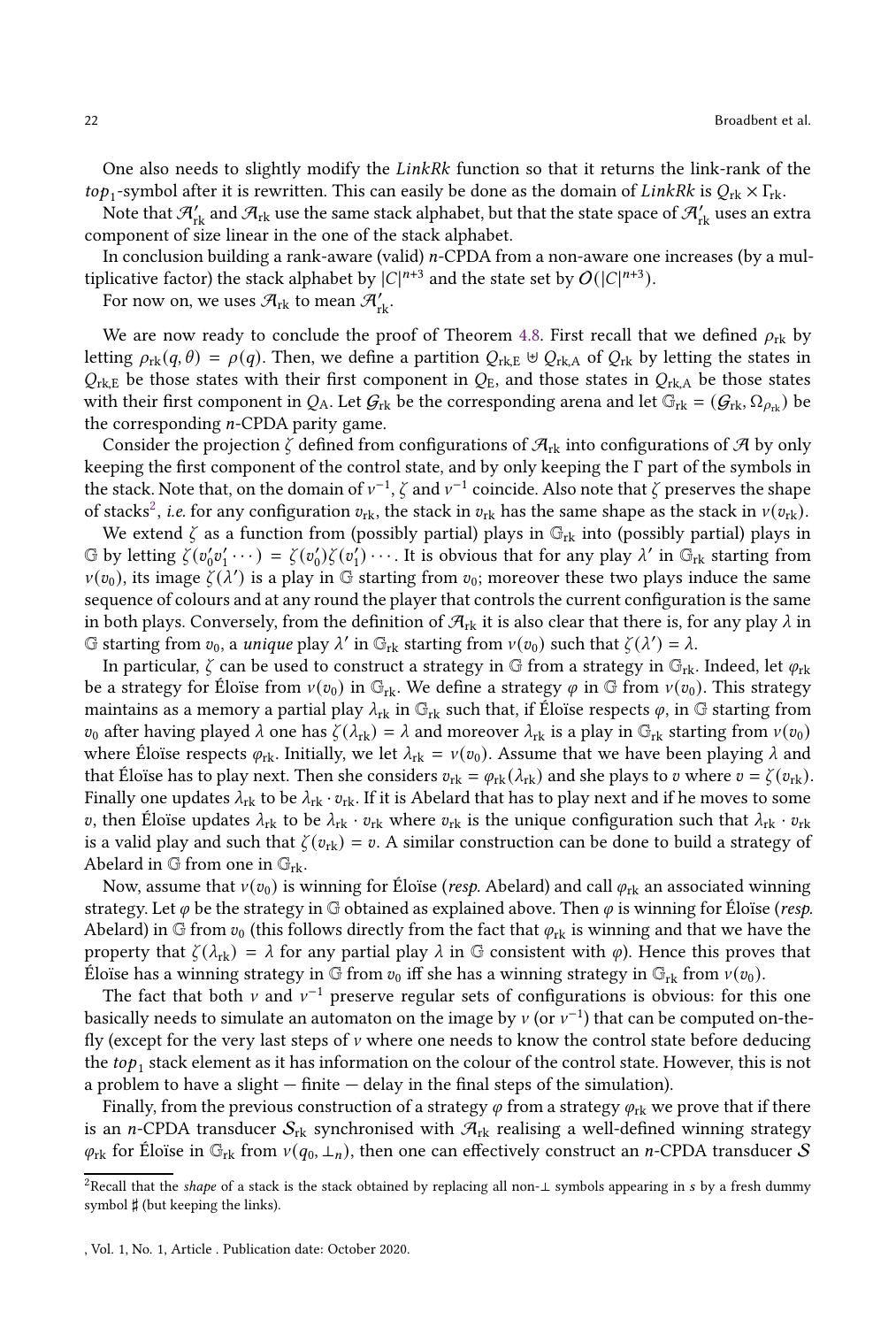One also needs to slightly modify the *LinkRk* function so that it returns the link-rank of the $top_1$-symbol after it is rewritten. This can easily be done as the domain of *LinkRk* is $Q_{\mathrm{rk}} \times \Gamma_{\mathrm{rk}}$.

Note that $\mathcal{A}'_{\mathrm{rk}}$ and $\mathcal{A}_{\mathrm{rk}}$ use the same stack alphabet, but that the state space of $\mathcal{A}'_{\mathrm{rk}}$ uses an extra component of size linear in the one of the stack alphabet.

In conclusion building a rank-aware (valid) $n$-CPDA from a non-aware one increases (by a multiplicative factor) the stack alphabet by $|C|^{n+3}$ and the state set by $O(|C|^{n+3})$.

For now on, we uses $\mathcal{A}_{\mathrm{rk}}$ to mean $\mathcal{A}'_{\mathrm{rk}}$.

We are now ready to conclude the proof of Theorem 4.8. First recall that we defined $\rho_{\mathrm{rk}}$ by letting $\rho_{\mathrm{rk}}(q, \theta) = \rho(q)$. Then, we define a partition $Q_{\mathrm{rk,E}} \uplus Q_{\mathrm{rk,A}}$ of $Q_{\mathrm{rk}}$ by letting the states in $Q_{\mathrm{rk,E}}$ be those states with their first component in $Q_{\mathrm{E}}$, and those states in $Q_{\mathrm{rk,A}}$ be those states with their first component in $Q_{\mathrm{A}}$. Let $\mathcal{G}_{\mathrm{rk}}$ be the corresponding arena and let $\mathbb{G}_{\mathrm{rk}} = (\mathcal{G}_{\mathrm{rk}}, \Omega_{\rho_{\mathrm{rk}}})$ be the corresponding $n$-CPDA parity game.

Consider the projection $\zeta$ defined from configurations of $\mathcal{A}_{\mathrm{rk}}$ into configurations of $\mathcal{A}$ by only keeping the first component of the control state, and by only keeping the $\Gamma$ part of the symbols in the stack. Note that, on the domain of $\nu^{-1}$, $\zeta$ and $\nu^{-1}$ coincide. Also note that $\zeta$ preserves the shape of stacks[2], *i.e.* for any configuration $v_{\mathrm{rk}}$, the stack in $v_{\mathrm{rk}}$ has the same shape as the stack in $\nu(v_{\mathrm{rk}})$.

We extend $\zeta$ as a function from (possibly partial) plays in $\mathbb{G}_{\mathrm{rk}}$ into (possibly partial) plays in $\mathbb{G}$ by letting $\zeta(v'_0 v'_1 \cdots) = \zeta(v'_0)\zeta(v'_1)\cdots$. It is obvious that for any play $\lambda'$ in $\mathbb{G}_{\mathrm{rk}}$ starting from $\nu(v_0)$, its image $\zeta(\lambda')$ is a play in $\mathbb{G}$ starting from $v_0$; moreover these two plays induce the same sequence of colours and at any round the player that controls the current configuration is the same in both plays. Conversely, from the definition of $\mathcal{A}_{\mathrm{rk}}$ it is also clear that there is, for any play $\lambda$ in $\mathbb{G}$ starting from $v_0$, a *unique* play $\lambda'$ in $\mathbb{G}_{\mathrm{rk}}$ starting from $\nu(v_0)$ such that $\zeta(\lambda') = \lambda$.

In particular, $\zeta$ can be used to construct a strategy in $\mathbb{G}$ from a strategy in $\mathbb{G}_{\mathrm{rk}}$. Indeed, let $\varphi_{\mathrm{rk}}$ be a strategy for Éloïse from $\nu(v_0)$ in $\mathbb{G}_{\mathrm{rk}}$. We define a strategy $\varphi$ in $\mathbb{G}$ from $\nu(v_0)$. This strategy maintains as a memory a partial play $\lambda_{\mathrm{rk}}$ in $\mathbb{G}_{\mathrm{rk}}$ such that, if Éloïse respects $\varphi$, in $\mathbb{G}$ starting from $v_0$ after having played $\lambda$ one has $\zeta(\lambda_{\mathrm{rk}}) = \lambda$ and moreover $\lambda_{\mathrm{rk}}$ is a play in $\mathbb{G}_{\mathrm{rk}}$ starting from $\nu(v_0)$ where Éloïse respects $\varphi_{\mathrm{rk}}$. Initially, we let $\lambda_{\mathrm{rk}} = \nu(v_0)$. Assume that we have been playing $\lambda$ and that Éloïse has to play next. Then she considers $v_{\mathrm{rk}} = \varphi_{\mathrm{rk}}(\lambda_{\mathrm{rk}})$ and she plays to $v$ where $v = \zeta(v_{\mathrm{rk}})$. Finally one updates $\lambda_{\mathrm{rk}}$ to be $\lambda_{\mathrm{rk}} \cdot v_{\mathrm{rk}}$. If it is Abelard that has to play next and if he moves to some $v$, then Éloïse updates $\lambda_{\mathrm{rk}}$ to be $\lambda_{\mathrm{rk}} \cdot v_{\mathrm{rk}}$ where $v_{\mathrm{rk}}$ is the unique configuration such that $\lambda_{\mathrm{rk}} \cdot v_{\mathrm{rk}}$ is a valid play and such that $\zeta(v_{\mathrm{rk}}) = v$. A similar construction can be done to build a strategy of Abelard in $\mathbb{G}$ from one in $\mathbb{G}_{\mathrm{rk}}$.

Now, assume that $\nu(v_0)$ is winning for Éloïse (*resp.* Abelard) and call $\varphi_{\mathrm{rk}}$ an associated winning strategy. Let $\varphi$ be the strategy in $\mathbb{G}$ obtained as explained above. Then $\varphi$ is winning for Éloïse (*resp.* Abelard) in $\mathbb{G}$ from $v_0$ (this follows directly from the fact that $\varphi_{\mathrm{rk}}$ is winning and that we have the property that $\zeta(\lambda_{\mathrm{rk}}) = \lambda$ for any partial play $\lambda$ in $\mathbb{G}$ consistent with $\varphi$). Hence this proves that Éloïse has a winning strategy in $\mathbb{G}$ from $v_0$ iff she has a winning strategy in $\mathbb{G}_{\mathrm{rk}}$ from $\nu(v_0)$.

The fact that both $\nu$ and $\nu^{-1}$ preserve regular sets of configurations is obvious: for this one basically needs to simulate an automaton on the image by $\nu$ (or $\nu^{-1}$) that can be computed on-the-fly (except for the very last steps of $\nu$ where one needs to know the control state before deducing the $top_1$ stack element as it has information on the colour of the control state. However, this is not a problem to have a slight — finite — delay in the final steps of the simulation).

Finally, from the previous construction of a strategy $\varphi$ from a strategy $\varphi_{\mathrm{rk}}$ we prove that if there is an $n$-CPDA transducer $\mathcal{S}_{\mathrm{rk}}$ synchronised with $\mathcal{A}_{\mathrm{rk}}$ realising a well-defined winning strategy $\varphi_{\mathrm{rk}}$ for Éloïse in $\mathbb{G}_{\mathrm{rk}}$ from $\nu(q_0, \bot_n)$, then one can effectively construct an $n$-CPDA transducer $\mathcal{S}$

[2] Recall that the *shape* of a stack is the stack obtained by replacing all non-$\bot$ symbols appearing in $s$ by a fresh dummy symbol $\sharp$ (but keeping the links).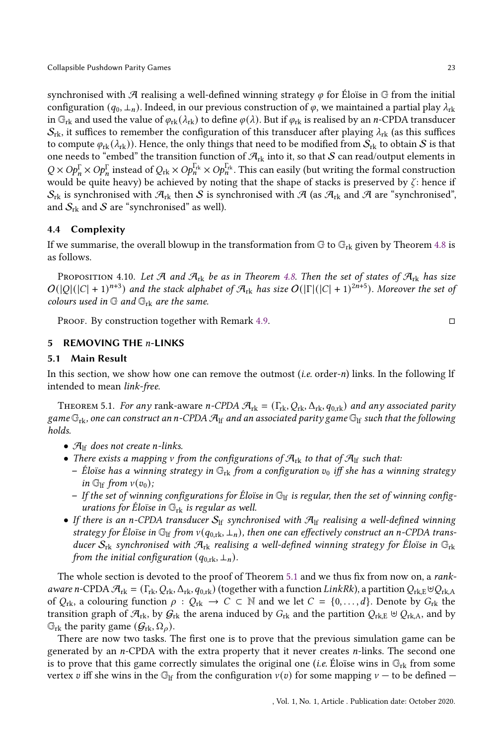synchronised with $\mathcal{A}$ realising a well-defined winning strategy $\varphi$ for Éloïse in $\mathbb{G}$ from the initial configuration $(q_0, \perp_n)$. Indeed, in our previous construction of $\varphi$, we maintained a partial play $\lambda_{\text{rk}}$ in $\mathbb{G}_{\text{rk}}$ and used the value of $\varphi_{\text{rk}}(\lambda_{\text{rk}})$ to define $\varphi(\lambda)$. But if $\varphi_{\text{rk}}$ is realised by an $n$-CPDA transducer $\mathcal{S}_{\text{rk}}$, it suffices to remember the configuration of this transducer after playing $\lambda_{\text{rk}}$ (as this suffices to compute $\varphi_{\text{rk}}(\lambda_{\text{rk}})$). Hence, the only things that need to be modified from $\mathcal{S}_{\text{rk}}$ to obtain $\mathcal{S}$ is that one needs to "embed" the transition function of $\mathcal{A}_{\text{rk}}$ into it, so that $\mathcal{S}$ can read/output elements in $Q \times Op_n^\Gamma \times Op_n^\Gamma$ instead of $Q_{\text{rk}} \times Op_n^{\Gamma_{\text{rk}}} \times Op_n^{\Gamma_{\text{rk}}}$. This can easily (but writing the formal construction would be quite heavy) be achieved by noting that the shape of stacks is preserved by $\zeta$: hence if $\mathcal{S}_{\text{rk}}$ is synchronised with $\mathcal{A}_{\text{rk}}$ then $\mathcal{S}$ is synchronised with $\mathcal{A}$ (as $\mathcal{A}_{\text{rk}}$ and $\mathcal{A}$ are "synchronised", and $\mathcal{S}_{\text{rk}}$ and $\mathcal{S}$ are "synchronised" as well).

### 4.4 Complexity

If we summarise, the overall blowup in the transformation from $\mathbb{G}$ to $\mathbb{G}_{\text{rk}}$ given by Theorem 4.8 is as follows.

Proposition 4.10. *Let $\mathcal{A}$ and $\mathcal{A}_{\text{rk}}$ be as in Theorem 4.8. Then the set of states of $\mathcal{A}_{\text{rk}}$ has size $O(|Q|(|C|+1)^{n+3})$ and the stack alphabet of $\mathcal{A}_{\text{rk}}$ has size $O(|\Gamma|(|C|+1)^{2n+5})$. Moreover the set of colours used in $\mathbb{G}$ and $\mathbb{G}_{\text{rk}}$ are the same.*

Proof. By construction together with Remark 4.9. □

## 5 REMOVING THE $n$-LINKS

### 5.1 Main Result

In this section, we show how one can remove the outmost (*i.e.* order-$n$) links. In the following lf intended to mean *link-free*.

Theorem 5.1. *For any* rank-aware *$n$-CPDA $\mathcal{A}_{\text{rk}} = (\Gamma_{\text{rk}}, Q_{\text{rk}}, \Delta_{\text{rk}}, q_{0,\text{rk}})$ and any associated parity game $\mathbb{G}_{\text{rk}}$, one can construct an $n$-CPDA $\mathcal{A}_{\text{lf}}$ and an associated parity game $\mathbb{G}_{\text{lf}}$ such that the following holds.*

- *$\mathcal{A}_{\text{lf}}$ does not create $n$-links.*
- *There exists a mapping $\nu$ from the configurations of $\mathcal{A}_{\text{rk}}$ to that of $\mathcal{A}_{\text{lf}}$ such that:*
  - *Éloïse has a winning strategy in $\mathbb{G}_{\text{rk}}$ from a configuration $v_0$ iff she has a winning strategy in $\mathbb{G}_{\text{lf}}$ from $\nu(v_0)$;*
  - *If the set of winning configurations for Éloïse in $\mathbb{G}_{\text{lf}}$ is regular, then the set of winning configurations for Éloïse in $\mathbb{G}_{\text{rk}}$ is regular as well.*
- *If there is an $n$-CPDA transducer $\mathcal{S}_{\text{lf}}$ synchronised with $\mathcal{A}_{\text{lf}}$ realising a well-defined winning strategy for Éloïse in $\mathbb{G}_{\text{lf}}$ from $\nu(q_{0,\text{rk}}, \perp_n)$, then one can effectively construct an $n$-CPDA transducer $\mathcal{S}_{\text{rk}}$ synchronised with $\mathcal{A}_{\text{rk}}$ realising a well-defined winning strategy for Éloïse in $\mathbb{G}_{\text{rk}}$ from the initial configuration $(q_{0,\text{rk}}, \perp_n)$.*

The whole section is devoted to the proof of Theorem 5.1 and we thus fix from now on, a *rank-aware* $n$-CPDA $\mathcal{A}_{\text{rk}} = (\Gamma_{\text{rk}}, Q_{\text{rk}}, \Delta_{\text{rk}}, q_{0,\text{rk}})$ (together with a function *LinkRk*), a partition $Q_{\text{rk,E}} \uplus Q_{\text{rk,A}}$ of $Q_{\text{rk}}$, a colouring function $\rho : Q_{\text{rk}} \to C \subset \mathbb{N}$ and we let $C = \{0, \ldots, d\}$. Denote by $G_{\text{rk}}$ the transition graph of $\mathcal{A}_{\text{rk}}$, by $\mathcal{G}_{\text{rk}}$ the arena induced by $G_{\text{rk}}$ and the partition $Q_{\text{rk,E}} \uplus Q_{\text{rk,A}}$, and by $\mathbb{G}_{\text{rk}}$ the parity game $(\mathcal{G}_{\text{rk}}, \Omega_\rho)$.

There are now two tasks. The first one is to prove that the previous simulation game can be generated by an $n$-CPDA with the extra property that it never creates $n$-links. The second one is to prove that this game correctly simulates the original one (*i.e.* Éloïse wins in $\mathbb{G}_{\text{rk}}$ from some vertex $v$ iff she wins in the $\mathbb{G}_{\text{lf}}$ from the configuration $\nu(v)$ for some mapping $\nu$ — to be defined —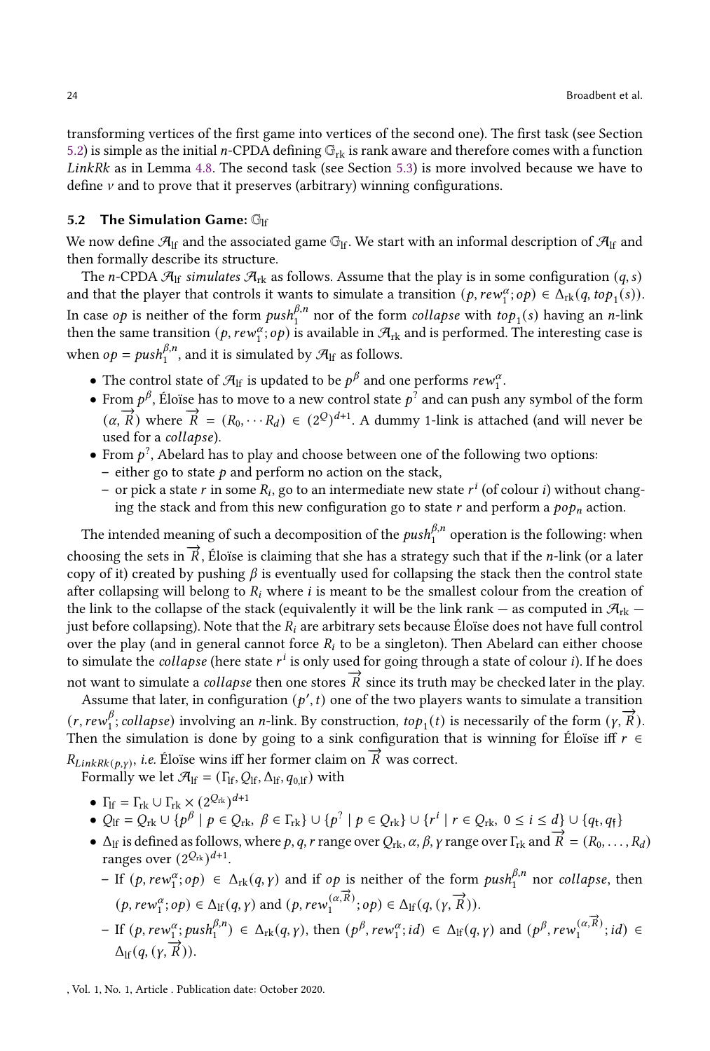transforming vertices of the first game into vertices of the second one). The first task (see Section 5.2) is simple as the initial $n$-CPDA defining $\mathbb{G}_{\mathrm{rk}}$ is rank aware and therefore comes with a function $LinkRk$ as in Lemma 4.8. The second task (see Section 5.3) is more involved because we have to define $\nu$ and to prove that it preserves (arbitrary) winning configurations.

## 5.2 The Simulation Game: $\mathbb{G}_{\mathrm{lf}}$

We now define $\mathcal{A}_{\mathrm{lf}}$ and the associated game $\mathbb{G}_{\mathrm{lf}}$. We start with an informal description of $\mathcal{A}_{\mathrm{lf}}$ and then formally describe its structure.

The $n$-CPDA $\mathcal{A}_{\mathrm{lf}}$ *simulates* $\mathcal{A}_{\mathrm{rk}}$ as follows. Assume that the play is in some configuration $(q, s)$ and that the player that controls it wants to simulate a transition $(p, rew_1^{\alpha}; op) \in \Delta_{\mathrm{rk}}(q, top_1(s))$. In case $op$ is neither of the form $push_1^{\beta,n}$ nor of the form $collapse$ with $top_1(s)$ having an $n$-link then the same transition $(p, rew_1^{\alpha}; op)$ is available in $\mathcal{A}_{\mathrm{rk}}$ and is performed. The interesting case is when $op = push_1^{\beta,n}$, and it is simulated by $\mathcal{A}_{\mathrm{lf}}$ as follows.

- The control state of $\mathcal{A}_{\mathrm{lf}}$ is updated to be $p^{\beta}$ and one performs $rew_1^{\alpha}$.
- From $p^{\beta}$, Éloïse has to move to a new control state $p^{?}$ and can push any symbol of the form $(\alpha, \overrightarrow{R})$ where $\overrightarrow{R} = (R_0, \cdots R_d) \in (2^{Q})^{d+1}$. A dummy 1-link is attached (and will never be used for a $collapse$).
- From $p^{?}$, Abelard has to play and choose between one of the following two options:
  - either go to state $p$ and perform no action on the stack,
  - or pick a state $r$ in some $R_i$, go to an intermediate new state $r^i$ (of colour $i$) without changing the stack and from this new configuration go to state $r$ and perform a $pop_n$ action.

The intended meaning of such a decomposition of the $push_1^{\beta,n}$ operation is the following: when choosing the sets in $\overrightarrow{R}$, Éloïse is claiming that she has a strategy such that if the $n$-link (or a later copy of it) created by pushing $\beta$ is eventually used for collapsing the stack then the control state after collapsing will belong to $R_i$ where $i$ is meant to be the smallest colour from the creation of the link to the collapse of the stack (equivalently it will be the link rank — as computed in $\mathcal{A}_{\mathrm{rk}}$ — just before collapsing). Note that the $R_i$ are arbitrary sets because Éloïse does not have full control over the play (and in general cannot force $R_i$ to be a singleton). Then Abelard can either choose to simulate the $collapse$ (here state $r^i$ is only used for going through a state of colour $i$). If he does not want to simulate a $collapse$ then one stores $\overrightarrow{R}$ since its truth may be checked later in the play.

Assume that later, in configuration $(p', t)$ one of the two players wants to simulate a transition $(r, rew_1^{\beta}; collapse)$ involving an $n$-link. By construction, $top_1(t)$ is necessarily of the form $(\gamma, \overrightarrow{R})$. Then the simulation is done by going to a sink configuration that is winning for Éloïse iff $r \in R_{LinkRk(p,\gamma)}$, *i.e.* Éloïse wins iff her former claim on $\overrightarrow{R}$ was correct.

Formally we let $\mathcal{A}_{\mathrm{lf}} = (\Gamma_{\mathrm{lf}}, Q_{\mathrm{lf}}, \Delta_{\mathrm{lf}}, q_{0,\mathrm{lf}})$ with

- $\Gamma_{\mathrm{lf}} = \Gamma_{\mathrm{rk}} \cup \Gamma_{\mathrm{rk}} \times (2^{Q_{\mathrm{rk}}})^{d+1}$
- $Q_{\mathrm{lf}} = Q_{\mathrm{rk}} \cup \{p^{\beta} \mid p \in Q_{\mathrm{rk}},\ \beta \in \Gamma_{\mathrm{rk}}\} \cup \{p^{?} \mid p \in Q_{\mathrm{rk}}\} \cup \{r^i \mid r \in Q_{\mathrm{rk}},\ 0 \leq i \leq d\} \cup \{q_{\mathrm{t}}, q_{\mathrm{f}}\}$
- $\Delta_{\mathrm{lf}}$ is defined as follows, where $p, q, r$ range over $Q_{\mathrm{rk}}$, $\alpha, \beta, \gamma$ range over $\Gamma_{\mathrm{rk}}$ and $\overrightarrow{R} = (R_0, \ldots, R_d)$ ranges over $(2^{Q_{\mathrm{rk}}})^{d+1}$.
  - If $(p, rew_1^{\alpha}; op) \in \Delta_{\mathrm{rk}}(q, \gamma)$ and if $op$ is neither of the form $push_1^{\beta,n}$ nor $collapse$, then $(p, rew_1^{\alpha}; op) \in \Delta_{\mathrm{lf}}(q, \gamma)$ and $(p, rew_1^{(\alpha,\overrightarrow{R})}; op) \in \Delta_{\mathrm{lf}}(q, (\gamma, \overrightarrow{R}))$.
  - If $(p, rew_1^{\alpha}; push_1^{\beta,n}) \in \Delta_{\mathrm{rk}}(q, \gamma)$, then $(p^{\beta}, rew_1^{\alpha}; id) \in \Delta_{\mathrm{lf}}(q, \gamma)$ and $(p^{\beta}, rew_1^{(\alpha,\overrightarrow{R})}; id) \in \Delta_{\mathrm{lf}}(q, (\gamma, \overrightarrow{R}))$.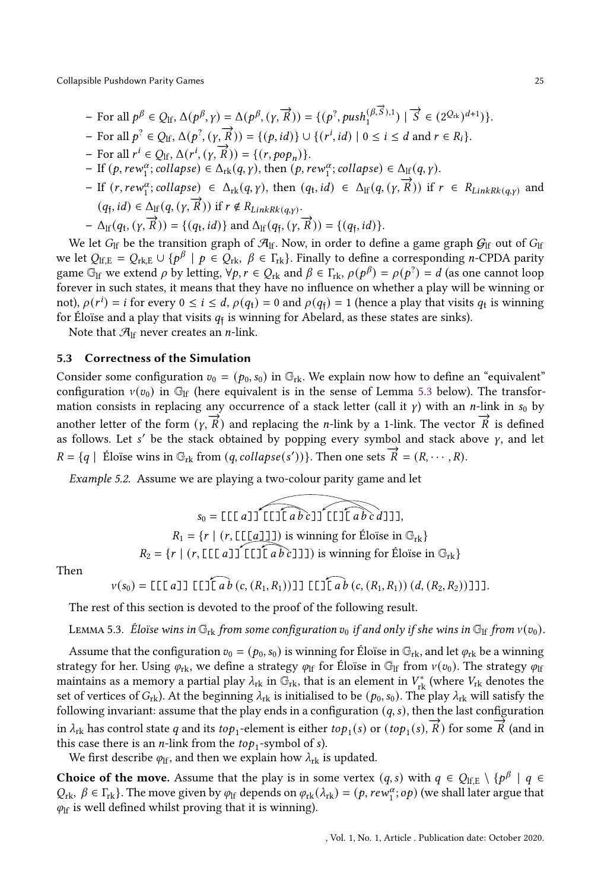- For all $p^\beta \in Q_{\mathrm{lf}}$, $\Delta(p^\beta, \gamma) = \Delta(p^\beta, (\gamma, \overrightarrow{R})) = \{(p^?, push_1^{(\beta,\overrightarrow{S}),1}) \mid \overrightarrow{S} \in (2^{Q_{\mathrm{rk}}})^{d+1}\}$.
- For all $p^? \in Q_{\mathrm{lf}}$, $\Delta(p^?, (\gamma, \overrightarrow{R})) = \{(p, id)\} \cup \{(r^i, id) \mid 0 \le i \le d \text{ and } r \in R_i\}$.
- For all $r^i \in Q_{\mathrm{lf}}$, $\Delta(r^i, (\gamma, \overrightarrow{R})) = \{(r, pop_n)\}$.
- If $(p, rew_1^\alpha; collapse) \in \Delta_{\mathrm{rk}}(q, \gamma)$, then $(p, rew_1^\alpha; collapse) \in \Delta_{\mathrm{lf}}(q, \gamma)$.
- If $(r, rew_1^\alpha; collapse) \in \Delta_{\mathrm{rk}}(q, \gamma)$, then $(q_{\mathrm{t}}, id) \in \Delta_{\mathrm{lf}}(q, (\gamma, \overrightarrow{R}))$ if $r \in R_{LinkRk(q,\gamma)}$ and $(q_{\mathrm{f}}, id) \in \Delta_{\mathrm{lf}}(q, (\gamma, \overrightarrow{R}))$ if $r \notin R_{LinkRk(q,\gamma)}$.
- $\Delta_{\mathrm{lf}}(q_{\mathrm{t}}, (\gamma, \overrightarrow{R})) = \{(q_{\mathrm{t}}, id)\}$ and $\Delta_{\mathrm{lf}}(q_{\mathrm{f}}, (\gamma, \overrightarrow{R})) = \{(q_{\mathrm{f}}, id)\}$.

We let $G_{\mathrm{lf}}$ be the transition graph of $\mathcal{A}_{\mathrm{lf}}$. Now, in order to define a game graph $\mathcal{G}_{\mathrm{lf}}$ out of $G_{\mathrm{lf}}$ we let $Q_{\mathrm{lf,E}} = Q_{\mathrm{rk,E}} \cup \{p^\beta \mid p \in Q_{\mathrm{rk}},\ \beta \in \Gamma_{\mathrm{rk}}\}$. Finally to define a corresponding $n$-CPDA parity game $\mathbb{G}_{\mathrm{lf}}$ we extend $\rho$ by letting, $\forall p, r \in Q_{\mathrm{rk}}$ and $\beta \in \Gamma_{\mathrm{rk}}$, $\rho(p^\beta) = \rho(p^?) = d$ (as one cannot loop forever in such states, it means that they have no influence on whether a play will be winning or not), $\rho(r^i) = i$ for every $0 \le i \le d$, $\rho(q_{\mathrm{t}}) = 0$ and $\rho(q_{\mathrm{f}}) = 1$ (hence a play that visits $q_{\mathrm{t}}$ is winning for Éloïse and a play that visits $q_{\mathrm{f}}$ is winning for Abelard, as these states are sinks).

Note that $\mathcal{A}_{\mathrm{lf}}$ never creates an $n$-link.

### 5.3 Correctness of the Simulation

Consider some configuration $v_0 = (p_0, s_0)$ in $\mathbb{G}_{\mathrm{rk}}$. We explain now how to define an "equivalent" configuration $\nu(v_0)$ in $\mathbb{G}_{\mathrm{lf}}$ (here equivalent is in the sense of Lemma 5.3 below). The transformation consists in replacing any occurrence of a stack letter (call it $\gamma$) with an $n$-link in $s_0$ by another letter of the form $(\gamma, \overrightarrow{R})$ and replacing the $n$-link by a 1-link. The vector $\overrightarrow{R}$ is defined as follows. Let $s'$ be the stack obtained by popping every symbol and stack above $\gamma$, and let $R = \{q \mid \text{Éloïse wins in } \mathbb{G}_{\mathrm{rk}} \text{ from } (q, collapse(s'))\}$. Then one sets $\overrightarrow{R} = (R, \cdots, R)$.

*Example 5.2.* Assume we are playing a two-colour parity game and let

$$s_0 = [[[a]][[][abc]][[][abcd]]],$$
$$R_1 = \{r \mid (r, [[[a]]]) \text{ is winning for Éloïse in } \mathbb{G}_{\mathrm{rk}}\}$$
$$R_2 = \{r \mid (r, [[[a]][[][abc]]]) \text{ is winning for Éloïse in } \mathbb{G}_{\mathrm{rk}}\}$$

Then

$$\nu(s_0) = [[[a]][[][ab\,(c,(R_1,R_1))]][[][ab\,(c,(R_1,R_1))\,(d,(R_2,R_2))]]].$$

The rest of this section is devoted to the proof of the following result.

Lemma 5.3. *Éloïse wins in $\mathbb{G}_{\mathrm{rk}}$ from some configuration $v_0$ if and only if she wins in $\mathbb{G}_{\mathrm{lf}}$ from $\nu(v_0)$.*

Assume that the configuration $v_0 = (p_0, s_0)$ is winning for Éloïse in $\mathbb{G}_{\mathrm{rk}}$, and let $\varphi_{\mathrm{rk}}$ be a winning strategy for her. Using $\varphi_{\mathrm{rk}}$, we define a strategy $\varphi_{\mathrm{lf}}$ for Éloïse in $\mathbb{G}_{\mathrm{lf}}$ from $\nu(v_0)$. The strategy $\varphi_{\mathrm{lf}}$ maintains as a memory a partial play $\lambda_{\mathrm{rk}}$ in $\mathbb{G}_{\mathrm{rk}}$, that is an element in $V_{\mathrm{rk}}^*$ (where $V_{\mathrm{rk}}$ denotes the set of vertices of $G_{\mathrm{rk}}$). At the beginning $\lambda_{\mathrm{rk}}$ is initialised to be $(p_0, s_0)$. The play $\lambda_{\mathrm{rk}}$ will satisfy the following invariant: assume that the play ends in a configuration $(q, s)$, then the last configuration in $\lambda_{\mathrm{rk}}$ has control state $q$ and its $top_1$-element is either $top_1(s)$ or $(top_1(s), \overrightarrow{R})$ for some $\overrightarrow{R}$ (and in this case there is an $n$-link from the $top_1$-symbol of $s$).

We first describe $\varphi_{\mathrm{lf}}$, and then we explain how $\lambda_{\mathrm{rk}}$ is updated.

**Choice of the move.** Assume that the play is in some vertex $(q, s)$ with $q \in Q_{\mathrm{lf,E}} \setminus \{p^\beta \mid q \in Q_{\mathrm{rk}},\ \beta \in \Gamma_{\mathrm{rk}}\}$. The move given by $\varphi_{\mathrm{lf}}$ depends on $\varphi_{\mathrm{rk}}(\lambda_{\mathrm{rk}}) = (p, rew_1^\alpha; op)$ (we shall later argue that $\varphi_{\mathrm{lf}}$ is well defined whilst proving that it is winning).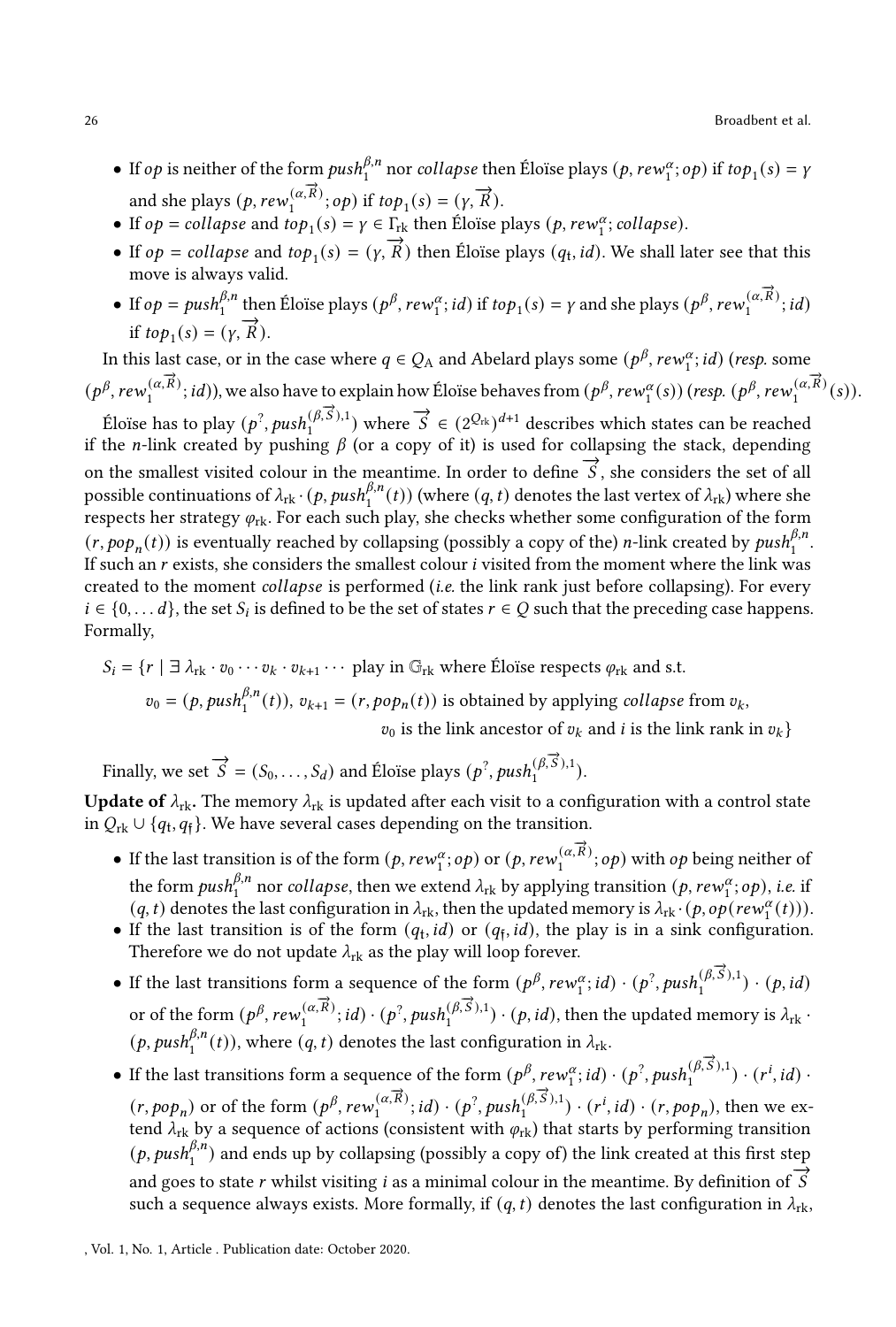- If $op$ is neither of the form $push_1^{\beta,n}$ nor $collapse$ then Éloïse plays $(p, rew_1^\alpha; op)$ if $top_1(s) = \gamma$ and she plays $(p, rew_1^{(\alpha,\overrightarrow{R})}; op)$ if $top_1(s) = (\gamma, \overrightarrow{R})$.
- If $op = collapse$ and $top_1(s) = \gamma \in \Gamma_{\mathrm{rk}}$ then Éloïse plays $(p, rew_1^\alpha; collapse)$.
- If $op = collapse$ and $top_1(s) = (\gamma, \overrightarrow{R})$ then Éloïse plays $(q_{\mathrm{t}}, id)$. We shall later see that this move is always valid.
- If $op = push_1^{\beta,n}$ then Éloïse plays $(p^\beta, rew_1^\alpha; id)$ if $top_1(s) = \gamma$ and she plays $(p^\beta, rew_1^{(\alpha,\overrightarrow{R})}; id)$ if $top_1(s) = (\gamma, \overrightarrow{R})$.

In this last case, or in the case where $q \in Q_{\mathrm{A}}$ and Abelard plays some $(p^\beta, rew_1^\alpha; id)$ (*resp.* some $(p^\beta, rew_1^{(\alpha,\overrightarrow{R})}; id)$), we also have to explain how Éloïse behaves from $(p^\beta, rew_1^\alpha(s))$ (*resp.* $(p^\beta, rew_1^{(\alpha,\overrightarrow{R})}(s))$.

Éloïse has to play $(p^?, push_1^{(\beta,\overrightarrow{S}),1})$ where $\overrightarrow{S} \in (2^{Q_{\mathrm{rk}}})^{d+1}$ describes which states can be reached if the $n$-link created by pushing $\beta$ (or a copy of it) is used for collapsing the stack, depending on the smallest visited colour in the meantime. In order to define $\overrightarrow{S}$, she considers the set of all possible continuations of $\lambda_{\mathrm{rk}} \cdot (p, push_1^{\beta,n}(t))$ (where $(q, t)$ denotes the last vertex of $\lambda_{\mathrm{rk}}$) where she respects her strategy $\varphi_{\mathrm{rk}}$. For each such play, she checks whether some configuration of the form $(r, pop_n(t))$ is eventually reached by collapsing (possibly a copy of the) $n$-link created by $push_1^{\beta,n}$. If such an $r$ exists, she considers the smallest colour $i$ visited from the moment where the link was created to the moment $collapse$ is performed (*i.e.* the link rank just before collapsing). For every $i \in \{0, \ldots d\}$, the set $S_i$ is defined to be the set of states $r \in Q$ such that the preceding case happens. Formally,

$$
\begin{aligned}
S_i = \{r \mid \exists\, \lambda_{\mathrm{rk}} \cdot v_0 \cdots v_k \cdot v_{k+1} \cdots \text{ play in } \mathbb{G}_{\mathrm{rk}} \text{ where Éloïse respects } \varphi_{\mathrm{rk}} \text{ and s.t.} \\
v_0 = (p, push_1^{\beta,n}(t)),\ v_{k+1} = (r, pop_n(t)) \text{ is obtained by applying } collapse \text{ from } v_k, \\
v_0 \text{ is the link ancestor of } v_k \text{ and } i \text{ is the link rank in } v_k\}
\end{aligned}
$$

Finally, we set $\overrightarrow{S} = (S_0, \ldots, S_d)$ and Éloïse plays $(p^?, push_1^{(\beta,\overrightarrow{S}),1})$.

**Update of $\lambda_{\mathrm{rk}}$.** The memory $\lambda_{\mathrm{rk}}$ is updated after each visit to a configuration with a control state in $Q_{\mathrm{rk}} \cup \{q_{\mathrm{t}}, q_{\mathrm{f}}\}$. We have several cases depending on the transition.

- If the last transition is of the form $(p, rew_1^\alpha; op)$ or $(p, rew_1^{(\alpha,\overrightarrow{R})}; op)$ with $op$ being neither of the form $push_1^{\beta,n}$ nor $collapse$, then we extend $\lambda_{\mathrm{rk}}$ by applying transition $(p, rew_1^\alpha; op)$, *i.e.* if $(q, t)$ denotes the last configuration in $\lambda_{\mathrm{rk}}$, then the updated memory is $\lambda_{\mathrm{rk}} \cdot (p, op(rew_1^\alpha(t)))$.
- If the last transition is of the form $(q_{\mathrm{t}}, id)$ or $(q_{\mathrm{f}}, id)$, the play is in a sink configuration. Therefore we do not update $\lambda_{\mathrm{rk}}$ as the play will loop forever.
- If the last transitions form a sequence of the form $(p^\beta, rew_1^\alpha; id) \cdot (p^?, push_1^{(\beta,\overrightarrow{S}),1}) \cdot (p, id)$ or of the form $(p^\beta, rew_1^{(\alpha,\overrightarrow{R})}; id) \cdot (p^?, push_1^{(\beta,\overrightarrow{S}),1}) \cdot (p, id)$, then the updated memory is $\lambda_{\mathrm{rk}} \cdot (p, push_1^{\beta,n}(t))$, where $(q, t)$ denotes the last configuration in $\lambda_{\mathrm{rk}}$.
- If the last transitions form a sequence of the form $(p^\beta, rew_1^\alpha; id) \cdot (p^?, push_1^{(\beta,\overrightarrow{S}),1}) \cdot (r^i, id) \cdot (r, pop_n)$ or of the form $(p^\beta, rew_1^{(\alpha,\overrightarrow{R})}; id) \cdot (p^?, push_1^{(\beta,\overrightarrow{S}),1}) \cdot (r^i, id) \cdot (r, pop_n)$, then we extend $\lambda_{\mathrm{rk}}$ by a sequence of actions (consistent with $\varphi_{\mathrm{rk}}$) that starts by performing transition $(p, push_1^{\beta,n})$ and ends up by collapsing (possibly a copy of) the link created at this first step and goes to state $r$ whilst visiting $i$ as a minimal colour in the meantime. By definition of $\overrightarrow{S}$ such a sequence always exists. More formally, if $(q, t)$ denotes the last configuration in $\lambda_{\mathrm{rk}}$,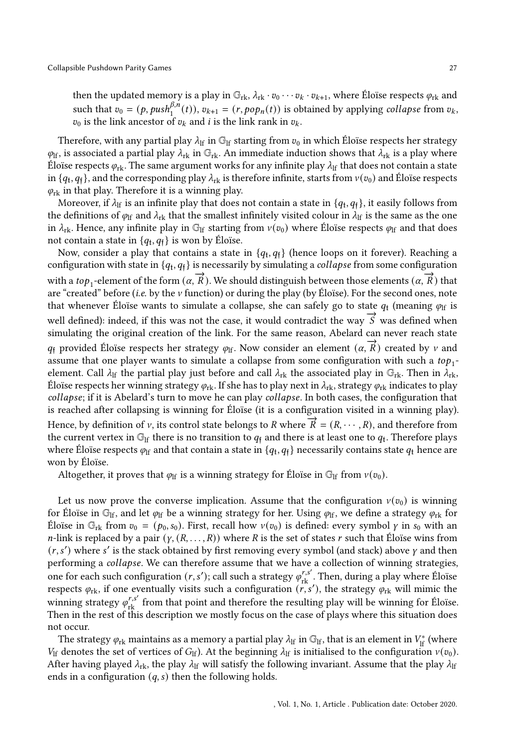then the updated memory is a play in $\mathbb{G}_{\mathrm{rk}}$, $\lambda_{\mathrm{rk}} \cdot v_0 \cdots v_k \cdot v_{k+1}$, where Éloïse respects $\varphi_{\mathrm{rk}}$ and such that $v_0 = (p, push_1^{\beta,n}(t))$, $v_{k+1} = (r, pop_n(t))$ is obtained by applying *collapse* from $v_k$, $v_0$ is the link ancestor of $v_k$ and $i$ is the link rank in $v_k$.

Therefore, with any partial play $\lambda_{\mathrm{lf}}$ in $\mathbb{G}_{\mathrm{lf}}$ starting from $v_0$ in which Éloïse respects her strategy $\varphi_{\mathrm{lf}}$, is associated a partial play $\lambda_{\mathrm{rk}}$ in $\mathbb{G}_{\mathrm{rk}}$. An immediate induction shows that $\lambda_{\mathrm{rk}}$ is a play where Éloïse respects $\varphi_{\mathrm{rk}}$. The same argument works for any infinite play $\lambda_{\mathrm{lf}}$ that does not contain a state in $\{q_{\mathrm{t}}, q_{\mathrm{f}}\}$, and the corresponding play $\lambda_{\mathrm{rk}}$ is therefore infinite, starts from $\nu(v_0)$ and Éloïse respects $\varphi_{\mathrm{rk}}$ in that play. Therefore it is a winning play.

Moreover, if $\lambda_{\mathrm{lf}}$ is an infinite play that does not contain a state in $\{q_{\mathrm{t}}, q_{\mathrm{f}}\}$, it easily follows from the definitions of $\varphi_{\mathrm{lf}}$ and $\lambda_{\mathrm{rk}}$ that the smallest infinitely visited colour in $\lambda_{\mathrm{lf}}$ is the same as the one in $\lambda_{\mathrm{rk}}$. Hence, any infinite play in $\mathbb{G}_{\mathrm{lf}}$ starting from $\nu(v_0)$ where Éloïse respects $\varphi_{\mathrm{lf}}$ and that does not contain a state in $\{q_{\mathrm{t}}, q_{\mathrm{f}}\}$ is won by Éloïse.

Now, consider a play that contains a state in $\{q_{\mathrm{t}}, q_{\mathrm{f}}\}$ (hence loops on it forever). Reaching a configuration with state in $\{q_{\mathrm{t}}, q_{\mathrm{f}}\}$ is necessarily by simulating a *collapse* from some configuration with a $top_1$-element of the form $(\alpha, \overrightarrow{R})$. We should distinguish between those elements $(\alpha, \overrightarrow{R})$ that are "created" before (*i.e.* by the $\nu$ function) or during the play (by Éloïse). For the second ones, note that whenever Éloïse wants to simulate a collapse, she can safely go to state $q_{\mathrm{t}}$ (meaning $\varphi_{\mathrm{lf}}$ is well defined): indeed, if this was not the case, it would contradict the way $\overrightarrow{S}$ was defined when simulating the original creation of the link. For the same reason, Abelard can never reach state $q_{\mathrm{f}}$ provided Éloïse respects her strategy $\varphi_{\mathrm{lf}}$. Now consider an element $(\alpha, \overrightarrow{R})$ created by $\nu$ and assume that one player wants to simulate a collapse from some configuration with such a $top_1$-element. Call $\lambda_{\mathrm{lf}}$ the partial play just before and call $\lambda_{\mathrm{rk}}$ the associated play in $\mathbb{G}_{\mathrm{rk}}$. Then in $\lambda_{\mathrm{rk}}$, Éloïse respects her winning strategy $\varphi_{\mathrm{rk}}$. If she has to play next in $\lambda_{\mathrm{rk}}$, strategy $\varphi_{\mathrm{rk}}$ indicates to play *collapse*; if it is Abelard's turn to move he can play *collapse*. In both cases, the configuration that is reached after collapsing is winning for Éloïse (it is a configuration visited in a winning play). Hence, by definition of $\nu$, its control state belongs to $R$ where $\overrightarrow{R} = (R, \cdots, R)$, and therefore from the current vertex in $\mathbb{G}_{\mathrm{lf}}$ there is no transition to $q_{\mathrm{f}}$ and there is at least one to $q_{\mathrm{t}}$. Therefore plays where Éloïse respects $\varphi_{\mathrm{lf}}$ and that contain a state in $\{q_{\mathrm{t}}, q_{\mathrm{f}}\}$ necessarily contains state $q_{\mathrm{t}}$ hence are won by Éloïse.

Altogether, it proves that $\varphi_{\mathrm{lf}}$ is a winning strategy for Éloïse in $\mathbb{G}_{\mathrm{lf}}$ from $\nu(v_0)$.

Let us now prove the converse implication. Assume that the configuration $\nu(v_0)$ is winning for Éloïse in $\mathbb{G}_{\mathrm{lf}}$, and let $\varphi_{\mathrm{lf}}$ be a winning strategy for her. Using $\varphi_{\mathrm{lf}}$, we define a strategy $\varphi_{\mathrm{rk}}$ for Éloïse in $\mathbb{G}_{\mathrm{rk}}$ from $v_0 = (p_0, s_0)$. First, recall how $\nu(v_0)$ is defined: every symbol $\gamma$ in $s_0$ with an $n$-link is replaced by a pair $(\gamma, (R, \ldots, R))$ where $R$ is the set of states $r$ such that Éloïse wins from $(r, s')$ where $s'$ is the stack obtained by first removing every symbol (and stack) above $\gamma$ and then performing a *collapse*. We can therefore assume that we have a collection of winning strategies, one for each such configuration $(r, s')$; call such a strategy $\varphi_{\mathrm{rk}}^{r,s'}$. Then, during a play where Éloïse respects $\varphi_{\mathrm{rk}}$, if one eventually visits such a configuration $(r, s')$, the strategy $\varphi_{\mathrm{rk}}$ will mimic the winning strategy $\varphi_{\mathrm{rk}}^{r,s'}$ from that point and therefore the resulting play will be winning for Éloïse. Then in the rest of this description we mostly focus on the case of plays where this situation does not occur.

The strategy $\varphi_{\mathrm{rk}}$ maintains as a memory a partial play $\lambda_{\mathrm{lf}}$ in $\mathbb{G}_{\mathrm{lf}}$, that is an element in $V_{\mathrm{lf}}^*$ (where $V_{\mathrm{lf}}$ denotes the set of vertices of $G_{\mathrm{lf}}$). At the beginning $\lambda_{\mathrm{lf}}$ is initialised to the configuration $\nu(v_0)$. After having played $\lambda_{\mathrm{rk}}$, the play $\lambda_{\mathrm{lf}}$ will satisfy the following invariant. Assume that the play $\lambda_{\mathrm{lf}}$ ends in a configuration $(q, s)$ then the following holds.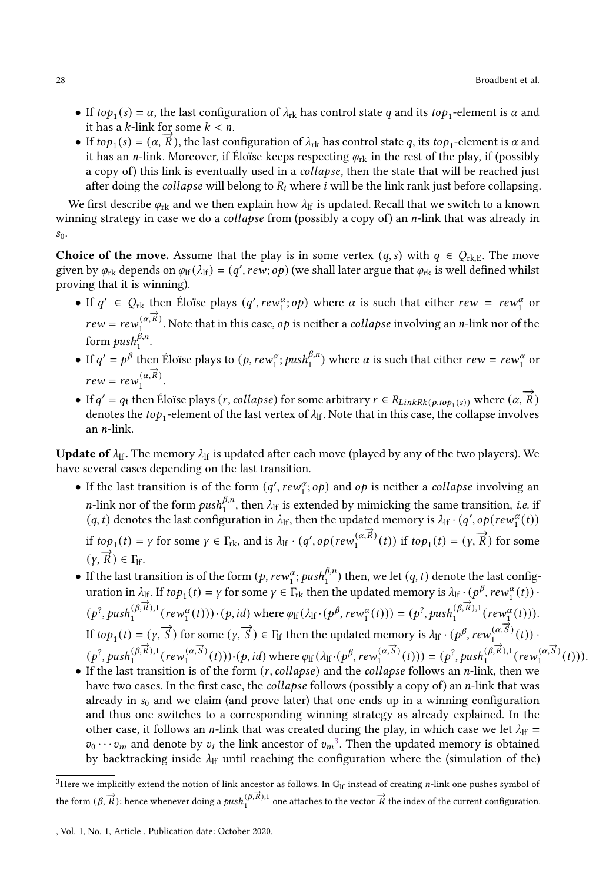- If $top_1(s) = \alpha$, the last configuration of $\lambda_{\text{rk}}$ has control state $q$ and its $top_1$-element is $\alpha$ and it has a $k$-link for some $k < n$.
- If $top_1(s) = (\alpha, \overrightarrow{R})$, the last configuration of $\lambda_{\text{rk}}$ has control state $q$, its $top_1$-element is $\alpha$ and it has an $n$-link. Moreover, if Éloïse keeps respecting $\varphi_{\text{rk}}$ in the rest of the play, if (possibly a copy of) this link is eventually used in a *collapse*, then the state that will be reached just after doing the *collapse* will belong to $R_i$ where $i$ will be the link rank just before collapsing.

We first describe $\varphi_{\text{rk}}$ and we then explain how $\lambda_{\text{lf}}$ is updated. Recall that we switch to a known winning strategy in case we do a *collapse* from (possibly a copy of) an $n$-link that was already in $s_0$.

**Choice of the move.** Assume that the play is in some vertex $(q, s)$ with $q \in Q_{\text{rk,E}}$. The move given by $\varphi_{\text{rk}}$ depends on $\varphi_{\text{lf}}(\lambda_{\text{lf}}) = (q', rew; op)$ (we shall later argue that $\varphi_{\text{rk}}$ is well defined whilst proving that it is winning).

- If $q' \in Q_{\text{rk}}$ then Éloïse plays $(q', rew_1^{\alpha}; op)$ where $\alpha$ is such that either $rew = rew_1^{\alpha}$ or $rew = rew_1^{(\alpha, \overrightarrow{R})}$. Note that in this case, $op$ is neither a *collapse* involving an $n$-link nor of the form $push_1^{\beta,n}$.
- If $q' = p^{\beta}$ then Éloïse plays to $(p, rew_1^{\alpha}; push_1^{\beta,n})$ where $\alpha$ is such that either $rew = rew_1^{\alpha}$ or $rew = rew_1^{(\alpha, \overrightarrow{R})}$.
- If $q' = q_t$ then Éloïse plays $(r, collapse)$ for some arbitrary $r \in R_{LinkRk(p, top_1(s))}$ where $(\alpha, \overrightarrow{R})$ denotes the $top_1$-element of the last vertex of $\lambda_{\text{lf}}$. Note that in this case, the collapse involves an $n$-link.

**Update of $\lambda_{\text{lf}}$.** The memory $\lambda_{\text{lf}}$ is updated after each move (played by any of the two players). We have several cases depending on the last transition.

- If the last transition is of the form $(q', rew_1^{\alpha}; op)$ and $op$ is neither a *collapse* involving an $n$-link nor of the form $push_1^{\beta,n}$, then $\lambda_{\text{lf}}$ is extended by mimicking the same transition, *i.e.* if $(q, t)$ denotes the last configuration in $\lambda_{\text{lf}}$, then the updated memory is $\lambda_{\text{lf}} \cdot (q', op(rew_1^{\alpha}(t))$ if $top_1(t) = \gamma$ for some $\gamma \in \Gamma_{\text{rk}}$, and is $\lambda_{\text{lf}} \cdot (q', op(rew_1^{(\alpha, \overrightarrow{R})}(t))$ if $top_1(t) = (\gamma, \overrightarrow{R})$ for some $(\gamma, \overrightarrow{R}) \in \Gamma_{\text{lf}}$.
- If the last transition is of the form $(p, rew_1^{\alpha}; push_1^{\beta,n})$ then, we let $(q, t)$ denote the last configuration in $\lambda_{\text{lf}}$. If $top_1(t) = \gamma$ for some $\gamma \in \Gamma_{\text{rk}}$ then the updated memory is $\lambda_{\text{lf}} \cdot (p^{\beta}, rew_1^{\alpha}(t)) \cdot (p^?, push_1^{(\beta, \overrightarrow{R}),1}(rew_1^{\alpha}(t))) \cdot (p, id)$ where $\varphi_{\text{lf}}(\lambda_{\text{lf}} \cdot (p^{\beta}, rew_1^{\alpha}(t))) = (p^?, push_1^{(\beta, \overrightarrow{R}),1}(rew_1^{\alpha}(t)))$. If $top_1(t) = (\gamma, \overrightarrow{S})$ for some $(\gamma, \overrightarrow{S}) \in \Gamma_{\text{lf}}$ then the updated memory is $\lambda_{\text{lf}} \cdot (p^{\beta}, rew_1^{(\alpha, \overrightarrow{S})}(t)) \cdot (p^?, push_1^{(\beta, \overrightarrow{R}),1}(rew_1^{(\alpha, \overrightarrow{S})}(t))) \cdot (p, id)$ where $\varphi_{\text{lf}}(\lambda_{\text{lf}} \cdot (p^{\beta}, rew_1^{(\alpha, \overrightarrow{S})}(t))) = (p^?, push_1^{(\beta, \overrightarrow{R}),1}(rew_1^{(\alpha, \overrightarrow{S})}(t)))$.
- If the last transition is of the form $(r, collapse)$ and the *collapse* follows an $n$-link, then we have two cases. In the first case, the *collapse* follows (possibly a copy of) an $n$-link that was already in $s_0$ and we claim (and prove later) that one ends up in a winning configuration and thus one switches to a corresponding winning strategy as already explained. In the other case, it follows an $n$-link that was created during the play, in which case we let $\lambda_{\text{lf}} = v_0 \cdots v_m$ and denote by $v_i$ the link ancestor of $v_m$[3]. Then the updated memory is obtained by backtracking inside $\lambda_{\text{lf}}$ until reaching the configuration where the (simulation of the)

[3]Here we implicitly extend the notion of link ancestor as follows. In $\mathbb{G}_{\text{lf}}$ instead of creating $n$-link one pushes symbol of the form $(\beta, \overrightarrow{R})$: hence whenever doing a $push_1^{(\beta, \overrightarrow{R}),1}$ one attaches to the vector $\overrightarrow{R}$ the index of the current configuration.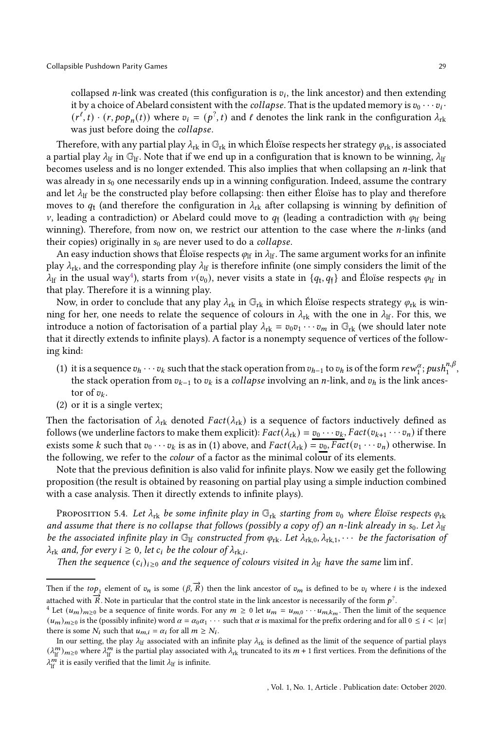collapsed $n$-link was created (this configuration is $v_i$, the link ancestor) and then extending it by a choice of Abelard consistent with the *collapse*. That is the updated memory is $v_0 \cdots v_i \cdot (r^{\ell}, t) \cdot (r, pop_n(t))$ where $v_i = (p^?, t)$ and $\ell$ denotes the link rank in the configuration $\lambda_{\text{rk}}$ was just before doing the *collapse*.

Therefore, with any partial play $\lambda_{\text{rk}}$ in $\mathbb{G}_{\text{rk}}$ in which Éloïse respects her strategy $\varphi_{\text{rk}}$, is associated a partial play $\lambda_{\text{lf}}$ in $\mathbb{G}_{\text{lf}}$. Note that if we end up in a configuration that is known to be winning, $\lambda_{\text{lf}}$ becomes useless and is no longer extended. This also implies that when collapsing an $n$-link that was already in $s_0$ one necessarily ends up in a winning configuration. Indeed, assume the contrary and let $\lambda_{\text{lf}}$ be the constructed play before collapsing: then either Éloïse has to play and therefore moves to $q_{\text{t}}$ (and therefore the configuration in $\lambda_{\text{rk}}$ after collapsing is winning by definition of $\nu$, leading a contradiction) or Abelard could move to $q_{\text{f}}$ (leading a contradiction with $\varphi_{\text{lf}}$ being winning). Therefore, from now on, we restrict our attention to the case where the $n$-links (and their copies) originally in $s_0$ are never used to do a *collapse*.

An easy induction shows that Éloïse respects $\varphi_{\text{lf}}$ in $\lambda_{\text{lf}}$. The same argument works for an infinite play $\lambda_{\text{rk}}$, and the corresponding play $\lambda_{\text{lf}}$ is therefore infinite (one simply considers the limit of the $\lambda_{\text{lf}}$ in the usual way[4]), starts from $\nu(v_0)$, never visits a state in $\{q_{\text{t}}, q_{\text{f}}\}$ and Éloïse respects $\varphi_{\text{lf}}$ in that play. Therefore it is a winning play.

Now, in order to conclude that any play $\lambda_{\text{rk}}$ in $\mathbb{G}_{\text{rk}}$ in which Éloïse respects strategy $\varphi_{\text{rk}}$ is winning for her, one needs to relate the sequence of colours in $\lambda_{\text{rk}}$ with the one in $\lambda_{\text{lf}}$. For this, we introduce a notion of factorisation of a partial play $\lambda_{\text{rk}} = v_0 v_1 \cdots v_m$ in $\mathbb{G}_{\text{rk}}$ (we should later note that it directly extends to infinite plays). A factor is a nonempty sequence of vertices of the following kind:

1. it is a sequence $v_h \cdots v_k$ such that the stack operation from $v_{h-1}$ to $v_h$ is of the form $rew_1^{\alpha}; push_1^{n,\beta}$, the stack operation from $v_{k-1}$ to $v_k$ is a *collapse* involving an $n$-link, and $v_h$ is the link ancestor of $v_k$.
2. or it is a single vertex;

Then the factorisation of $\lambda_{\text{rk}}$ denoted $Fact(\lambda_{\text{rk}})$ is a sequence of factors inductively defined as follows (we underline factors to make them explicit): $Fact(\lambda_{\text{rk}}) = \underline{v_0 \cdots v_k}, Fact(v_{k+1} \cdots v_n)$ if there exists some $k$ such that $v_0 \cdots v_k$ is as in (1) above, and $Fact(\lambda_{\text{rk}}) = \underline{v_0}, Fact(v_1 \cdots v_n)$ otherwise. In the following, we refer to the *colour* of a factor as the minimal colour of its elements.

Note that the previous definition is also valid for infinite plays. Now we easily get the following proposition (the result is obtained by reasoning on partial play using a simple induction combined with a case analysis. Then it directly extends to infinite plays).

**Proposition 5.4.** *Let $\lambda_{\text{rk}}$ be some infinite play in $\mathbb{G}_{\text{rk}}$ starting from $v_0$ where Éloïse respects $\varphi_{\text{rk}}$ and assume that there is no collapse that follows (possibly a copy of) an $n$-link already in $s_0$. Let $\lambda_{\text{lf}}$ be the associated infinite play in $\mathbb{G}_{\text{lf}}$ constructed from $\varphi_{\text{rk}}$. Let $\lambda_{\text{rk},0}, \lambda_{\text{rk},1}, \cdots$ be the factorisation of $\lambda_{\text{rk}}$ and, for every $i \geq 0$, let $c_i$ be the colour of $\lambda_{\text{rk},i}$.*

*Then the sequence $(c_i)_{i \geq 0}$ and the sequence of colours visited in $\lambda_{\text{lf}}$ have the same* $\liminf$.

---

Then if the $top_1$ element of $v_n$ is some $(\beta, \overrightarrow{R})$ then the link ancestor of $v_m$ is defined to be $v_i$ where $i$ is the indexed attached with $\overrightarrow{R}$. Note in particular that the control state in the link ancestor is necessarily of the form $p^?$.

[4] Let $(u_m)_{m \geq 0}$ be a sequence of finite words. For any $m \geq 0$ let $u_m = u_{m,0} \cdots u_{m,k_m}$. Then the limit of the sequence $(u_m)_{m \geq 0}$ is the (possibly infinite) word $\alpha = \alpha_0 \alpha_1 \cdots$ such that $\alpha$ is maximal for the prefix ordering and for all $0 \leq i < |\alpha|$ there is some $N_i$ such that $u_{m,i} = \alpha_i$ for all $m \geq N_i$.

In our setting, the play $\lambda_{\text{lf}}$ associated with an infinite play $\lambda_{\text{rk}}$ is defined as the limit of the sequence of partial plays $(\lambda_{\text{lf}}^m)_{m \geq 0}$ where $\lambda_{\text{lf}}^m$ is the partial play associated with $\lambda_{\text{rk}}$ truncated to its $m+1$ first vertices. From the definitions of the $\lambda_{\text{lf}}^m$ it is easily verified that the limit $\lambda_{\text{lf}}$ is infinite.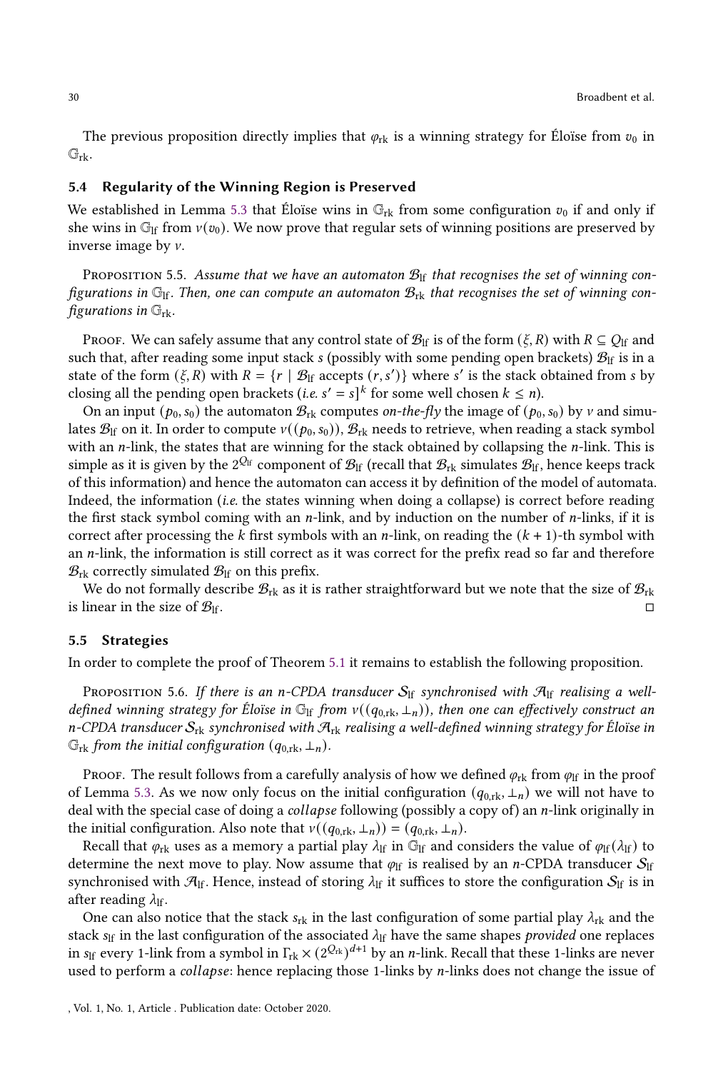The previous proposition directly implies that $\varphi_{\mathrm{rk}}$ is a winning strategy for Éloïse from $v_0$ in $\mathbb{G}_{\mathrm{rk}}$.

### 5.4 Regularity of the Winning Region is Preserved

We established in Lemma 5.3 that Éloïse wins in $\mathbb{G}_{\mathrm{rk}}$ from some configuration $v_0$ if and only if she wins in $\mathbb{G}_{\mathrm{lf}}$ from $\nu(v_0)$. We now prove that regular sets of winning positions are preserved by inverse image by $\nu$.

Proposition 5.5. *Assume that we have an automaton $\mathcal{B}_{\mathrm{lf}}$ that recognises the set of winning configurations in $\mathbb{G}_{\mathrm{lf}}$. Then, one can compute an automaton $\mathcal{B}_{\mathrm{rk}}$ that recognises the set of winning configurations in $\mathbb{G}_{\mathrm{rk}}$.*

Proof. We can safely assume that any control state of $\mathcal{B}_{\mathrm{lf}}$ is of the form $(\xi, R)$ with $R \subseteq Q_{\mathrm{lf}}$ and such that, after reading some input stack $s$ (possibly with some pending open brackets) $\mathcal{B}_{\mathrm{lf}}$ is in a state of the form $(\xi, R)$ with $R = \{r \mid \mathcal{B}_{\mathrm{lf}} \text{ accepts } (r, s')\}$ where $s'$ is the stack obtained from $s$ by closing all the pending open brackets (*i.e.* $s' = s]^k$ for some well chosen $k \leq n$).

On an input $(p_0, s_0)$ the automaton $\mathcal{B}_{\mathrm{rk}}$ computes *on-the-fly* the image of $(p_0, s_0)$ by $\nu$ and simulates $\mathcal{B}_{\mathrm{lf}}$ on it. In order to compute $\nu((p_0, s_0))$, $\mathcal{B}_{\mathrm{rk}}$ needs to retrieve, when reading a stack symbol with an $n$-link, the states that are winning for the stack obtained by collapsing the $n$-link. This is simple as it is given by the $2^{Q_{\mathrm{lf}}}$ component of $\mathcal{B}_{\mathrm{lf}}$ (recall that $\mathcal{B}_{\mathrm{rk}}$ simulates $\mathcal{B}_{\mathrm{lf}}$, hence keeps track of this information) and hence the automaton can access it by definition of the model of automata. Indeed, the information (*i.e.* the states winning when doing a collapse) is correct before reading the first stack symbol coming with an $n$-link, and by induction on the number of $n$-links, if it is correct after processing the $k$ first symbols with an $n$-link, on reading the $(k+1)$-th symbol with an $n$-link, the information is still correct as it was correct for the prefix read so far and therefore $\mathcal{B}_{\mathrm{rk}}$ correctly simulated $\mathcal{B}_{\mathrm{lf}}$ on this prefix.

We do not formally describe $\mathcal{B}_{\mathrm{rk}}$ as it is rather straightforward but we note that the size of $\mathcal{B}_{\mathrm{rk}}$ is linear in the size of $\mathcal{B}_{\mathrm{lf}}$. □

### 5.5 Strategies

In order to complete the proof of Theorem 5.1 it remains to establish the following proposition.

Proposition 5.6. *If there is an $n$-CPDA transducer $\mathcal{S}_{\mathrm{lf}}$ synchronised with $\mathcal{A}_{\mathrm{lf}}$ realising a well-defined winning strategy for Éloïse in $\mathbb{G}_{\mathrm{lf}}$ from $\nu((q_{0,\mathrm{rk}}, \bot_n))$, then one can effectively construct an $n$-CPDA transducer $\mathcal{S}_{\mathrm{rk}}$ synchronised with $\mathcal{A}_{\mathrm{rk}}$ realising a well-defined winning strategy for Éloïse in $\mathbb{G}_{\mathrm{rk}}$ from the initial configuration $(q_{0,\mathrm{rk}}, \bot_n)$.*

Proof. The result follows from a carefully analysis of how we defined $\varphi_{\mathrm{rk}}$ from $\varphi_{\mathrm{lf}}$ in the proof of Lemma 5.3. As we now only focus on the initial configuration $(q_{0,\mathrm{rk}}, \bot_n)$ we will not have to deal with the special case of doing a *collapse* following (possibly a copy of) an $n$-link originally in the initial configuration. Also note that $\nu((q_{0,\mathrm{rk}}, \bot_n)) = (q_{0,\mathrm{rk}}, \bot_n)$.

Recall that $\varphi_{\mathrm{rk}}$ uses as a memory a partial play $\lambda_{\mathrm{lf}}$ in $\mathbb{G}_{\mathrm{lf}}$ and considers the value of $\varphi_{\mathrm{lf}}(\lambda_{\mathrm{lf}})$ to determine the next move to play. Now assume that $\varphi_{\mathrm{lf}}$ is realised by an $n$-CPDA transducer $\mathcal{S}_{\mathrm{lf}}$ synchronised with $\mathcal{A}_{\mathrm{lf}}$. Hence, instead of storing $\lambda_{\mathrm{lf}}$ it suffices to store the configuration $\mathcal{S}_{\mathrm{lf}}$ is in after reading $\lambda_{\mathrm{lf}}$.

One can also notice that the stack $s_{\mathrm{rk}}$ in the last configuration of some partial play $\lambda_{\mathrm{rk}}$ and the stack $s_{\mathrm{lf}}$ in the last configuration of the associated $\lambda_{\mathrm{lf}}$ have the same shapes *provided* one replaces in $s_{\mathrm{lf}}$ every 1-link from a symbol in $\Gamma_{\mathrm{rk}} \times (2^{Q_{\mathrm{rk}}})^{d+1}$ by an $n$-link. Recall that these 1-links are never used to perform a *collapse*: hence replacing those 1-links by $n$-links does not change the issue of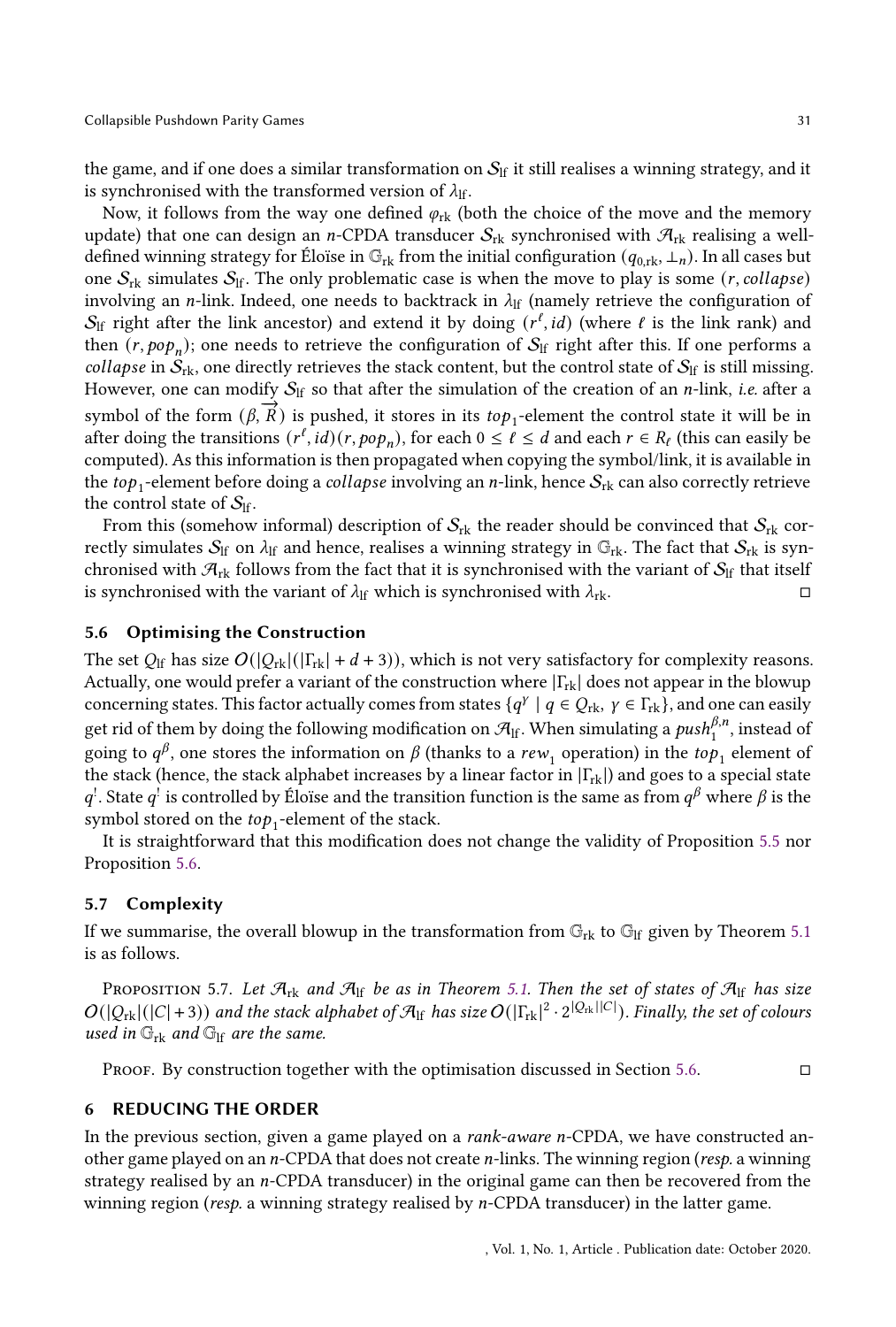the game, and if one does a similar transformation on $\mathcal{S}_{\mathrm{lf}}$ it still realises a winning strategy, and it is synchronised with the transformed version of $\lambda_{\mathrm{lf}}$.

Now, it follows from the way one defined $\varphi_{\mathrm{rk}}$ (both the choice of the move and the memory update) that one can design an $n$-CPDA transducer $\mathcal{S}_{\mathrm{rk}}$ synchronised with $\mathcal{A}_{\mathrm{rk}}$ realising a well-defined winning strategy for Éloïse in $\mathbb{G}_{\mathrm{rk}}$ from the initial configuration $(q_{0,\mathrm{rk}}, \perp_n)$. In all cases but one $\mathcal{S}_{\mathrm{rk}}$ simulates $\mathcal{S}_{\mathrm{lf}}$. The only problematic case is when the move to play is some $(r, \mathit{collapse})$ involving an $n$-link. Indeed, one needs to backtrack in $\lambda_{\mathrm{lf}}$ (namely retrieve the configuration of $\mathcal{S}_{\mathrm{lf}}$ right after the link ancestor) and extend it by doing $(r^\ell, id)$ (where $\ell$ is the link rank) and then $(r, pop_n)$; one needs to retrieve the configuration of $\mathcal{S}_{\mathrm{lf}}$ right after this. If one performs a *collapse* in $\mathcal{S}_{\mathrm{rk}}$, one directly retrieves the stack content, but the control state of $\mathcal{S}_{\mathrm{lf}}$ is still missing. However, one can modify $\mathcal{S}_{\mathrm{lf}}$ so that after the simulation of the creation of an $n$-link, *i.e.* after a symbol of the form $(\beta, \overrightarrow{R})$ is pushed, it stores in its $top_1$-element the control state it will be in after doing the transitions $(r^\ell, id)(r, pop_n)$, for each $0 \leq \ell \leq d$ and each $r \in R_\ell$ (this can easily be computed). As this information is then propagated when copying the symbol/link, it is available in the $top_1$-element before doing a *collapse* involving an $n$-link, hence $\mathcal{S}_{\mathrm{rk}}$ can also correctly retrieve the control state of $\mathcal{S}_{\mathrm{lf}}$.

From this (somehow informal) description of $\mathcal{S}_{\mathrm{rk}}$ the reader should be convinced that $\mathcal{S}_{\mathrm{rk}}$ correctly simulates $\mathcal{S}_{\mathrm{lf}}$ on $\lambda_{\mathrm{lf}}$ and hence, realises a winning strategy in $\mathbb{G}_{\mathrm{rk}}$. The fact that $\mathcal{S}_{\mathrm{rk}}$ is synchronised with $\mathcal{A}_{\mathrm{rk}}$ follows from the fact that it is synchronised with the variant of $\mathcal{S}_{\mathrm{lf}}$ that itself is synchronised with the variant of $\lambda_{\mathrm{lf}}$ which is synchronised with $\lambda_{\mathrm{rk}}$. ◻

### 5.6 Optimising the Construction

The set $Q_{\mathrm{lf}}$ has size $O(|Q_{\mathrm{rk}}|(|\Gamma_{\mathrm{rk}}| + d + 3))$, which is not very satisfactory for complexity reasons. Actually, one would prefer a variant of the construction where $|\Gamma_{\mathrm{rk}}|$ does not appear in the blowup concerning states. This factor actually comes from states $\{q^\gamma \mid q \in Q_{\mathrm{rk}}, \gamma \in \Gamma_{\mathrm{rk}}\}$, and one can easily get rid of them by doing the following modification on $\mathcal{A}_{\mathrm{lf}}$. When simulating a $push_1^{\beta,n}$, instead of going to $q^\beta$, one stores the information on $\beta$ (thanks to a $rew_1$ operation) in the $top_1$ element of the stack (hence, the stack alphabet increases by a linear factor in $|\Gamma_{\mathrm{rk}}|$) and goes to a special state $q^!$. State $q^!$ is controlled by Éloïse and the transition function is the same as from $q^\beta$ where $\beta$ is the symbol stored on the $top_1$-element of the stack.

It is straightforward that this modification does not change the validity of Proposition 5.5 nor Proposition 5.6.

### 5.7 Complexity

If we summarise, the overall blowup in the transformation from $\mathbb{G}_{\mathrm{rk}}$ to $\mathbb{G}_{\mathrm{lf}}$ given by Theorem 5.1 is as follows.

Proposition 5.7. *Let $\mathcal{A}_{\mathrm{rk}}$ and $\mathcal{A}_{\mathrm{lf}}$ be as in Theorem 5.1. Then the set of states of $\mathcal{A}_{\mathrm{lf}}$ has size $O(|Q_{\mathrm{rk}}|(|C|+3))$ and the stack alphabet of $\mathcal{A}_{\mathrm{lf}}$ has size $O(|\Gamma_{\mathrm{rk}}|^2 \cdot 2^{|Q_{\mathrm{rk}}||C|})$. Finally, the set of colours used in $\mathbb{G}_{\mathrm{rk}}$ and $\mathbb{G}_{\mathrm{lf}}$ are the same.*

Proof. By construction together with the optimisation discussed in Section 5.6. ◻

## 6 REDUCING THE ORDER

In the previous section, given a game played on a *rank-aware* $n$-CPDA, we have constructed another game played on an $n$-CPDA that does not create $n$-links. The winning region (*resp.* a winning strategy realised by an $n$-CPDA transducer) in the original game can then be recovered from the winning region (*resp.* a winning strategy realised by $n$-CPDA transducer) in the latter game.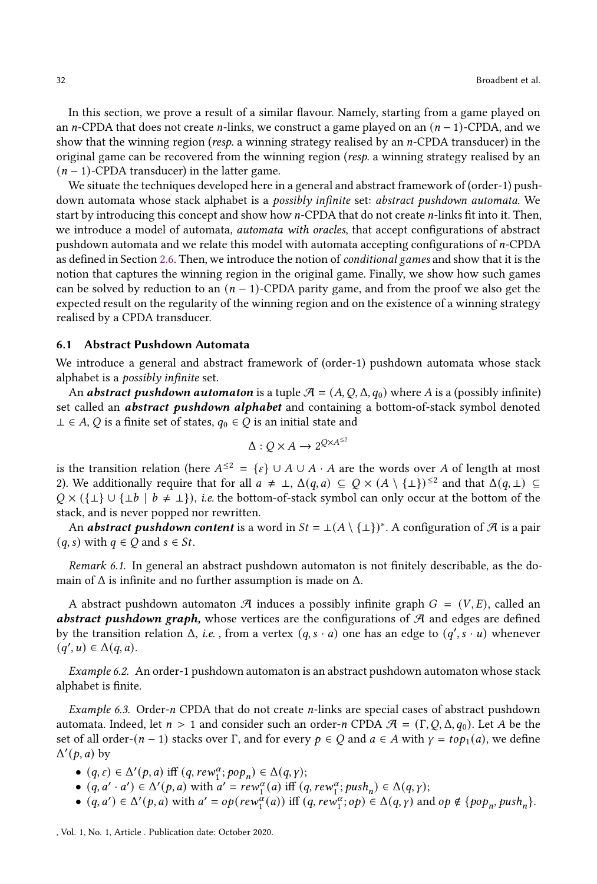In this section, we prove a result of a similar flavour. Namely, starting from a game played on an $n$-CPDA that does not create $n$-links, we construct a game played on an $(n-1)$-CPDA, and we show that the winning region (*resp.* a winning strategy realised by an $n$-CPDA transducer) in the original game can be recovered from the winning region (*resp.* a winning strategy realised by an $(n-1)$-CPDA transducer) in the latter game.

We situate the techniques developed here in a general and abstract framework of (order-1) pushdown automata whose stack alphabet is a *possibly infinite* set: *abstract pushdown automata.* We start by introducing this concept and show how $n$-CPDA that do not create $n$-links fit into it. Then, we introduce a model of automata, *automata with oracles,* that accept configurations of abstract pushdown automata and we relate this model with automata accepting configurations of $n$-CPDA as defined in Section 2.6. Then, we introduce the notion of *conditional games* and show that it is the notion that captures the winning region in the original game. Finally, we show how such games can be solved by reduction to an $(n-1)$-CPDA parity game, and from the proof we also get the expected result on the regularity of the winning region and on the existence of a winning strategy realised by a CPDA transducer.

## 6.1 Abstract Pushdown Automata

We introduce a general and abstract framework of (order-1) pushdown automata whose stack alphabet is a *possibly infinite* set.

An ***abstract pushdown automaton*** is a tuple $\mathcal{A} = (A, Q, \Delta, q_0)$ where $A$ is a (possibly infinite) set called an ***abstract pushdown alphabet*** and containing a bottom-of-stack symbol denoted $\bot \in A$, $Q$ is a finite set of states, $q_0 \in Q$ is an initial state and

$$\Delta : Q \times A \to 2^{Q \times A^{\leq 2}}$$

is the transition relation (here $A^{\leq 2} = \{\varepsilon\} \cup A \cup A \cdot A$ are the words over $A$ of length at most 2). We additionally require that for all $a \neq \bot$, $\Delta(q, a) \subseteq Q \times (A \setminus \{\bot\})^{\leq 2}$ and that $\Delta(q, \bot) \subseteq Q \times (\{\bot\} \cup \{\bot b \mid b \neq \bot\})$, *i.e.* the bottom-of-stack symbol can only occur at the bottom of the stack, and is never popped nor rewritten.

An ***abstract pushdown content*** is a word in $St = \bot(A \setminus \{\bot\})^*$. A configuration of $\mathcal{A}$ is a pair $(q, s)$ with $q \in Q$ and $s \in St$.

*Remark 6.1.* In general an abstract pushdown automaton is not finitely describable, as the domain of $\Delta$ is infinite and no further assumption is made on $\Delta$.

A abstract pushdown automaton $\mathcal{A}$ induces a possibly infinite graph $G = (V, E)$, called an ***abstract pushdown graph,*** whose vertices are the configurations of $\mathcal{A}$ and edges are defined by the transition relation $\Delta$, *i.e.* , from a vertex $(q, s \cdot a)$ one has an edge to $(q', s \cdot u)$ whenever $(q', u) \in \Delta(q, a)$.

*Example 6.2.* An order-1 pushdown automaton is an abstract pushdown automaton whose stack alphabet is finite.

*Example 6.3.* Order-$n$ CPDA that do not create $n$-links are special cases of abstract pushdown automata. Indeed, let $n > 1$ and consider such an order-$n$ CPDA $\mathcal{A} = (\Gamma, Q, \Delta, q_0)$. Let $A$ be the set of all order-$(n-1)$ stacks over $\Gamma$, and for every $p \in Q$ and $a \in A$ with $\gamma = top_1(a)$, we define $\Delta'(p, a)$ by

- $(q, \varepsilon) \in \Delta'(p, a)$ iff $(q, rew_1^\alpha; pop_n) \in \Delta(q, \gamma)$;
- $(q, a' \cdot a') \in \Delta'(p, a)$ with $a' = rew_1^\alpha(a)$ iff $(q, rew_1^\alpha; push_n) \in \Delta(q, \gamma)$;
- $(q, a') \in \Delta'(p, a)$ with $a' = op(rew_1^\alpha(a))$ iff $(q, rew_1^\alpha; op) \in \Delta(q, \gamma)$ and $op \notin \{pop_n, push_n\}$.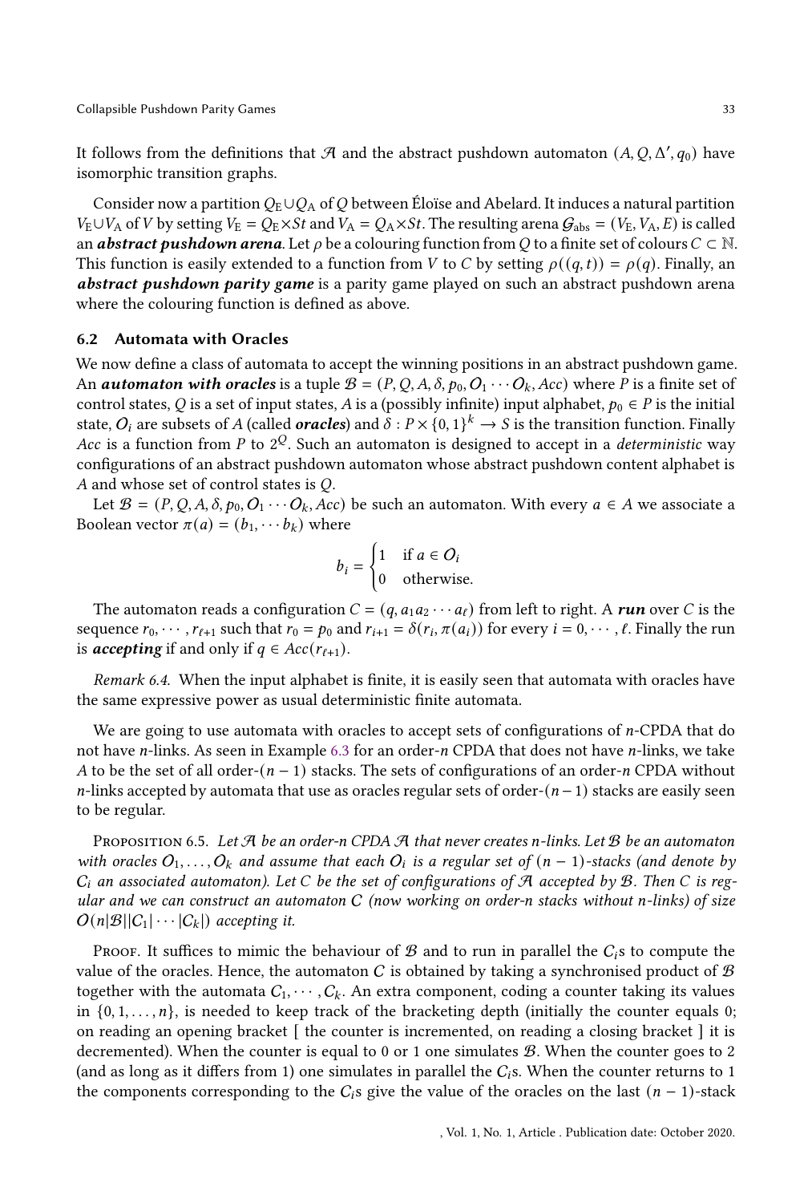It follows from the definitions that $\mathcal{A}$ and the abstract pushdown automaton $(A, Q, \Delta', q_0)$ have isomorphic transition graphs.

Consider now a partition $Q_{\text{E}} \cup Q_{\text{A}}$ of $Q$ between Éloïse and Abelard. It induces a natural partition $V_{\text{E}} \cup V_{\text{A}}$ of $V$ by setting $V_{\text{E}} = Q_{\text{E}} \times St$ and $V_{\text{A}} = Q_{\text{A}} \times St$. The resulting arena $\mathcal{G}_{\text{abs}} = (V_{\text{E}}, V_{\text{A}}, E)$ is called an ***abstract pushdown arena***. Let $\rho$ be a colouring function from $Q$ to a finite set of colours $C \subset \mathbb{N}$. This function is easily extended to a function from $V$ to $C$ by setting $\rho((q, t)) = \rho(q)$. Finally, an ***abstract pushdown parity game*** is a parity game played on such an abstract pushdown arena where the colouring function is defined as above.

## 6.2 Automata with Oracles

We now define a class of automata to accept the winning positions in an abstract pushdown game. An ***automaton with oracles*** is a tuple $\mathcal{B} = (P, Q, A, \delta, p_0, O_1 \cdots O_k, Acc)$ where $P$ is a finite set of control states, $Q$ is a set of input states, $A$ is a (possibly infinite) input alphabet, $p_0 \in P$ is the initial state, $O_i$ are subsets of $A$ (called ***oracles***) and $\delta : P \times \{0, 1\}^k \to S$ is the transition function. Finally $Acc$ is a function from $P$ to $2^Q$. Such an automaton is designed to accept in a *deterministic* way configurations of an abstract pushdown automaton whose abstract pushdown content alphabet is $A$ and whose set of control states is $Q$.

Let $\mathcal{B} = (P, Q, A, \delta, p_0, O_1 \cdots O_k, Acc)$ be such an automaton. With every $a \in A$ we associate a Boolean vector $\pi(a) = (b_1, \cdots b_k)$ where

$$b_i = \begin{cases} 1 & \text{if } a \in O_i \\ 0 & \text{otherwise.} \end{cases}$$

The automaton reads a configuration $C = (q, a_1 a_2 \cdots a_\ell)$ from left to right. A ***run*** over $C$ is the sequence $r_0, \cdots, r_{\ell+1}$ such that $r_0 = p_0$ and $r_{i+1} = \delta(r_i, \pi(a_i))$ for every $i = 0, \cdots, \ell$. Finally the run is ***accepting*** if and only if $q \in Acc(r_{\ell+1})$.

*Remark 6.4.* When the input alphabet is finite, it is easily seen that automata with oracles have the same expressive power as usual deterministic finite automata.

We are going to use automata with oracles to accept sets of configurations of $n$-CPDA that do not have $n$-links. As seen in Example 6.3 for an order-$n$ CPDA that does not have $n$-links, we take $A$ to be the set of all order-$(n-1)$ stacks. The sets of configurations of an order-$n$ CPDA without $n$-links accepted by automata that use as oracles regular sets of order-$(n-1)$ stacks are easily seen to be regular.

Proposition 6.5. *Let $\mathcal{A}$ be an order-$n$ CPDA $\mathcal{A}$ that never creates $n$-links. Let $\mathcal{B}$ be an automaton with oracles $O_1, \ldots, O_k$ and assume that each $O_i$ is a regular set of $(n-1)$-stacks (and denote by $C_i$ an associated automaton). Let $C$ be the set of configurations of $\mathcal{A}$ accepted by $\mathcal{B}$. Then $C$ is regular and we can construct an automaton $C$ (now working on order-$n$ stacks without $n$-links) of size $O(n|\mathcal{B}||C_1| \cdots |C_k|)$ accepting it.*

Proof. It suffices to mimic the behaviour of $\mathcal{B}$ and to run in parallel the $C_i$s to compute the value of the oracles. Hence, the automaton $C$ is obtained by taking a synchronised product of $\mathcal{B}$ together with the automata $C_1, \cdots, C_k$. An extra component, coding a counter taking its values in $\{0, 1, \ldots, n\}$, is needed to keep track of the bracketing depth (initially the counter equals 0; on reading an opening bracket [ the counter is incremented, on reading a closing bracket ] it is decremented). When the counter is equal to 0 or 1 one simulates $\mathcal{B}$. When the counter goes to 2 (and as long as it differs from 1) one simulates in parallel the $C_i$s. When the counter returns to 1 the components corresponding to the $C_i$s give the value of the oracles on the last $(n-1)$-stack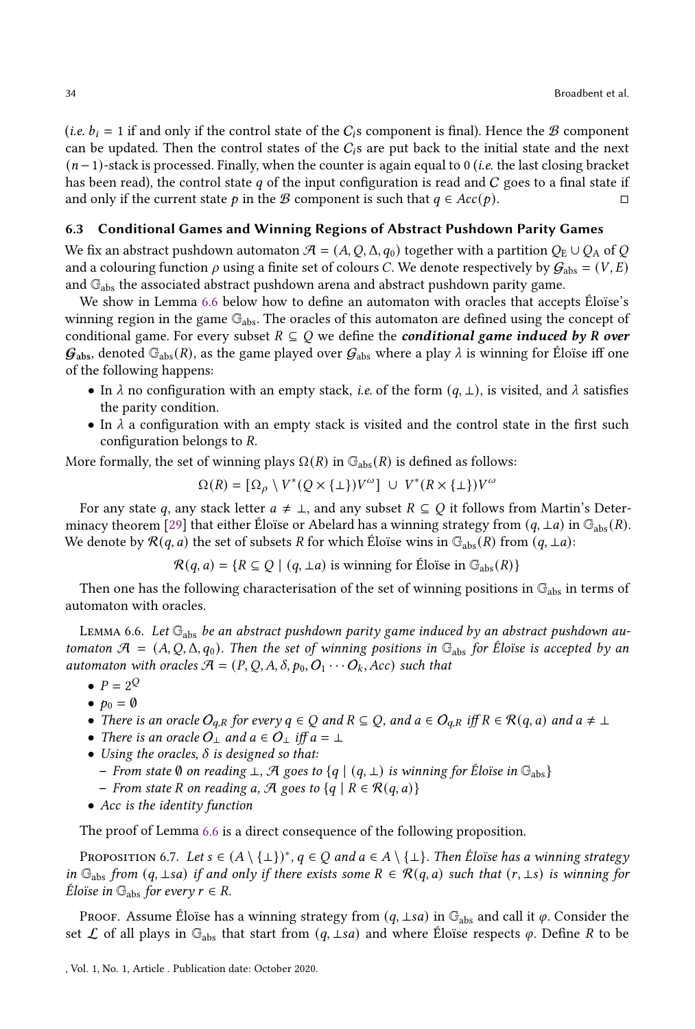(*i.e.* $b_i = 1$ if and only if the control state of the $C_i$s component is final). Hence the $\mathcal{B}$ component can be updated. Then the control states of the $C_i$s are put back to the initial state and the next $(n-1)$-stack is processed. Finally, when the counter is again equal to 0 (*i.e.* the last closing bracket has been read), the control state $q$ of the input configuration is read and $C$ goes to a final state if and only if the current state $p$ in the $\mathcal{B}$ component is such that $q \in Acc(p)$. □

### 6.3 Conditional Games and Winning Regions of Abstract Pushdown Parity Games

We fix an abstract pushdown automaton $\mathcal{A} = (A, Q, \Delta, q_0)$ together with a partition $Q_E \cup Q_A$ of $Q$ and a colouring function $\rho$ using a finite set of colours $C$. We denote respectively by $\mathcal{G}_{abs} = (V, E)$ and $\mathbb{G}_{abs}$ the associated abstract pushdown arena and abstract pushdown parity game.

We show in Lemma 6.6 below how to define an automaton with oracles that accepts Éloïse's winning region in the game $\mathbb{G}_{abs}$. The oracles of this automaton are defined using the concept of conditional game. For every subset $R \subseteq Q$ we define the ***conditional game induced by R over $\mathcal{G}_{abs}$***, denoted $\mathbb{G}_{abs}(R)$, as the game played over $\mathcal{G}_{abs}$ where a play $\lambda$ is winning for Éloïse iff one of the following happens:

- In $\lambda$ no configuration with an empty stack, *i.e.* of the form $(q, \bot)$, is visited, and $\lambda$ satisfies the parity condition.
- In $\lambda$ a configuration with an empty stack is visited and the control state in the first such configuration belongs to $R$.

More formally, the set of winning plays $\Omega(R)$ in $\mathbb{G}_{abs}(R)$ is defined as follows:

$$\Omega(R) = [\Omega_\rho \setminus V^*(Q \times \{\bot\})V^\omega] \; \cup \; V^*(R \times \{\bot\})V^\omega$$

For any state $q$, any stack letter $a \neq \bot$, and any subset $R \subseteq Q$ it follows from Martin's Determinacy theorem [29] that either Éloïse or Abelard has a winning strategy from $(q, \bot a)$ in $\mathbb{G}_{abs}(R)$. We denote by $\mathcal{R}(q, a)$ the set of subsets $R$ for which Éloïse wins in $\mathbb{G}_{abs}(R)$ from $(q, \bot a)$:

$$\mathcal{R}(q, a) = \{R \subseteq Q \mid (q, \bot a) \text{ is winning for Éloïse in } \mathbb{G}_{abs}(R)\}$$

Then one has the following characterisation of the set of winning positions in $\mathbb{G}_{abs}$ in terms of automaton with oracles.

Lemma 6.6. *Let $\mathbb{G}_{abs}$ be an abstract pushdown parity game induced by an abstract pushdown automaton $\mathcal{A} = (A, Q, \Delta, q_0)$. Then the set of winning positions in $\mathbb{G}_{abs}$ for Éloïse is accepted by an automaton with oracles $\mathcal{A} = (P, Q, A, \delta, p_0, O_1 \cdots O_k, Acc)$ such that*

- $P = 2^Q$
- $p_0 = \emptyset$
- *There is an oracle $O_{q,R}$ for every $q \in Q$ and $R \subseteq Q$, and $a \in O_{q,R}$ iff $R \in \mathcal{R}(q, a)$ and $a \neq \bot$*
- *There is an oracle $O_\bot$ and $a \in O_\bot$ iff $a = \bot$*
- *Using the oracles, $\delta$ is designed so that:*
  - *From state $\emptyset$ on reading $\bot$, $\mathcal{A}$ goes to $\{q \mid (q, \bot) \text{ is winning for Éloïse in } \mathbb{G}_{abs}\}$*
  - *From state $R$ on reading $a$, $\mathcal{A}$ goes to $\{q \mid R \in \mathcal{R}(q, a)\}$*
- *Acc is the identity function*

The proof of Lemma 6.6 is a direct consequence of the following proposition.

Proposition 6.7. *Let $s \in (A \setminus \{\bot\})^*$, $q \in Q$ and $a \in A \setminus \{\bot\}$. Then Éloïse has a winning strategy in $\mathbb{G}_{abs}$ from $(q, \bot sa)$ if and only if there exists some $R \in \mathcal{R}(q, a)$ such that $(r, \bot s)$ is winning for Éloïse in $\mathbb{G}_{abs}$ for every $r \in R$.*

Proof. Assume Éloïse has a winning strategy from $(q, \bot sa)$ in $\mathbb{G}_{abs}$ and call it $\varphi$. Consider the set $\mathcal{L}$ of all plays in $\mathbb{G}_{abs}$ that start from $(q, \bot sa)$ and where Éloïse respects $\varphi$. Define $R$ to be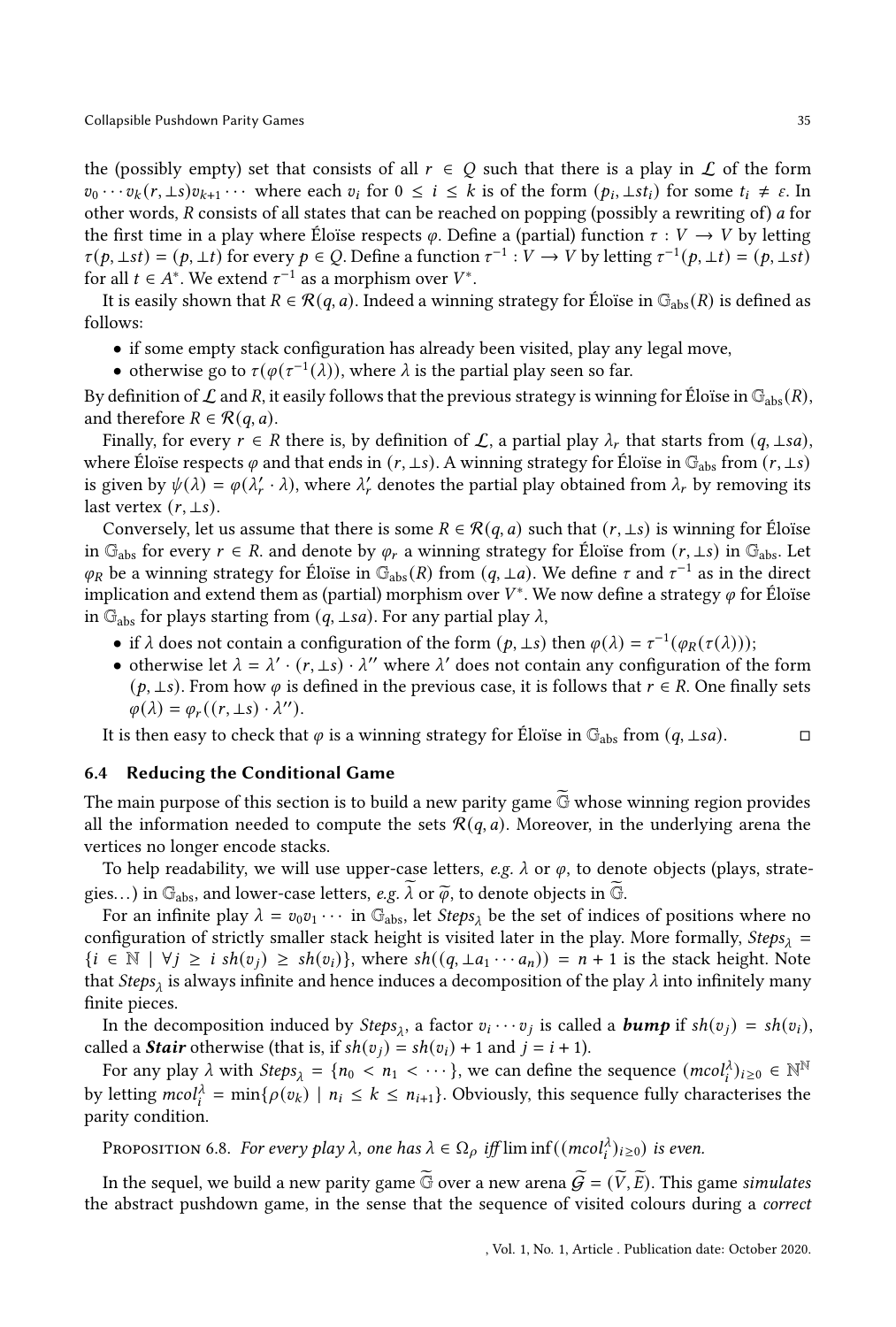the (possibly empty) set that consists of all $r \in Q$ such that there is a play in $\mathcal{L}$ of the form $v_0 \cdots v_k(r, \perp s)v_{k+1} \cdots$ where each $v_i$ for $0 \leq i \leq k$ is of the form $(p_i, \perp st_i)$ for some $t_i \neq \varepsilon$. In other words, $R$ consists of all states that can be reached on popping (possibly a rewriting of) $a$ for the first time in a play where Éloïse respects $\varphi$. Define a (partial) function $\tau : V \to V$ by letting $\tau(p, \perp st) = (p, \perp t)$ for every $p \in Q$. Define a function $\tau^{-1} : V \to V$ by letting $\tau^{-1}(p, \perp t) = (p, \perp st)$ for all $t \in A^*$. We extend $\tau^{-1}$ as a morphism over $V^*$.

It is easily shown that $R \in \mathcal{R}(q, a)$. Indeed a winning strategy for Éloïse in $\mathbb{G}_{\text{abs}}(R)$ is defined as follows:

- if some empty stack configuration has already been visited, play any legal move,
- otherwise go to $\tau(\varphi(\tau^{-1}(\lambda))$, where $\lambda$ is the partial play seen so far.

By definition of $\mathcal{L}$ and $R$, it easily follows that the previous strategy is winning for Éloïse in $\mathbb{G}_{\text{abs}}(R)$, and therefore $R \in \mathcal{R}(q, a)$.

Finally, for every $r \in R$ there is, by definition of $\mathcal{L}$, a partial play $\lambda_r$ that starts from $(q, \perp sa)$, where Éloïse respects $\varphi$ and that ends in $(r, \perp s)$. A winning strategy for Éloïse in $\mathbb{G}_{\text{abs}}$ from $(r, \perp s)$ is given by $\psi(\lambda) = \varphi(\lambda'_r \cdot \lambda)$, where $\lambda'_r$ denotes the partial play obtained from $\lambda_r$ by removing its last vertex $(r, \perp s)$.

Conversely, let us assume that there is some $R \in \mathcal{R}(q, a)$ such that $(r, \perp s)$ is winning for Éloïse in $\mathbb{G}_{\text{abs}}$ for every $r \in R$. and denote by $\varphi_r$ a winning strategy for Éloïse from $(r, \perp s)$ in $\mathbb{G}_{\text{abs}}$. Let $\varphi_R$ be a winning strategy for Éloïse in $\mathbb{G}_{\text{abs}}(R)$ from $(q, \perp a)$. We define $\tau$ and $\tau^{-1}$ as in the direct implication and extend them as (partial) morphism over $V^*$. We now define a strategy $\varphi$ for Éloïse in $\mathbb{G}_{\text{abs}}$ for plays starting from $(q, \perp sa)$. For any partial play $\lambda$,

- if $\lambda$ does not contain a configuration of the form $(p, \perp s)$ then $\varphi(\lambda) = \tau^{-1}(\varphi_R(\tau(\lambda)))$;
- otherwise let $\lambda = \lambda' \cdot (r, \perp s) \cdot \lambda''$ where $\lambda'$ does not contain any configuration of the form $(p, \perp s)$. From how $\varphi$ is defined in the previous case, it is follows that $r \in R$. One finally sets $\varphi(\lambda) = \varphi_r((r, \perp s) \cdot \lambda'')$.

It is then easy to check that $\varphi$ is a winning strategy for Éloïse in $\mathbb{G}_{\text{abs}}$ from $(q, \perp sa)$. □

### 6.4 Reducing the Conditional Game

The main purpose of this section is to build a new parity game $\widetilde{\mathbb{G}}$ whose winning region provides all the information needed to compute the sets $\mathcal{R}(q, a)$. Moreover, in the underlying arena the vertices no longer encode stacks.

To help readability, we will use upper-case letters, *e.g.* $\lambda$ or $\varphi$, to denote objects (plays, strategies…) in $\mathbb{G}_{\text{abs}}$, and lower-case letters, *e.g.* $\widetilde{\lambda}$ or $\widetilde{\varphi}$, to denote objects in $\widetilde{\mathbb{G}}$.

For an infinite play $\lambda = v_0 v_1 \cdots$ in $\mathbb{G}_{\text{abs}}$, let $Steps_\lambda$ be the set of indices of positions where no configuration of strictly smaller stack height is visited later in the play. More formally, $Steps_\lambda = \{i \in \mathbb{N} \mid \forall j \geq i \; sh(v_j) \geq sh(v_i)\}$, where $sh((q, \perp a_1 \cdots a_n)) = n + 1$ is the stack height. Note that $Steps_\lambda$ is always infinite and hence induces a decomposition of the play $\lambda$ into infinitely many finite pieces.

In the decomposition induced by $Steps_\lambda$, a factor $v_i \cdots v_j$ is called a ***bump*** if $sh(v_j) = sh(v_i)$, called a ***Stair*** otherwise (that is, if $sh(v_j) = sh(v_i) + 1$ and $j = i + 1$).

For any play $\lambda$ with $Steps_\lambda = \{n_0 < n_1 < \cdots\}$, we can define the sequence $(mcol_i^\lambda)_{i \geq 0} \in \mathbb{N}^\mathbb{N}$ by letting $mcol_i^\lambda = \min\{\rho(v_k) \mid n_i \leq k \leq n_{i+1}\}$. Obviously, this sequence fully characterises the parity condition.

Proposition 6.8. *For every play $\lambda$, one has $\lambda \in \Omega_\rho$ iff $\liminf((mcol_i^\lambda)_{i \geq 0})$ is even.*

In the sequel, we build a new parity game $\widetilde{\mathbb{G}}$ over a new arena $\widetilde{\mathcal{G}} = (\widetilde{V}, \widetilde{E})$. This game *simulates* the abstract pushdown game, in the sense that the sequence of visited colours during a *correct*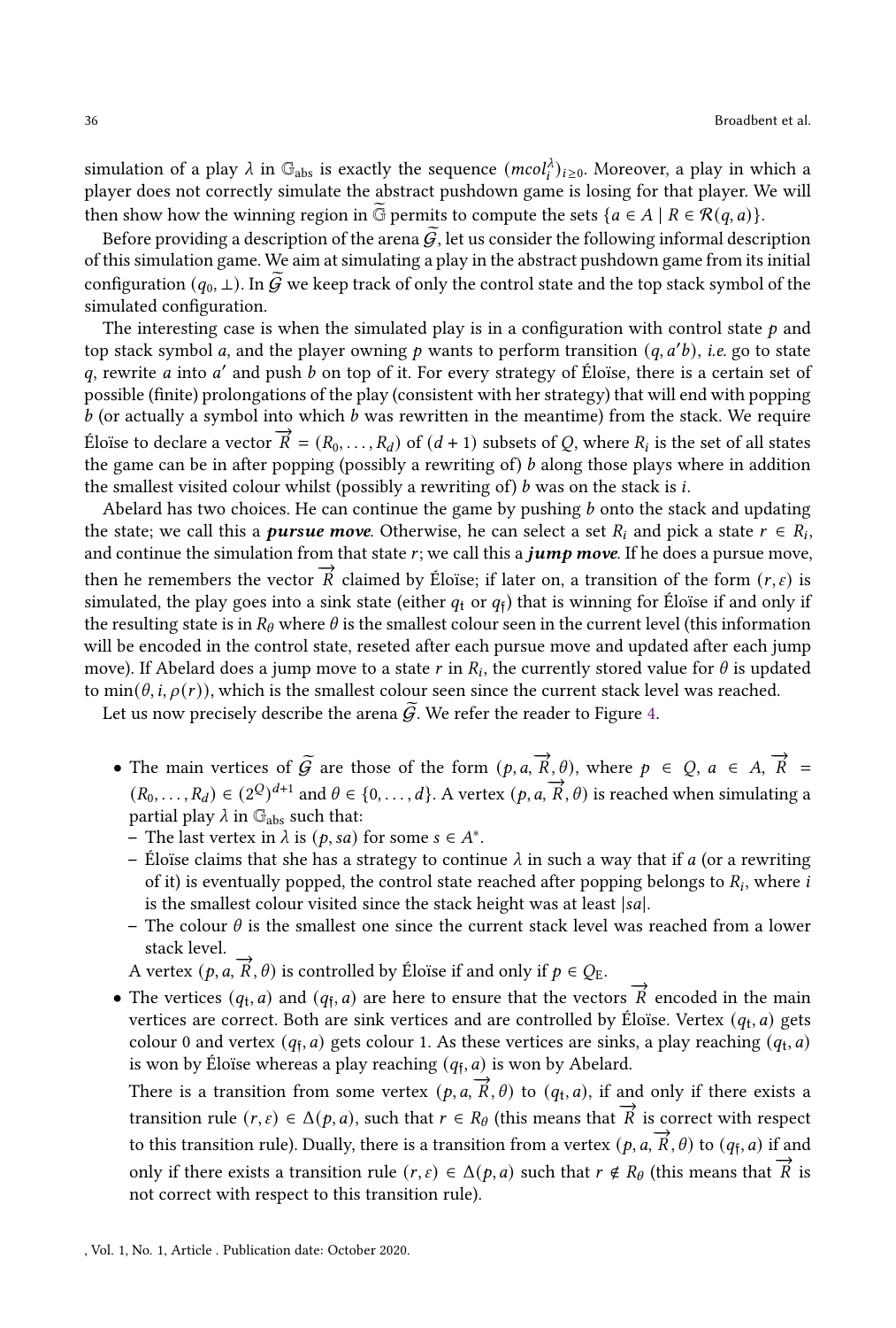simulation of a play $\lambda$ in $\mathbb{G}_{\text{abs}}$ is exactly the sequence $(mcol_i^{\lambda})_{i\geq 0}$. Moreover, a play in which a player does not correctly simulate the abstract pushdown game is losing for that player. We will then show how the winning region in $\widetilde{\mathbb{G}}$ permits to compute the sets $\{a \in A \mid R \in \mathcal{R}(q, a)\}$.

Before providing a description of the arena $\widetilde{\mathcal{G}}$, let us consider the following informal description of this simulation game. We aim at simulating a play in the abstract pushdown game from its initial configuration $(q_0, \bot)$. In $\widetilde{\mathcal{G}}$ we keep track of only the control state and the top stack symbol of the simulated configuration.

The interesting case is when the simulated play is in a configuration with control state $p$ and top stack symbol $a$, and the player owning $p$ wants to perform transition $(q, a'b)$, *i.e.* go to state $q$, rewrite $a$ into $a'$ and push $b$ on top of it. For every strategy of Éloïse, there is a certain set of possible (finite) prolongations of the play (consistent with her strategy) that will end with popping $b$ (or actually a symbol into which $b$ was rewritten in the meantime) from the stack. We require Éloïse to declare a vector $\overrightarrow{R} = (R_0, \ldots, R_d)$ of $(d+1)$ subsets of $Q$, where $R_i$ is the set of all states the game can be in after popping (possibly a rewriting of) $b$ along those plays where in addition the smallest visited colour whilst (possibly a rewriting of) $b$ was on the stack is $i$.

Abelard has two choices. He can continue the game by pushing $b$ onto the stack and updating the state; we call this a ***pursue move***. Otherwise, he can select a set $R_i$ and pick a state $r \in R_i$, and continue the simulation from that state $r$; we call this a ***jump move***. If he does a pursue move, then he remembers the vector $\overrightarrow{R}$ claimed by Éloïse; if later on, a transition of the form $(r, \varepsilon)$ is simulated, the play goes into a sink state (either $q_{\mathfrak{t}}$ or $q_{\mathfrak{f}}$) that is winning for Éloïse if and only if the resulting state is in $R_\theta$ where $\theta$ is the smallest colour seen in the current level (this information will be encoded in the control state, reseted after each pursue move and updated after each jump move). If Abelard does a jump move to a state $r$ in $R_i$, the currently stored value for $\theta$ is updated to $\min(\theta, i, \rho(r))$, which is the smallest colour seen since the current stack level was reached.

Let us now precisely describe the arena $\widetilde{\mathcal{G}}$. We refer the reader to Figure 4.

- The main vertices of $\widetilde{\mathcal{G}}$ are those of the form $(p, a, \overrightarrow{R}, \theta)$, where $p \in Q$, $a \in A$, $\overrightarrow{R} = (R_0, \ldots, R_d) \in (2^Q)^{d+1}$ and $\theta \in \{0, \ldots, d\}$. A vertex $(p, a, \overrightarrow{R}, \theta)$ is reached when simulating a partial play $\lambda$ in $\mathbb{G}_{\text{abs}}$ such that:
  - The last vertex in $\lambda$ is $(p, sa)$ for some $s \in A^*$.
  - Éloïse claims that she has a strategy to continue $\lambda$ in such a way that if $a$ (or a rewriting of it) is eventually popped, the control state reached after popping belongs to $R_i$, where $i$ is the smallest colour visited since the stack height was at least $|sa|$.
  - The colour $\theta$ is the smallest one since the current stack level was reached from a lower stack level.

  A vertex $(p, a, \overrightarrow{R}, \theta)$ is controlled by Éloïse if and only if $p \in Q_{\text{E}}$.
- The vertices $(q_{\mathfrak{t}}, a)$ and $(q_{\mathfrak{f}}, a)$ are here to ensure that the vectors $\overrightarrow{R}$ encoded in the main vertices are correct. Both are sink vertices and are controlled by Éloïse. Vertex $(q_{\mathfrak{t}}, a)$ gets colour 0 and vertex $(q_{\mathfrak{f}}, a)$ gets colour 1. As these vertices are sinks, a play reaching $(q_{\mathfrak{t}}, a)$ is won by Éloïse whereas a play reaching $(q_{\mathfrak{f}}, a)$ is won by Abelard.

  There is a transition from some vertex $(p, a, \overrightarrow{R}, \theta)$ to $(q_{\mathfrak{t}}, a)$, if and only if there exists a transition rule $(r, \varepsilon) \in \Delta(p, a)$, such that $r \in R_\theta$ (this means that $\overrightarrow{R}$ is correct with respect to this transition rule). Dually, there is a transition from a vertex $(p, a, \overrightarrow{R}, \theta)$ to $(q_{\mathfrak{f}}, a)$ if and only if there exists a transition rule $(r, \varepsilon) \in \Delta(p, a)$ such that $r \notin R_\theta$ (this means that $\overrightarrow{R}$ is not correct with respect to this transition rule).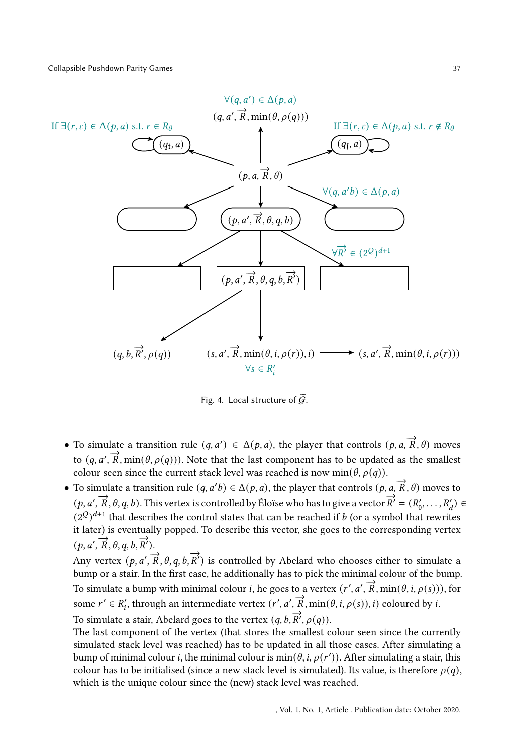Fig. 4. Local structure of $\widetilde{\mathcal{G}}$.

- To simulate a transition rule $(q, a') \in \Delta(p, a)$, the player that controls $(p, a, \overrightarrow{R}, \theta)$ moves to $(q, a', \overrightarrow{R}, \min(\theta, \rho(q)))$. Note that the last component has to be updated as the smallest colour seen since the current stack level was reached is now $\min(\theta, \rho(q))$.
- To simulate a transition rule $(q, a'b) \in \Delta(p, a)$, the player that controls $(p, a, \overrightarrow{R}, \theta)$ moves to $(p, a', \overrightarrow{R}, \theta, q, b)$. This vertex is controlled by Éloïse who has to give a vector $\overrightarrow{R'} = (R'_0, \ldots, R'_d) \in (2^Q)^{d+1}$ that describes the control states that can be reached if $b$ (or a symbol that rewrites it later) is eventually popped. To describe this vector, she goes to the corresponding vertex $(p, a', \overrightarrow{R}, \theta, q, b, \overrightarrow{R'})$.

  Any vertex $(p, a', \overrightarrow{R}, \theta, q, b, \overrightarrow{R'})$ is controlled by Abelard who chooses either to simulate a bump or a stair. In the first case, he additionally has to pick the minimal colour of the bump. To simulate a bump with minimal colour $i$, he goes to a vertex $(r', a', \overrightarrow{R}, \min(\theta, i, \rho(s)))$, for some $r' \in R'_i$, through an intermediate vertex $(r', a', \overrightarrow{R}, \min(\theta, i, \rho(s)), i)$ coloured by $i$.

  To simulate a stair, Abelard goes to the vertex $(q, b, \overrightarrow{R'}, \rho(q))$.

  The last component of the vertex (that stores the smallest colour seen since the currently simulated stack level was reached) has to be updated in all those cases. After simulating a bump of minimal colour $i$, the minimal colour is $\min(\theta, i, \rho(r'))$. After simulating a stair, this colour has to be initialised (since a new stack level is simulated). Its value, is therefore $\rho(q)$, which is the unique colour since the (new) stack level was reached.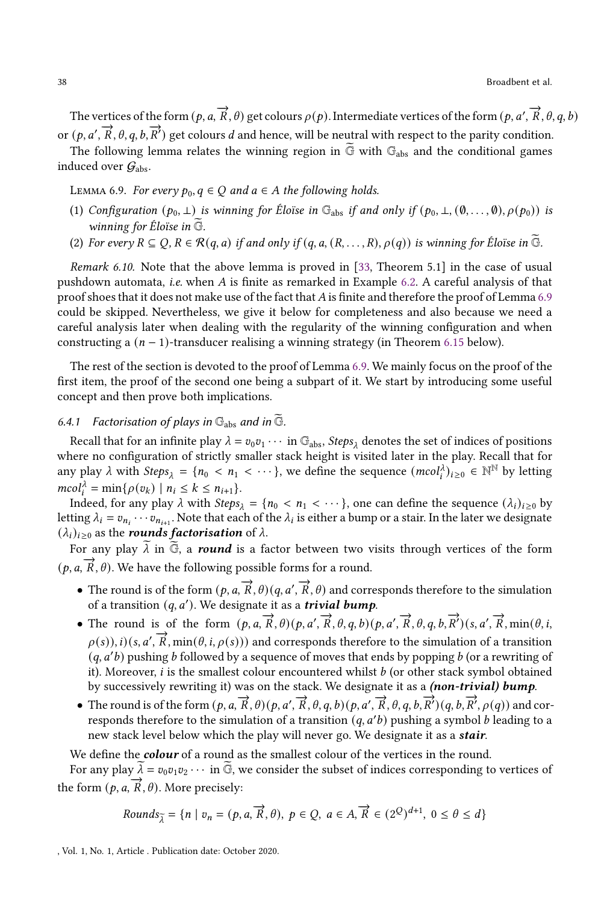The vertices of the form $(p, a, \overrightarrow{R}, \theta)$ get colours $\rho(p)$. Intermediate vertices of the form $(p, a', \overrightarrow{R}, \theta, q, b)$ or $(p, a', \overrightarrow{R}, \theta, q, b, \overrightarrow{R'})$ get colours $d$ and hence, will be neutral with respect to the parity condition.

The following lemma relates the winning region in $\widetilde{\mathbb{G}}$ with $\mathbb{G}_{\text{abs}}$ and the conditional games induced over $\mathcal{G}_{\text{abs}}$.

Lemma 6.9. *For every $p_0, q \in Q$ and $a \in A$ the following holds.*

(1) *Configuration $(p_0, \perp)$ is winning for Éloïse in $\mathbb{G}_{\text{abs}}$ if and only if $(p_0, \perp, (\emptyset, \ldots, \emptyset), \rho(p_0))$ is winning for Éloïse in $\widetilde{\mathbb{G}}$.*
(2) *For every $R \subseteq Q$, $R \in \mathcal{R}(q, a)$ if and only if $(q, a, (R, \ldots, R), \rho(q))$ is winning for Éloïse in $\widetilde{\mathbb{G}}$.*

*Remark 6.10.* Note that the above lemma is proved in [33, Theorem 5.1] in the case of usual pushdown automata, *i.e.* when $A$ is finite as remarked in Example 6.2. A careful analysis of that proof shoes that it does not make use of the fact that $A$ is finite and therefore the proof of Lemma 6.9 could be skipped. Nevertheless, we give it below for completeness and also because we need a careful analysis later when dealing with the regularity of the winning configuration and when constructing a $(n-1)$-transducer realising a winning strategy (in Theorem 6.15 below).

The rest of the section is devoted to the proof of Lemma 6.9. We mainly focus on the proof of the first item, the proof of the second one being a subpart of it. We start by introducing some useful concept and then prove both implications.

### 6.4.1 Factorisation of plays in $\mathbb{G}_{\text{abs}}$ and in $\widetilde{\mathbb{G}}$.

Recall that for an infinite play $\lambda = v_0 v_1 \cdots$ in $\mathbb{G}_{\text{abs}}$, $Steps_\lambda$ denotes the set of indices of positions where no configuration of strictly smaller stack height is visited later in the play. Recall that for any play $\lambda$ with $Steps_\lambda = \{n_0 < n_1 < \cdots\}$, we define the sequence $(mcol_i^\lambda)_{i \geq 0} \in \mathbb{N}^{\mathbb{N}}$ by letting $mcol_i^\lambda = \min\{\rho(v_k) \mid n_i \leq k \leq n_{i+1}\}$.

Indeed, for any play $\lambda$ with $Steps_\lambda = \{n_0 < n_1 < \cdots\}$, one can define the sequence $(\lambda_i)_{i \geq 0}$ by letting $\lambda_i = v_{n_i} \cdots v_{n_{i+1}}$. Note that each of the $\lambda_i$ is either a bump or a stair. In the later we designate $(\lambda_i)_{i \geq 0}$ as the ***rounds factorisation*** of $\lambda$.

For any play $\widetilde{\lambda}$ in $\widetilde{\mathbb{G}}$, a ***round*** is a factor between two visits through vertices of the form $(p, a, \overrightarrow{R}, \theta)$. We have the following possible forms for a round.

- The round is of the form $(p, a, \overrightarrow{R}, \theta)(q, a', \overrightarrow{R}, \theta)$ and corresponds therefore to the simulation of a transition $(q, a')$. We designate it as a ***trivial bump***.
- The round is of the form $(p, a, \overrightarrow{R}, \theta)(p, a', \overrightarrow{R}, \theta, q, b)(p, a', \overrightarrow{R}, \theta, q, b, \overrightarrow{R'})(s, a', \overrightarrow{R}, \min(\theta, i, \rho(s)), i)(s, a', \overrightarrow{R}, \min(\theta, i, \rho(s)))$ and corresponds therefore to the simulation of a transition $(q, a'b)$ pushing $b$ followed by a sequence of moves that ends by popping $b$ (or a rewriting of it). Moreover, $i$ is the smallest colour encountered whilst $b$ (or other stack symbol obtained by successively rewriting it) was on the stack. We designate it as a ***(non-trivial) bump***.
- The round is of the form $(p, a, \overrightarrow{R}, \theta)(p, a', \overrightarrow{R}, \theta, q, b)(p, a', \overrightarrow{R}, \theta, q, b, \overrightarrow{R'})(q, b, \overrightarrow{R'}, \rho(q))$ and corresponds therefore to the simulation of a transition $(q, a'b)$ pushing a symbol $b$ leading to a new stack level below which the play will never go. We designate it as a ***stair***.

We define the ***colour*** of a round as the smallest colour of the vertices in the round.

For any play $\widetilde{\lambda} = v_0 v_1 v_2 \cdots$ in $\widetilde{\mathbb{G}}$, we consider the subset of indices corresponding to vertices of the form $(p, a, \overrightarrow{R}, \theta)$. More precisely:

$$Rounds_{\widetilde{\lambda}} = \{n \mid v_n = (p, a, \overrightarrow{R}, \theta),\ p \in Q,\ a \in A, \overrightarrow{R} \in (2^Q)^{d+1},\ 0 \leq \theta \leq d\}$$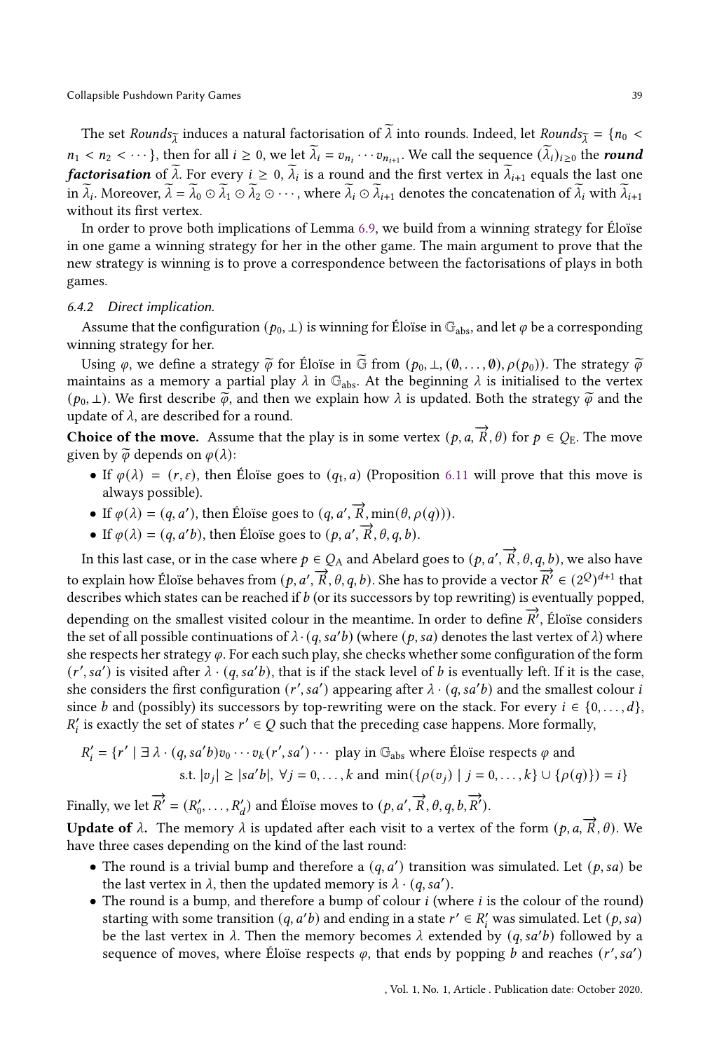The set $Rounds_{\widetilde{\lambda}}$ induces a natural factorisation of $\widetilde{\lambda}$ into rounds. Indeed, let $Rounds_{\widetilde{\lambda}} = \{n_0 < n_1 < n_2 < \cdots\}$, then for all $i \geq 0$, we let $\widetilde{\lambda}_i = v_{n_i} \cdots v_{n_{i+1}}$. We call the sequence $(\widetilde{\lambda}_i)_{i \geq 0}$ the ***round factorisation*** of $\widetilde{\lambda}$. For every $i \geq 0$, $\widetilde{\lambda}_i$ is a round and the first vertex in $\widetilde{\lambda}_{i+1}$ equals the last one in $\widetilde{\lambda}_i$. Moreover, $\widetilde{\lambda} = \widetilde{\lambda}_0 \odot \widetilde{\lambda}_1 \odot \widetilde{\lambda}_2 \odot \cdots$, where $\widetilde{\lambda}_i \odot \widetilde{\lambda}_{i+1}$ denotes the concatenation of $\widetilde{\lambda}_i$ with $\widetilde{\lambda}_{i+1}$ without its first vertex.

In order to prove both implications of Lemma 6.9, we build from a winning strategy for Éloïse in one game a winning strategy for her in the other game. The main argument to prove that the new strategy is winning is to prove a correspondence between the factorisations of plays in both games.

### 6.4.2 Direct implication.

Assume that the configuration $(p_0, \bot)$ is winning for Éloïse in $\mathbb{G}_{\text{abs}}$, and let $\varphi$ be a corresponding winning strategy for her.

Using $\varphi$, we define a strategy $\widetilde{\varphi}$ for Éloïse in $\widetilde{\mathbb{G}}$ from $(p_0, \bot, (\emptyset, \ldots, \emptyset), \rho(p_0))$. The strategy $\widetilde{\varphi}$ maintains as a memory a partial play $\lambda$ in $\mathbb{G}_{\text{abs}}$. At the beginning $\lambda$ is initialised to the vertex $(p_0, \bot)$. We first describe $\widetilde{\varphi}$, and then we explain how $\lambda$ is updated. Both the strategy $\widetilde{\varphi}$ and the update of $\lambda$, are described for a round.

**Choice of the move.** Assume that the play is in some vertex $(p, a, \overrightarrow{R}, \theta)$ for $p \in Q_{\text{E}}$. The move given by $\widetilde{\varphi}$ depends on $\varphi(\lambda)$:

- If $\varphi(\lambda) = (r, \varepsilon)$, then Éloïse goes to $(q_{\text{t}}, a)$ (Proposition 6.11 will prove that this move is always possible).
- If $\varphi(\lambda) = (q, a')$, then Éloïse goes to $(q, a', \overrightarrow{R}, \min(\theta, \rho(q)))$.
- If $\varphi(\lambda) = (q, a'b)$, then Éloïse goes to $(p, a', \overrightarrow{R}, \theta, q, b)$.

In this last case, or in the case where $p \in Q_{\text{A}}$ and Abelard goes to $(p, a', \overrightarrow{R}, \theta, q, b)$, we also have to explain how Éloïse behaves from $(p, a', \overrightarrow{R}, \theta, q, b)$. She has to provide a vector $\overrightarrow{R'} \in (2^Q)^{d+1}$ that describes which states can be reached if $b$ (or its successors by top rewriting) is eventually popped, depending on the smallest visited colour in the meantime. In order to define $\overrightarrow{R'}$, Éloïse considers the set of all possible continuations of $\lambda \cdot (q, sa'b)$ (where $(p, sa)$ denotes the last vertex of $\lambda$) where she respects her strategy $\varphi$. For each such play, she checks whether some configuration of the form $(r', sa')$ is visited after $\lambda \cdot (q, sa'b)$, that is if the stack level of $b$ is eventually left. If it is the case, she considers the first configuration $(r', sa')$ appearing after $\lambda \cdot (q, sa'b)$ and the smallest colour $i$ since $b$ and (possibly) its successors by top-rewriting were on the stack. For every $i \in \{0, \ldots, d\}$, $R'_i$ is exactly the set of states $r' \in Q$ such that the preceding case happens. More formally,

$$R'_i = \{r' \mid \exists\, \lambda \cdot (q, sa'b) v_0 \cdots v_k (r', sa') \cdots \text{ play in } \mathbb{G}_{\text{abs}} \text{ where Éloïse respects } \varphi \text{ and}$$
$$\text{s.t. } |v_j| \geq |sa'b|,\ \forall j = 0, \ldots, k \text{ and } \min(\{\rho(v_j) \mid j = 0, \ldots, k\} \cup \{\rho(q)\}) = i\}$$

Finally, we let $\overrightarrow{R'} = (R'_0, \ldots, R'_d)$ and Éloïse moves to $(p, a', \overrightarrow{R}, \theta, q, b, \overrightarrow{R'})$.

**Update of $\lambda$.** The memory $\lambda$ is updated after each visit to a vertex of the form $(p, a, \overrightarrow{R}, \theta)$. We have three cases depending on the kind of the last round:

- The round is a trivial bump and therefore a $(q, a')$ transition was simulated. Let $(p, sa)$ be the last vertex in $\lambda$, then the updated memory is $\lambda \cdot (q, sa')$.
- The round is a bump, and therefore a bump of colour $i$ (where $i$ is the colour of the round) starting with some transition $(q, a'b)$ and ending in a state $r' \in R'_i$ was simulated. Let $(p, sa)$ be the last vertex in $\lambda$. Then the memory becomes $\lambda$ extended by $(q, sa'b)$ followed by a sequence of moves, where Éloïse respects $\varphi$, that ends by popping $b$ and reaches $(r', sa')$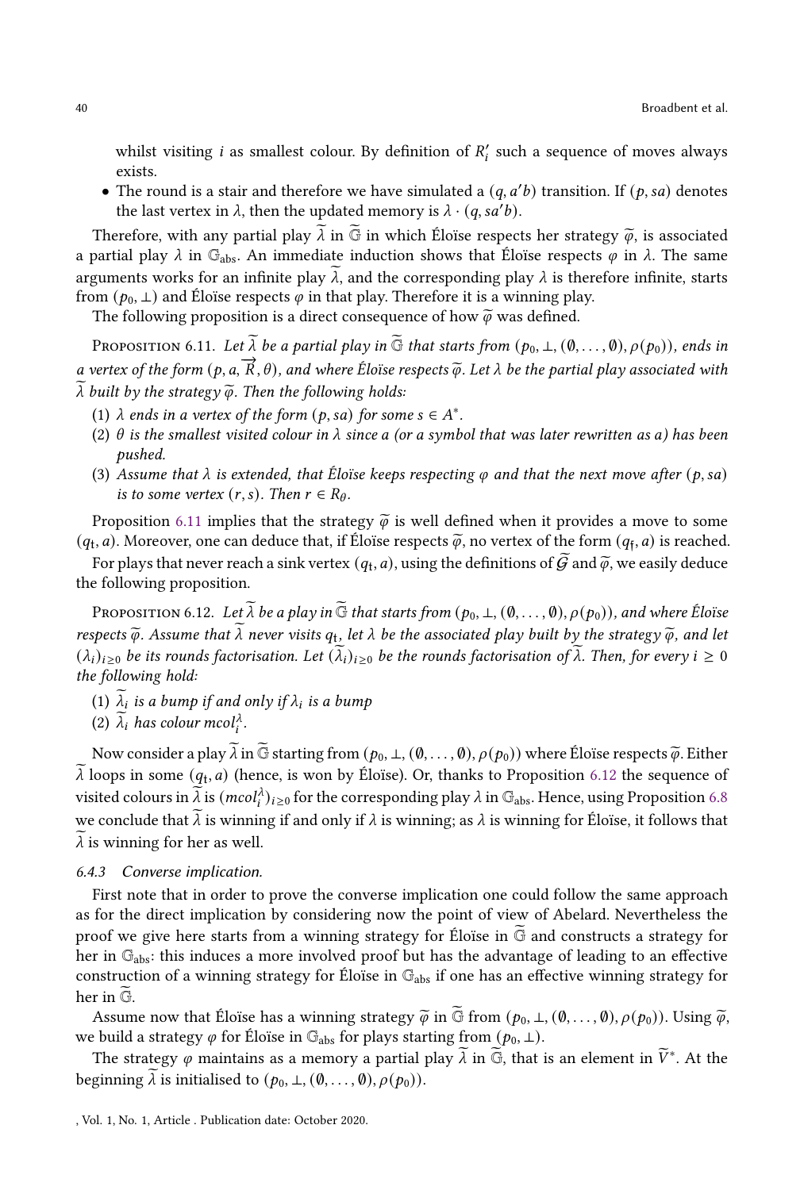whilst visiting $i$ as smallest colour. By definition of $R'_i$ such a sequence of moves always exists.

- The round is a stair and therefore we have simulated a $(q, a'b)$ transition. If $(p, sa)$ denotes the last vertex in $\lambda$, then the updated memory is $\lambda \cdot (q, sa'b)$.

Therefore, with any partial play $\widetilde{\lambda}$ in $\widetilde{\mathbb{G}}$ in which Éloïse respects her strategy $\widetilde{\varphi}$, is associated a partial play $\lambda$ in $\mathbb{G}_{\text{abs}}$. An immediate induction shows that Éloïse respects $\varphi$ in $\lambda$. The same arguments works for an infinite play $\widetilde{\lambda}$, and the corresponding play $\lambda$ is therefore infinite, starts from $(p_0, \perp)$ and Éloïse respects $\varphi$ in that play. Therefore it is a winning play.

The following proposition is a direct consequence of how $\widetilde{\varphi}$ was defined.

Proposition 6.11. *Let $\widetilde{\lambda}$ be a partial play in $\widetilde{\mathbb{G}}$ that starts from $(p_0, \perp, (\emptyset, \ldots, \emptyset), \rho(p_0))$, ends in a vertex of the form $(p, a, \overrightarrow{R}, \theta)$, and where Éloïse respects $\widetilde{\varphi}$. Let $\lambda$ be the partial play associated with $\widetilde{\lambda}$ built by the strategy $\widetilde{\varphi}$. Then the following holds:*

1. *$\lambda$ ends in a vertex of the form $(p, sa)$ for some $s \in A^*$.*
2. *$\theta$ is the smallest visited colour in $\lambda$ since $a$ (or a symbol that was later rewritten as $a$) has been pushed.*
3. *Assume that $\lambda$ is extended, that Éloïse keeps respecting $\varphi$ and that the next move after $(p, sa)$ is to some vertex $(r, s)$. Then $r \in R_\theta$.*

Proposition 6.11 implies that the strategy $\widetilde{\varphi}$ is well defined when it provides a move to some $(q_t, a)$. Moreover, one can deduce that, if Éloïse respects $\widetilde{\varphi}$, no vertex of the form $(q_f, a)$ is reached.

For plays that never reach a sink vertex $(q_t, a)$, using the definitions of $\widetilde{\mathcal{G}}$ and $\widetilde{\varphi}$, we easily deduce the following proposition.

Proposition 6.12. *Let $\widetilde{\lambda}$ be a play in $\widetilde{\mathbb{G}}$ that starts from $(p_0, \perp, (\emptyset, \ldots, \emptyset), \rho(p_0))$, and where Éloïse respects $\widetilde{\varphi}$. Assume that $\widetilde{\lambda}$ never visits $q_t$, let $\lambda$ be the associated play built by the strategy $\widetilde{\varphi}$, and let $(\lambda_i)_{i \geq 0}$ be its rounds factorisation. Let $(\widetilde{\lambda}_i)_{i \geq 0}$ be the rounds factorisation of $\widetilde{\lambda}$. Then, for every $i \geq 0$ the following hold:*

1. *$\widetilde{\lambda}_i$ is a bump if and only if $\lambda_i$ is a bump*
2. *$\widetilde{\lambda}_i$ has colour $mcol_i^\lambda$.*

Now consider a play $\widetilde{\lambda}$ in $\widetilde{\mathbb{G}}$ starting from $(p_0, \perp, (\emptyset, \ldots, \emptyset), \rho(p_0))$ where Éloïse respects $\widetilde{\varphi}$. Either $\widetilde{\lambda}$ loops in some $(q_t, a)$ (hence, is won by Éloïse). Or, thanks to Proposition 6.12 the sequence of visited colours in $\widetilde{\lambda}$ is $(mcol_i^\lambda)_{i \geq 0}$ for the corresponding play $\lambda$ in $\mathbb{G}_{\text{abs}}$. Hence, using Proposition 6.8 we conclude that $\widetilde{\lambda}$ is winning if and only if $\lambda$ is winning; as $\lambda$ is winning for Éloïse, it follows that $\widetilde{\lambda}$ is winning for her as well.

### 6.4.3 Converse implication.

First note that in order to prove the converse implication one could follow the same approach as for the direct implication by considering now the point of view of Abelard. Nevertheless the proof we give here starts from a winning strategy for Éloïse in $\widetilde{\mathbb{G}}$ and constructs a strategy for her in $\mathbb{G}_{\text{abs}}$: this induces a more involved proof but has the advantage of leading to an effective construction of a winning strategy for Éloïse in $\mathbb{G}_{\text{abs}}$ if one has an effective winning strategy for her in $\widetilde{\mathbb{G}}$.

Assume now that Éloïse has a winning strategy $\widetilde{\varphi}$ in $\widetilde{\mathbb{G}}$ from $(p_0, \perp, (\emptyset, \ldots, \emptyset), \rho(p_0))$. Using $\widetilde{\varphi}$, we build a strategy $\varphi$ for Éloïse in $\mathbb{G}_{\text{abs}}$ for plays starting from $(p_0, \perp)$.

The strategy $\varphi$ maintains as a memory a partial play $\widetilde{\lambda}$ in $\widetilde{\mathbb{G}}$, that is an element in $\widetilde{V}^*$. At the beginning $\widetilde{\lambda}$ is initialised to $(p_0, \perp, (\emptyset, \ldots, \emptyset), \rho(p_0))$.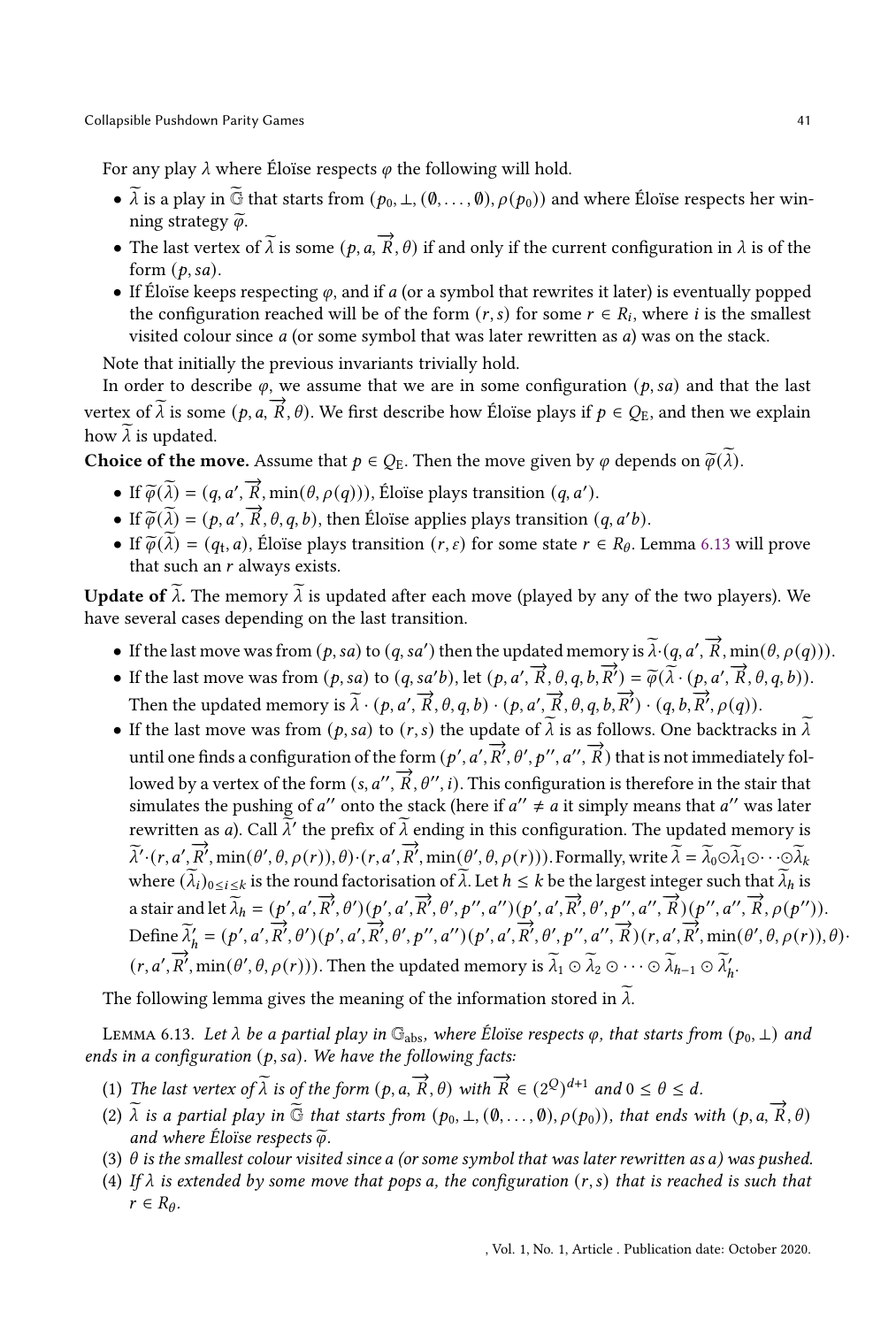For any play $\lambda$ where Éloïse respects $\varphi$ the following will hold.

- $\widetilde{\lambda}$ is a play in $\widetilde{\mathbb{G}}$ that starts from $(p_0, \bot, (\emptyset, \dots, \emptyset), \rho(p_0))$ and where Éloïse respects her winning strategy $\widetilde{\varphi}$.
- The last vertex of $\widetilde{\lambda}$ is some $(p, a, \overrightarrow{R}, \theta)$ if and only if the current configuration in $\lambda$ is of the form $(p, sa)$.
- If Éloïse keeps respecting $\varphi$, and if $a$ (or a symbol that rewrites it later) is eventually popped the configuration reached will be of the form $(r, s)$ for some $r \in R_i$, where $i$ is the smallest visited colour since $a$ (or some symbol that was later rewritten as $a$) was on the stack.

Note that initially the previous invariants trivially hold.

In order to describe $\varphi$, we assume that we are in some configuration $(p, sa)$ and that the last vertex of $\widetilde{\lambda}$ is some $(p, a, \overrightarrow{R}, \theta)$. We first describe how Éloïse plays if $p \in Q_{\mathrm{E}}$, and then we explain how $\widetilde{\lambda}$ is updated.

**Choice of the move.** Assume that $p \in Q_{\mathrm{E}}$. Then the move given by $\varphi$ depends on $\widetilde{\varphi}(\widetilde{\lambda})$.

- If $\widetilde{\varphi}(\widetilde{\lambda}) = (q, a', \overrightarrow{R}, \min(\theta, \rho(q)))$, Éloïse plays transition $(q, a')$.
- If $\widetilde{\varphi}(\widetilde{\lambda}) = (p, a', \overrightarrow{R}, \theta, q, b)$, then Éloïse applies plays transition $(q, a'b)$.
- If $\widetilde{\varphi}(\widetilde{\lambda}) = (q_{\mathrm{t}}, a)$, Éloïse plays transition $(r, \varepsilon)$ for some state $r \in R_\theta$. Lemma 6.13 will prove that such an $r$ always exists.

**Update of $\widetilde{\lambda}$.** The memory $\widetilde{\lambda}$ is updated after each move (played by any of the two players). We have several cases depending on the last transition.

- If the last move was from $(p, sa)$ to $(q, sa')$ then the updated memory is $\widetilde{\lambda} \cdot (q, a', \overrightarrow{R}, \min(\theta, \rho(q)))$.
- If the last move was from $(p, sa)$ to $(q, sa'b)$, let $(p, a', \overrightarrow{R}, \theta, q, b, \overrightarrow{R'}) = \widetilde{\varphi}(\widetilde{\lambda} \cdot (p, a', \overrightarrow{R}, \theta, q, b))$. Then the updated memory is $\widetilde{\lambda} \cdot (p, a', \overrightarrow{R}, \theta, q, b) \cdot (p, a', \overrightarrow{R}, \theta, q, b, \overrightarrow{R'}) \cdot (q, b, \overrightarrow{R'}, \rho(q))$.
- If the last move was from $(p, sa)$ to $(r, s)$ the update of $\widetilde{\lambda}$ is as follows. One backtracks in $\widetilde{\lambda}$ until one finds a configuration of the form $(p', a', \overrightarrow{R'}, \theta', p'', a'', \overrightarrow{R})$ that is not immediately followed by a vertex of the form $(s, a'', \overrightarrow{R}, \theta'', i)$. This configuration is therefore in the stair that simulates the pushing of $a''$ onto the stack (here if $a'' \neq a$ it simply means that $a''$ was later rewritten as $a$). Call $\widetilde{\lambda}'$ the prefix of $\widetilde{\lambda}$ ending in this configuration. The updated memory is $\widetilde{\lambda}' \cdot (r, a', \overrightarrow{R'}, \min(\theta', \theta, \rho(r)), \theta) \cdot (r, a', \overrightarrow{R'}, \min(\theta', \theta, \rho(r)))$. Formally, write $\widetilde{\lambda} = \widetilde{\lambda}_0 \odot \widetilde{\lambda}_1 \odot \cdots \odot \widetilde{\lambda}_k$ where $(\widetilde{\lambda}_i)_{0 \le i \le k}$ is the round factorisation of $\widetilde{\lambda}$. Let $h \le k$ be the largest integer such that $\widetilde{\lambda}_h$ is a stair and let $\widetilde{\lambda}_h = (p', a', \overrightarrow{R'}, \theta')(p', a', \overrightarrow{R'}, \theta', p'', a'')(p', a', \overrightarrow{R'}, \theta', p'', a'', \overrightarrow{R})(p'', a'', \overrightarrow{R}, \rho(p''))$. Define $\widetilde{\lambda}'_h = (p', a', \overrightarrow{R'}, \theta')(p', a', \overrightarrow{R'}, \theta', p'', a'')(p', a', \overrightarrow{R'}, \theta', p'', a'', \overrightarrow{R})(r, a', \overrightarrow{R'}, \min(\theta', \theta, \rho(r)), \theta) \cdot (r, a', \overrightarrow{R'}, \min(\theta', \theta, \rho(r)))$. Then the updated memory is $\widetilde{\lambda}_1 \odot \widetilde{\lambda}_2 \odot \cdots \odot \widetilde{\lambda}_{h-1} \odot \widetilde{\lambda}'_h$.

The following lemma gives the meaning of the information stored in $\widetilde{\lambda}$.

Lemma 6.13. *Let $\lambda$ be a partial play in $\mathbb{G}_{\mathrm{abs}}$, where Éloïse respects $\varphi$, that starts from $(p_0, \bot)$ and ends in a configuration $(p, sa)$. We have the following facts:*

1. *The last vertex of $\widetilde{\lambda}$ is of the form $(p, a, \overrightarrow{R}, \theta)$ with $\overrightarrow{R} \in (2^Q)^{d+1}$ and $0 \le \theta \le d$.*
2. *$\widetilde{\lambda}$ is a partial play in $\widetilde{\mathbb{G}}$ that starts from $(p_0, \bot, (\emptyset, \dots, \emptyset), \rho(p_0))$, that ends with $(p, a, \overrightarrow{R}, \theta)$ and where Éloïse respects $\widetilde{\varphi}$.*
3. *$\theta$ is the smallest colour visited since $a$ (or some symbol that was later rewritten as $a$) was pushed.*
4. *If $\lambda$ is extended by some move that pops $a$, the configuration $(r, s)$ that is reached is such that $r \in R_\theta$.*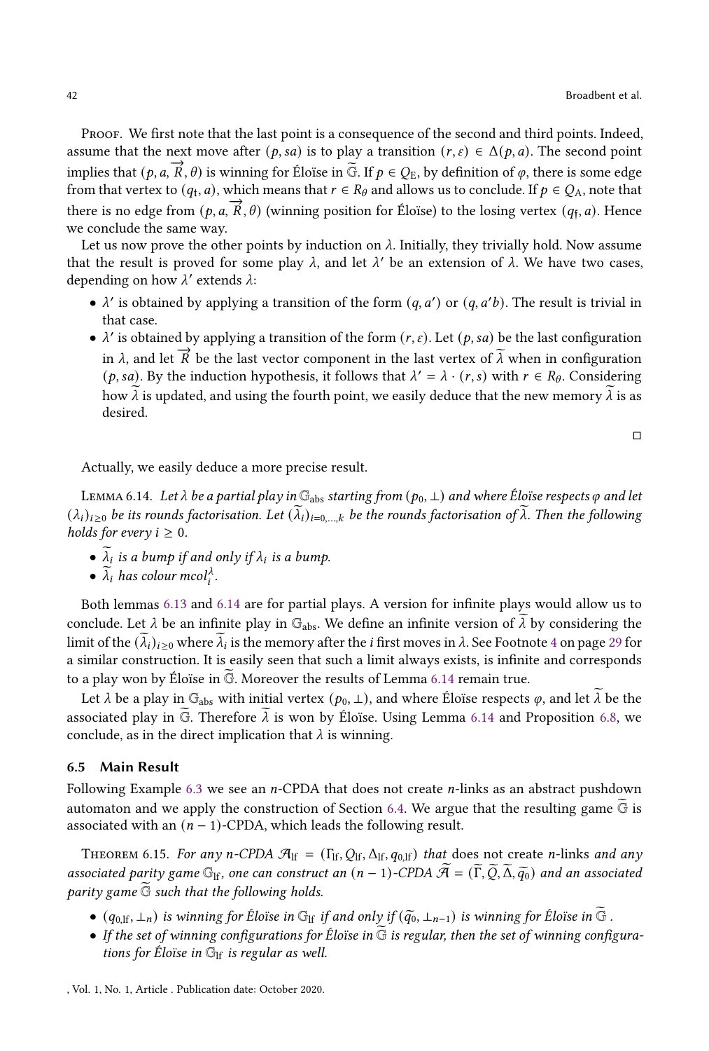Proof. We first note that the last point is a consequence of the second and third points. Indeed, assume that the next move after $(p, sa)$ is to play a transition $(r, \varepsilon) \in \Delta(p, a)$. The second point implies that $(p, a, \overrightarrow{R}, \theta)$ is winning for Éloïse in $\widetilde{\mathbb{G}}$. If $p \in Q_{\mathrm{E}}$, by definition of $\varphi$, there is some edge from that vertex to $(q_{\mathrm{t}}, a)$, which means that $r \in R_\theta$ and allows us to conclude. If $p \in Q_{\mathrm{A}}$, note that there is no edge from $(p, a, \overrightarrow{R}, \theta)$ (winning position for Éloïse) to the losing vertex $(q_{\mathrm{f}}, a)$. Hence we conclude the same way.

Let us now prove the other points by induction on $\lambda$. Initially, they trivially hold. Now assume that the result is proved for some play $\lambda$, and let $\lambda'$ be an extension of $\lambda$. We have two cases, depending on how $\lambda'$ extends $\lambda$:

- $\lambda'$ is obtained by applying a transition of the form $(q, a')$ or $(q, a'b)$. The result is trivial in that case.
- $\lambda'$ is obtained by applying a transition of the form $(r, \varepsilon)$. Let $(p, sa)$ be the last configuration in $\lambda$, and let $\overrightarrow{R}$ be the last vector component in the last vertex of $\widetilde{\lambda}$ when in configuration $(p, sa)$. By the induction hypothesis, it follows that $\lambda' = \lambda \cdot (r, s)$ with $r \in R_\theta$. Considering how $\widetilde{\lambda}$ is updated, and using the fourth point, we easily deduce that the new memory $\widetilde{\lambda}$ is as desired.

□

Actually, we easily deduce a more precise result.

Lemma 6.14. *Let $\lambda$ be a partial play in $\mathbb{G}_{\mathrm{abs}}$ starting from $(p_0, \perp)$ and where Éloïse respects $\varphi$ and let $(\lambda_i)_{i \geq 0}$ be its rounds factorisation. Let $(\widetilde{\lambda}_i)_{i=0,\dots,k}$ be the rounds factorisation of $\widetilde{\lambda}$. Then the following holds for every $i \geq 0$.*

- *$\widetilde{\lambda}_i$ is a bump if and only if $\lambda_i$ is a bump.*
- *$\widetilde{\lambda}_i$ has colour $mcol_i^\lambda$.*

Both lemmas 6.13 and 6.14 are for partial plays. A version for infinite plays would allow us to conclude. Let $\lambda$ be an infinite play in $\mathbb{G}_{\mathrm{abs}}$. We define an infinite version of $\widetilde{\lambda}$ by considering the limit of the $(\widetilde{\lambda}_i)_{i \geq 0}$ where $\widetilde{\lambda}_i$ is the memory after the $i$ first moves in $\lambda$. See Footnote 4 on page 29 for a similar construction. It is easily seen that such a limit always exists, is infinite and corresponds to a play won by Éloïse in $\widetilde{\mathbb{G}}$. Moreover the results of Lemma 6.14 remain true.

Let $\lambda$ be a play in $\mathbb{G}_{\mathrm{abs}}$ with initial vertex $(p_0, \perp)$, and where Éloïse respects $\varphi$, and let $\widetilde{\lambda}$ be the associated play in $\widetilde{\mathbb{G}}$. Therefore $\widetilde{\lambda}$ is won by Éloïse. Using Lemma 6.14 and Proposition 6.8, we conclude, as in the direct implication that $\lambda$ is winning.

### 6.5 Main Result

Following Example 6.3 we see an $n$-CPDA that does not create $n$-links as an abstract pushdown automaton and we apply the construction of Section 6.4. We argue that the resulting game $\widetilde{\mathbb{G}}$ is associated with an $(n-1)$-CPDA, which leads the following result.

Theorem 6.15. *For any $n$-CPDA $\mathcal{A}_{\mathrm{lf}} = (\Gamma_{\mathrm{lf}}, Q_{\mathrm{lf}}, \Delta_{\mathrm{lf}}, q_{0,\mathrm{lf}})$ that* does not create $n$-links *and any associated parity game $\mathbb{G}_{\mathrm{lf}}$, one can construct an $(n-1)$-CPDA $\widetilde{\mathcal{A}} = (\widetilde{\Gamma}, \widetilde{Q}, \widetilde{\Delta}, \widetilde{q}_0)$ and an associated parity game $\widetilde{\mathbb{G}}$ such that the following holds.*

- *$(q_{0,\mathrm{lf}}, \perp_n)$ is winning for Éloïse in $\mathbb{G}_{\mathrm{lf}}$ if and only if $(\widetilde{q}_0, \perp_{n-1})$ is winning for Éloïse in $\widetilde{\mathbb{G}}$ .*
- *If the set of winning configurations for Éloïse in $\widetilde{\mathbb{G}}$ is regular, then the set of winning configurations for Éloïse in $\mathbb{G}_{\mathrm{lf}}$ is regular as well.*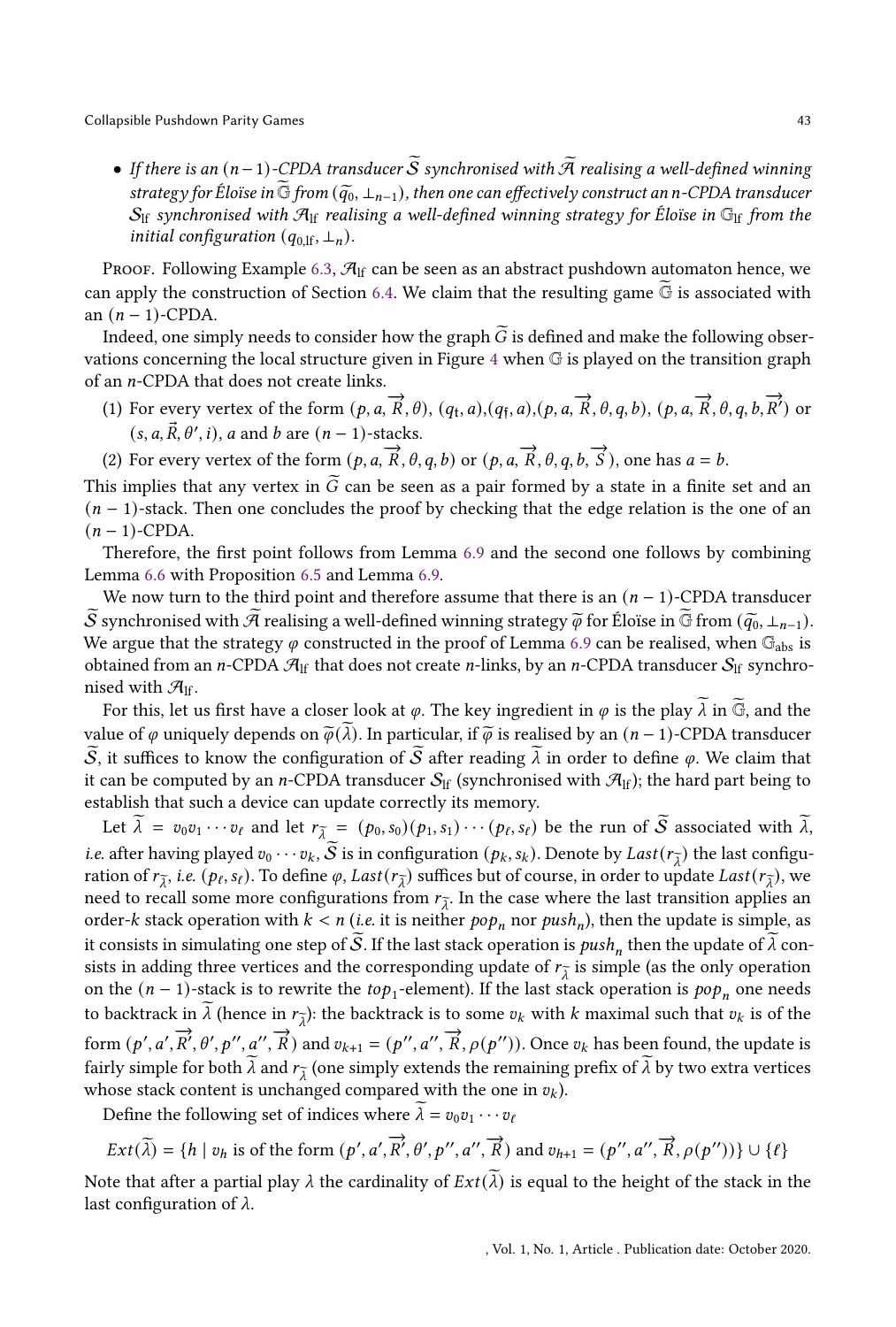- *If there is an $(n-1)$-CPDA transducer $\widetilde{\mathcal{S}}$ synchronised with $\widetilde{\mathcal{A}}$ realising a well-defined winning strategy for Éloïse in $\widetilde{\mathbb{G}}$ from $(\widetilde{q_0}, \bot_{n-1})$, then one can effectively construct an $n$-CPDA transducer $\mathcal{S}_{\text{lf}}$ synchronised with $\mathcal{A}_{\text{lf}}$ realising a well-defined winning strategy for Éloïse in $\mathbb{G}_{\text{lf}}$ from the initial configuration $(q_{0,\text{lf}}, \bot_n)$.*

Proof. Following Example 6.3, $\mathcal{A}_{\text{lf}}$ can be seen as an abstract pushdown automaton hence, we can apply the construction of Section 6.4. We claim that the resulting game $\widetilde{\mathbb{G}}$ is associated with an $(n-1)$-CPDA.

Indeed, one simply needs to consider how the graph $\widetilde{G}$ is defined and make the following observations concerning the local structure given in Figure 4 when $\mathbb{G}$ is played on the transition graph of an $n$-CPDA that does not create links.

1. For every vertex of the form $(p, a, \overrightarrow{R}, \theta)$, $(q_{\text{t}}, a)$,$(q_{\text{f}}, a)$,$(p, a, \overrightarrow{R}, \theta, q, b)$, $(p, a, \overrightarrow{R}, \theta, q, b, \overrightarrow{R'})$ or $(s, a, \vec{R}, \theta', i)$, $a$ and $b$ are $(n-1)$-stacks.
2. For every vertex of the form $(p, a, \overrightarrow{R}, \theta, q, b)$ or $(p, a, \overrightarrow{R}, \theta, q, b, \overrightarrow{S})$, one has $a = b$.

This implies that any vertex in $\widetilde{G}$ can be seen as a pair formed by a state in a finite set and an $(n-1)$-stack. Then one concludes the proof by checking that the edge relation is the one of an $(n-1)$-CPDA.

Therefore, the first point follows from Lemma 6.9 and the second one follows by combining Lemma 6.6 with Proposition 6.5 and Lemma 6.9.

We now turn to the third point and therefore assume that there is an $(n-1)$-CPDA transducer $\widetilde{\mathcal{S}}$ synchronised with $\widetilde{\mathcal{A}}$ realising a well-defined winning strategy $\widetilde{\varphi}$ for Éloïse in $\widetilde{\mathbb{G}}$ from $(\widetilde{q_0}, \bot_{n-1})$. We argue that the strategy $\varphi$ constructed in the proof of Lemma 6.9 can be realised, when $\mathbb{G}_{\text{abs}}$ is obtained from an $n$-CPDA $\mathcal{A}_{\text{lf}}$ that does not create $n$-links, by an $n$-CPDA transducer $\mathcal{S}_{\text{lf}}$ synchronised with $\mathcal{A}_{\text{lf}}$.

For this, let us first have a closer look at $\varphi$. The key ingredient in $\varphi$ is the play $\widetilde{\lambda}$ in $\widetilde{\mathbb{G}}$, and the value of $\varphi$ uniquely depends on $\widetilde{\varphi}(\widetilde{\lambda})$. In particular, if $\widetilde{\varphi}$ is realised by an $(n-1)$-CPDA transducer $\widetilde{\mathcal{S}}$, it suffices to know the configuration of $\widetilde{\mathcal{S}}$ after reading $\widetilde{\lambda}$ in order to define $\varphi$. We claim that it can be computed by an $n$-CPDA transducer $\mathcal{S}_{\text{lf}}$ (synchronised with $\mathcal{A}_{\text{lf}}$); the hard part being to establish that such a device can update correctly its memory.

Let $\widetilde{\lambda} = v_0 v_1 \cdots v_\ell$ and let $r_{\widetilde{\lambda}} = (p_0, s_0)(p_1, s_1) \cdots (p_\ell, s_\ell)$ be the run of $\widetilde{\mathcal{S}}$ associated with $\widetilde{\lambda}$, *i.e.* after having played $v_0 \cdots v_k$, $\widetilde{\mathcal{S}}$ is in configuration $(p_k, s_k)$. Denote by $Last(r_{\widetilde{\lambda}})$ the last configuration of $r_{\widetilde{\lambda}}$, *i.e.* $(p_\ell, s_\ell)$. To define $\varphi$, $Last(r_{\widetilde{\lambda}})$ suffices but of course, in order to update $Last(r_{\widetilde{\lambda}})$, we need to recall some more configurations from $r_{\widetilde{\lambda}}$. In the case where the last transition applies an order-$k$ stack operation with $k < n$ (*i.e.* it is neither $pop_n$ nor $push_n$), then the update is simple, as it consists in simulating one step of $\widetilde{\mathcal{S}}$. If the last stack operation is $push_n$ then the update of $\widetilde{\lambda}$ consists in adding three vertices and the corresponding update of $r_{\widetilde{\lambda}}$ is simple (as the only operation on the $(n-1)$-stack is to rewrite the $top_1$-element). If the last stack operation is $pop_n$ one needs to backtrack in $\widetilde{\lambda}$ (hence in $r_{\widetilde{\lambda}}$): the backtrack is to some $v_k$ with $k$ maximal such that $v_k$ is of the form $(p', a', \overrightarrow{R'}, \theta', p'', a'', \overrightarrow{R})$ and $v_{k+1} = (p'', a'', \overrightarrow{R}, \rho(p''))$. Once $v_k$ has been found, the update is fairly simple for both $\widetilde{\lambda}$ and $r_{\widetilde{\lambda}}$ (one simply extends the remaining prefix of $\widetilde{\lambda}$ by two extra vertices whose stack content is unchanged compared with the one in $v_k$).

Define the following set of indices where $\widetilde{\lambda} = v_0 v_1 \cdots v_\ell$

$$Ext(\widetilde{\lambda}) = \{h \mid v_h \text{ is of the form } (p', a', \overrightarrow{R'}, \theta', p'', a'', \overrightarrow{R}) \text{ and } v_{h+1} = (p'', a'', \overrightarrow{R}, \rho(p''))\} \cup \{\ell\}$$

Note that after a partial play $\lambda$ the cardinality of $Ext(\widetilde{\lambda})$ is equal to the height of the stack in the last configuration of $\lambda$.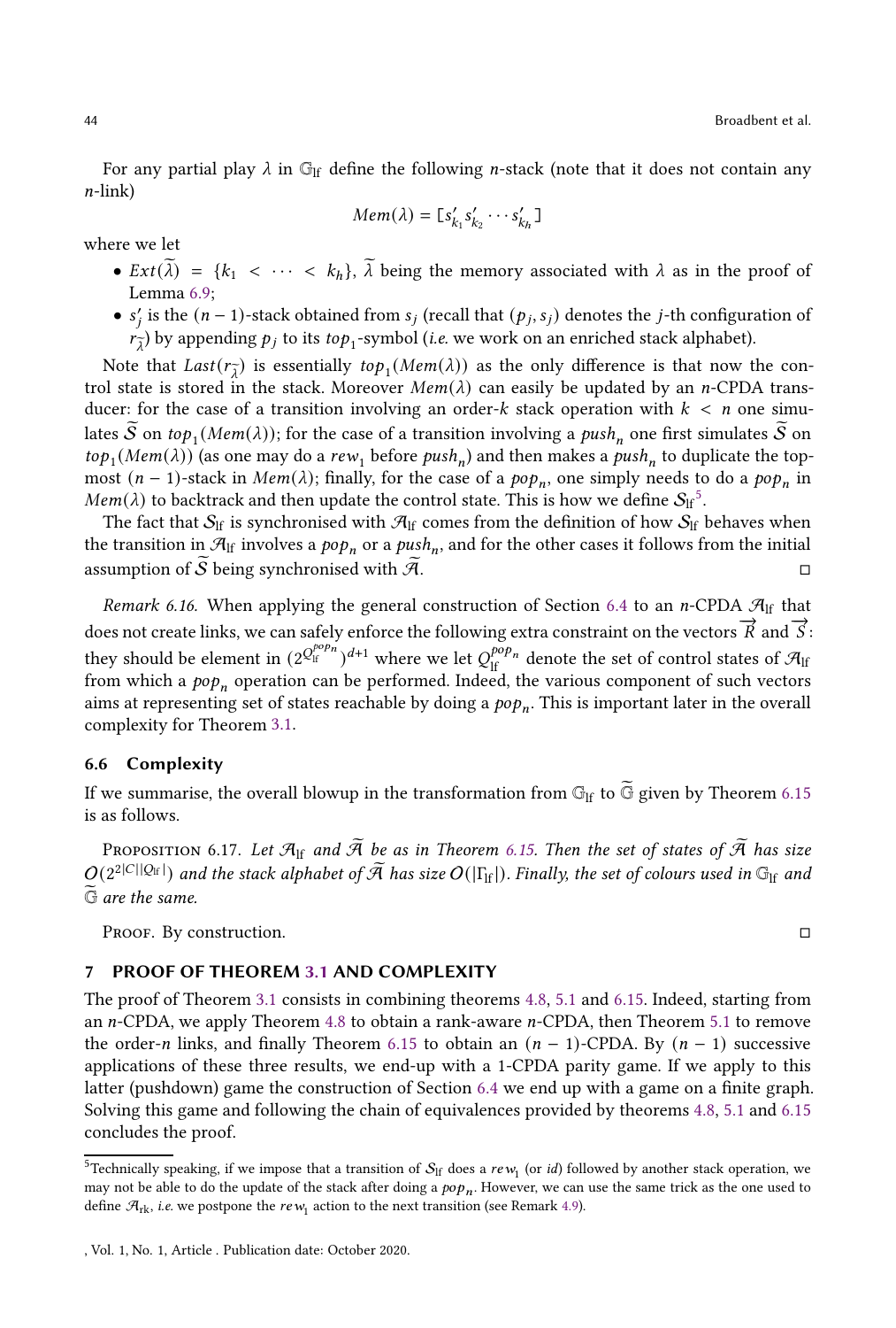For any partial play $\lambda$ in $\mathbb{G}_{\mathrm{lf}}$ define the following $n$-stack (note that it does not contain any $n$-link)

$$Mem(\lambda) = [s'_{k_1} s'_{k_2} \cdots s'_{k_h}]$$

where we let

- $Ext(\widetilde{\lambda}) = \{k_1 < \cdots < k_h\}$, $\widetilde{\lambda}$ being the memory associated with $\lambda$ as in the proof of Lemma 6.9;
- $s'_j$ is the $(n-1)$-stack obtained from $s_j$ (recall that $(p_j, s_j)$ denotes the $j$-th configuration of $r_{\widetilde{\lambda}}$) by appending $p_j$ to its $top_1$-symbol (*i.e.* we work on an enriched stack alphabet).

Note that $Last(r_{\widetilde{\lambda}})$ is essentially $top_1(Mem(\lambda))$ as the only difference is that now the control state is stored in the stack. Moreover $Mem(\lambda)$ can easily be updated by an $n$-CPDA transducer: for the case of a transition involving an order-$k$ stack operation with $k < n$ one simulates $\widetilde{\mathcal{S}}$ on $top_1(Mem(\lambda))$; for the case of a transition involving a $push_n$ one first simulates $\widetilde{\mathcal{S}}$ on $top_1(Mem(\lambda))$ (as one may do a $rew_1$ before $push_n$) and then makes a $push_n$ to duplicate the topmost $(n-1)$-stack in $Mem(\lambda)$; finally, for the case of a $pop_n$, one simply needs to do a $pop_n$ in $Mem(\lambda)$ to backtrack and then update the control state. This is how we define $\mathcal{S}_{\mathrm{lf}}$[5].

The fact that $\mathcal{S}_{\mathrm{lf}}$ is synchronised with $\mathcal{A}_{\mathrm{lf}}$ comes from the definition of how $\mathcal{S}_{\mathrm{lf}}$ behaves when the transition in $\mathcal{A}_{\mathrm{lf}}$ involves a $pop_n$ or a $push_n$, and for the other cases it follows from the initial assumption of $\widetilde{\mathcal{S}}$ being synchronised with $\widetilde{\mathcal{A}}$. ◻

*Remark 6.16.* When applying the general construction of Section 6.4 to an $n$-CPDA $\mathcal{A}_{\mathrm{lf}}$ that does not create links, we can safely enforce the following extra constraint on the vectors $\overrightarrow{R}$ and $\overrightarrow{S}$: they should be element in $(2^{Q_{\mathrm{lf}}^{pop_n}})^{d+1}$ where we let $Q_{\mathrm{lf}}^{pop_n}$ denote the set of control states of $\mathcal{A}_{\mathrm{lf}}$ from which a $pop_n$ operation can be performed. Indeed, the various component of such vectors aims at representing set of states reachable by doing a $pop_n$. This is important later in the overall complexity for Theorem 3.1.

### 6.6 Complexity

If we summarise, the overall blowup in the transformation from $\mathbb{G}_{\mathrm{lf}}$ to $\widetilde{\mathbb{G}}$ given by Theorem 6.15 is as follows.

Proposition 6.17. *Let $\mathcal{A}_{\mathrm{lf}}$ and $\widetilde{\mathcal{A}}$ be as in Theorem 6.15. Then the set of states of $\widetilde{\mathcal{A}}$ has size $O(2^{2|C||Q_{\mathrm{lf}}|})$ and the stack alphabet of $\widetilde{\mathcal{A}}$ has size $O(|\Gamma_{\mathrm{lf}}|)$. Finally, the set of colours used in $\mathbb{G}_{\mathrm{lf}}$ and $\widetilde{\mathbb{G}}$ are the same.*

Proof. By construction. ◻

## 7 PROOF OF THEOREM 3.1 AND COMPLEXITY

The proof of Theorem 3.1 consists in combining theorems 4.8, 5.1 and 6.15. Indeed, starting from an $n$-CPDA, we apply Theorem 4.8 to obtain a rank-aware $n$-CPDA, then Theorem 5.1 to remove the order-$n$ links, and finally Theorem 6.15 to obtain an $(n-1)$-CPDA. By $(n-1)$ successive applications of these three results, we end-up with a 1-CPDA parity game. If we apply to this latter (pushdown) game the construction of Section 6.4 we end up with a game on a finite graph. Solving this game and following the chain of equivalences provided by theorems 4.8, 5.1 and 6.15 concludes the proof.

[5] Technically speaking, if we impose that a transition of $\mathcal{S}_{\mathrm{lf}}$ does a $rew_1$ (or $id$) followed by another stack operation, we may not be able to do the update of the stack after doing a $pop_n$. However, we can use the same trick as the one used to define $\mathcal{A}_{\mathrm{rk}}$, *i.e.* we postpone the $rew_1$ action to the next transition (see Remark 4.9).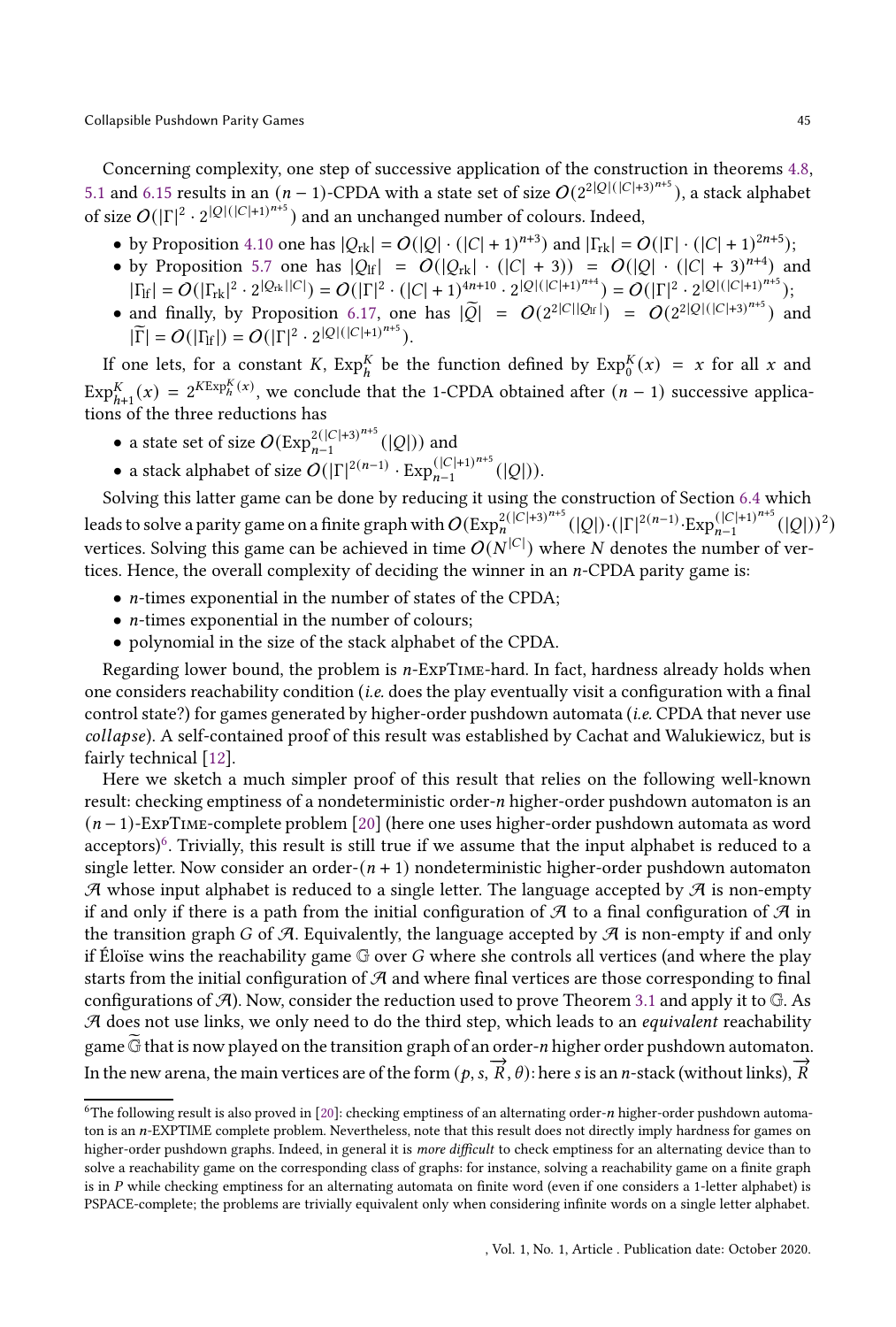Concerning complexity, one step of successive application of the construction in theorems 4.8, 5.1 and 6.15 results in an $(n-1)$-CPDA with a state set of size $O(2^{2|Q|(|C|+3)^{n+5}})$, a stack alphabet of size $O(|\Gamma|^2 \cdot 2^{|Q|(|C|+1)^{n+5}})$ and an unchanged number of colours. Indeed,

- by Proposition 4.10 one has $|Q_{\text{rk}}| = O(|Q| \cdot (|C|+1)^{n+3})$ and $|\Gamma_{\text{rk}}| = O(|\Gamma| \cdot (|C|+1)^{2n+5})$;
- by Proposition 5.7 one has $|Q_{\text{lf}}| = O(|Q_{\text{rk}}| \cdot (|C|+3)) = O(|Q| \cdot (|C|+3)^{n+4})$ and $|\Gamma_{\text{lf}}| = O(|\Gamma_{\text{rk}}|^2 \cdot 2^{|Q_{\text{rk}}||C|}) = O(|\Gamma|^2 \cdot (|C|+1)^{4n+10} \cdot 2^{|Q|(|C|+1)^{n+4}}) = O(|\Gamma|^2 \cdot 2^{|Q|(|C|+1)^{n+5}})$;
- and finally, by Proposition 6.17, one has $|\widetilde{Q}| = O(2^{2|C||Q_{\text{lf}}|}) = O(2^{2|Q|(|C|+3)^{n+5}})$ and $|\widetilde{\Gamma}| = O(|\Gamma_{\text{lf}}|) = O(|\Gamma|^2 \cdot 2^{|Q|(|C|+1)^{n+5}})$.

If one lets, for a constant $K$, $\text{Exp}_h^K$ be the function defined by $\text{Exp}_0^K(x) = x$ for all $x$ and $\text{Exp}_{h+1}^K(x) = 2^{K\text{Exp}_h^K(x)}$, we conclude that the 1-CPDA obtained after $(n-1)$ successive applications of the three reductions has

- a state set of size $O(\text{Exp}_{n-1}^{2(|C|+3)^{n+5}}(|Q|))$ and
- a stack alphabet of size $O(|\Gamma|^{2(n-1)} \cdot \text{Exp}_{n-1}^{(|C|+1)^{n+5}}(|Q|))$.

Solving this latter game can be done by reducing it using the construction of Section 6.4 which leads to solve a parity game on a finite graph with $O(\text{Exp}_n^{2(|C|+3)^{n+5}}(|Q|) \cdot (|\Gamma|^{2(n-1)} \cdot \text{Exp}_{n-1}^{(|C|+1)^{n+5}}(|Q|))^2)$ vertices. Solving this game can be achieved in time $O(N^{|C|})$ where $N$ denotes the number of vertices. Hence, the overall complexity of deciding the winner in an $n$-CPDA parity game is:

- $n$-times exponential in the number of states of the CPDA;
- $n$-times exponential in the number of colours;
- polynomial in the size of the stack alphabet of the CPDA.

Regarding lower bound, the problem is $n$-ExpTime-hard. In fact, hardness already holds when one considers reachability condition (*i.e.* does the play eventually visit a configuration with a final control state?) for games generated by higher-order pushdown automata (*i.e.* CPDA that never use *collapse*). A self-contained proof of this result was established by Cachat and Walukiewicz, but is fairly technical [12].

Here we sketch a much simpler proof of this result that relies on the following well-known result: checking emptiness of a nondeterministic order-$n$ higher-order pushdown automaton is an $(n-1)$-ExpTime-complete problem [20] (here one uses higher-order pushdown automata as word acceptors)[6]. Trivially, this result is still true if we assume that the input alphabet is reduced to a single letter. Now consider an order-$(n+1)$ nondeterministic higher-order pushdown automaton $\mathcal{A}$ whose input alphabet is reduced to a single letter. The language accepted by $\mathcal{A}$ is non-empty if and only if there is a path from the initial configuration of $\mathcal{A}$ to a final configuration of $\mathcal{A}$ in the transition graph $G$ of $\mathcal{A}$. Equivalently, the language accepted by $\mathcal{A}$ is non-empty if and only if Éloïse wins the reachability game $\mathbb{G}$ over $G$ where she controls all vertices (and where the play starts from the initial configuration of $\mathcal{A}$ and where final vertices are those corresponding to final configurations of $\mathcal{A}$). Now, consider the reduction used to prove Theorem 3.1 and apply it to $\mathbb{G}$. As $\mathcal{A}$ does not use links, we only need to do the third step, which leads to an *equivalent* reachability game $\widetilde{\mathbb{G}}$ that is now played on the transition graph of an order-$n$ higher order pushdown automaton. In the new arena, the main vertices are of the form $(p, s, \overrightarrow{R}, \theta)$: here $s$ is an $n$-stack (without links), $\overrightarrow{R}$

[6] The following result is also proved in [20]: checking emptiness of an alternating order-$n$ higher-order pushdown automaton is an $n$-EXPTIME complete problem. Nevertheless, note that this result does not directly imply hardness for games on higher-order pushdown graphs. Indeed, in general it is *more difficult* to check emptiness for an alternating device than to solve a reachability game on the corresponding class of graphs: for instance, solving a reachability game on a finite graph is in P while checking emptiness for an alternating automata on finite word (even if one considers a 1-letter alphabet) is PSPACE-complete; the problems are trivially equivalent only when considering infinite words on a single letter alphabet.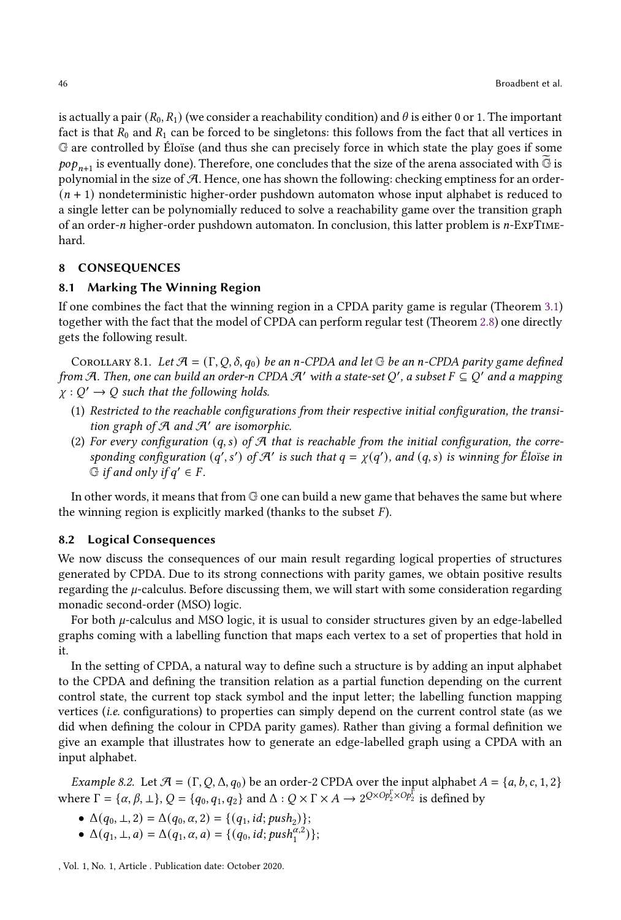is actually a pair $(R_0, R_1)$ (we consider a reachability condition) and $\theta$ is either 0 or 1. The important fact is that $R_0$ and $R_1$ can be forced to be singletons: this follows from the fact that all vertices in $\mathbb{G}$ are controlled by Éloïse (and thus she can precisely force in which state the play goes if some $pop_{n+1}$ is eventually done). Therefore, one concludes that the size of the arena associated with $\widetilde{\mathbb{G}}$ is polynomial in the size of $\mathcal{A}$. Hence, one has shown the following: checking emptiness for an order-$(n+1)$ nondeterministic higher-order pushdown automaton whose input alphabet is reduced to a single letter can be polynomially reduced to solve a reachability game over the transition graph of an order-$n$ higher-order pushdown automaton. In conclusion, this latter problem is $n$-ExpTime-hard.

## 8 CONSEQUENCES

### 8.1 Marking The Winning Region

If one combines the fact that the winning region in a CPDA parity game is regular (Theorem 3.1) together with the fact that the model of CPDA can perform regular test (Theorem 2.8) one directly gets the following result.

Corollary 8.1. *Let $\mathcal{A} = (\Gamma, Q, \delta, q_0)$ be an $n$-CPDA and let $\mathbb{G}$ be an $n$-CPDA parity game defined from $\mathcal{A}$. Then, one can build an order-$n$ CPDA $\mathcal{A}'$ with a state-set $Q'$, a subset $F \subseteq Q'$ and a mapping $\chi : Q' \to Q$ such that the following holds.*

1. *Restricted to the reachable configurations from their respective initial configuration, the transition graph of $\mathcal{A}$ and $\mathcal{A}'$ are isomorphic.*
2. *For every configuration $(q, s)$ of $\mathcal{A}$ that is reachable from the initial configuration, the corresponding configuration $(q', s')$ of $\mathcal{A}'$ is such that $q = \chi(q')$, and $(q, s)$ is winning for Éloïse in $\mathbb{G}$ if and only if $q' \in F$.*

In other words, it means that from $\mathbb{G}$ one can build a new game that behaves the same but where the winning region is explicitly marked (thanks to the subset $F$).

### 8.2 Logical Consequences

We now discuss the consequences of our main result regarding logical properties of structures generated by CPDA. Due to its strong connections with parity games, we obtain positive results regarding the $\mu$-calculus. Before discussing them, we will start with some consideration regarding monadic second-order (MSO) logic.

For both $\mu$-calculus and MSO logic, it is usual to consider structures given by an edge-labelled graphs coming with a labelling function that maps each vertex to a set of properties that hold in it.

In the setting of CPDA, a natural way to define such a structure is by adding an input alphabet to the CPDA and defining the transition relation as a partial function depending on the current control state, the current top stack symbol and the input letter; the labelling function mapping vertices (*i.e.* configurations) to properties can simply depend on the current control state (as we did when defining the colour in CPDA parity games). Rather than giving a formal definition we give an example that illustrates how to generate an edge-labelled graph using a CPDA with an input alphabet.

*Example 8.2.* Let $\mathcal{A} = (\Gamma, Q, \Delta, q_0)$ be an order-2 CPDA over the input alphabet $A = \{a, b, c, 1, 2\}$ where $\Gamma = \{\alpha, \beta, \bot\}$, $Q = \{q_0, q_1, q_2\}$ and $\Delta : Q \times \Gamma \times A \to 2^{Q \times Op_2^\Gamma \times Op_2^\Gamma}$ is defined by

- $\Delta(q_0, \bot, 2) = \Delta(q_0, \alpha, 2) = \{(q_1, id; push_2)\}$;
- $\Delta(q_1, \bot, a) = \Delta(q_1, \alpha, a) = \{(q_0, id; push_1^{\alpha,2})\}$;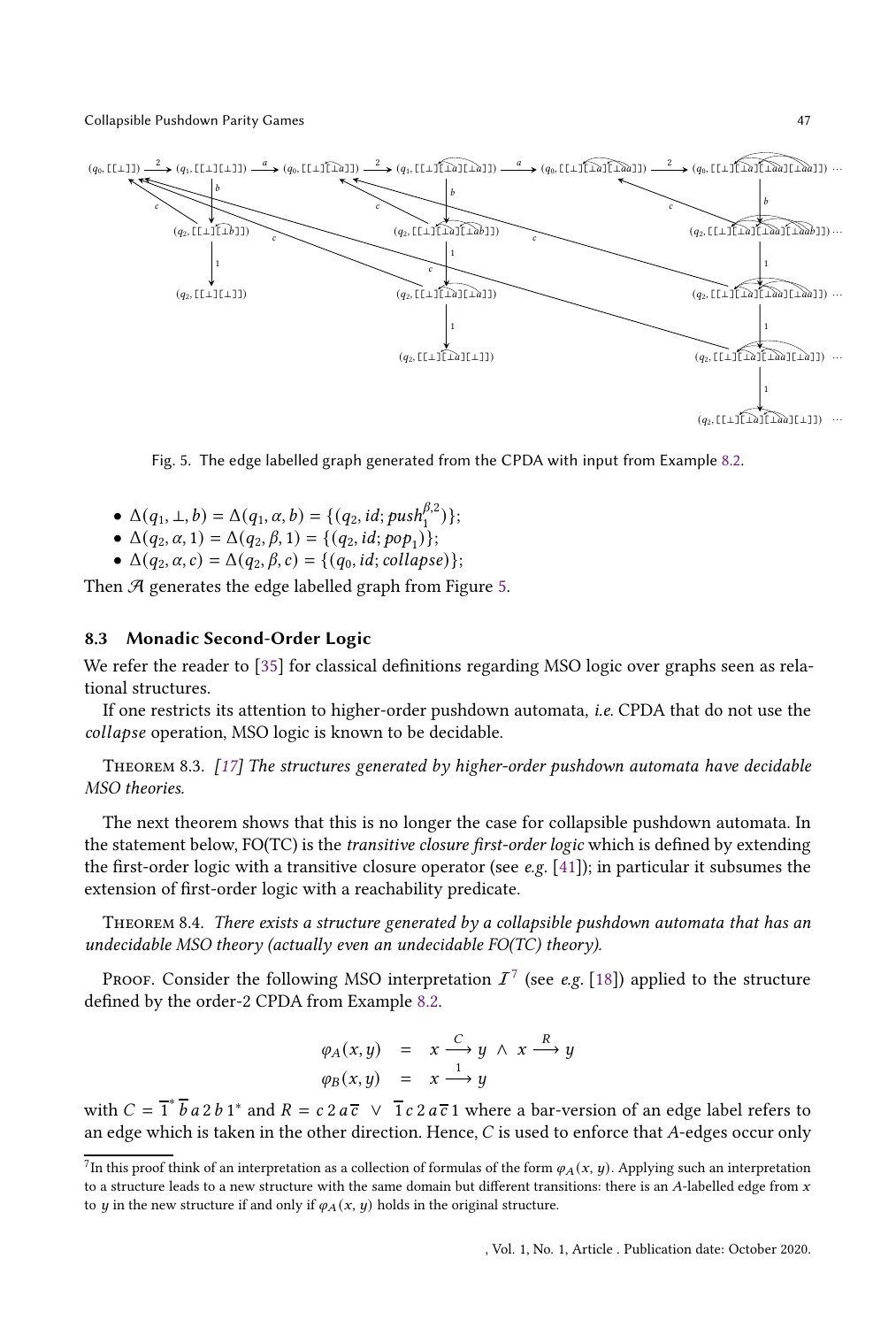Fig. 5. The edge labelled graph generated from the CPDA with input from Example 8.2.

- $\Delta(q_1, \perp, b) = \Delta(q_1, \alpha, b) = \{(q_2, id; push_1^{\beta,2})\}$;
- $\Delta(q_2, \alpha, 1) = \Delta(q_2, \beta, 1) = \{(q_2, id; pop_1)\}$;
- $\Delta(q_2, \alpha, c) = \Delta(q_2, \beta, c) = \{(q_0, id; collapse)\}$;

Then $\mathcal{A}$ generates the edge labelled graph from Figure 5.

### 8.3 Monadic Second-Order Logic

We refer the reader to [35] for classical definitions regarding MSO logic over graphs seen as relational structures.

If one restricts its attention to higher-order pushdown automata, *i.e.* CPDA that do not use the *collapse* operation, MSO logic is known to be decidable.

Theorem 8.3. *[17] The structures generated by higher-order pushdown automata have decidable MSO theories.*

The next theorem shows that this is no longer the case for collapsible pushdown automata. In the statement below, FO(TC) is the *transitive closure first-order logic* which is defined by extending the first-order logic with a transitive closure operator (see *e.g.* [41]); in particular it subsumes the extension of first-order logic with a reachability predicate.

Theorem 8.4. *There exists a structure generated by a collapsible pushdown automata that has an undecidable MSO theory (actually even an undecidable FO(TC) theory).*

Proof. Consider the following MSO interpretation $\mathcal{I}$[7] (see *e.g.* [18]) applied to the structure defined by the order-2 CPDA from Example 8.2.

$$\varphi_A(x, y) \quad = \quad x \xrightarrow{C} y \ \wedge \ x \xrightarrow{R} y$$
$$\varphi_B(x, y) \quad = \quad x \xrightarrow{1} y$$

with $C = \overline{1}^* \, \overline{b} \, a \, 2 \, b \, 1^*$ and $R = c \, 2 \, a \, \overline{c} \ \vee \ \overline{1} \, c \, 2 \, a \, \overline{c} \, 1$ where a bar-version of an edge label refers to an edge which is taken in the other direction. Hence, $C$ is used to enforce that $A$-edges occur only

[7] In this proof think of an interpretation as a collection of formulas of the form $\varphi_A(x, y)$. Applying such an interpretation to a structure leads to a new structure with the same domain but different transitions: there is an $A$-labelled edge from $x$ to $y$ in the new structure if and only if $\varphi_A(x, y)$ holds in the original structure.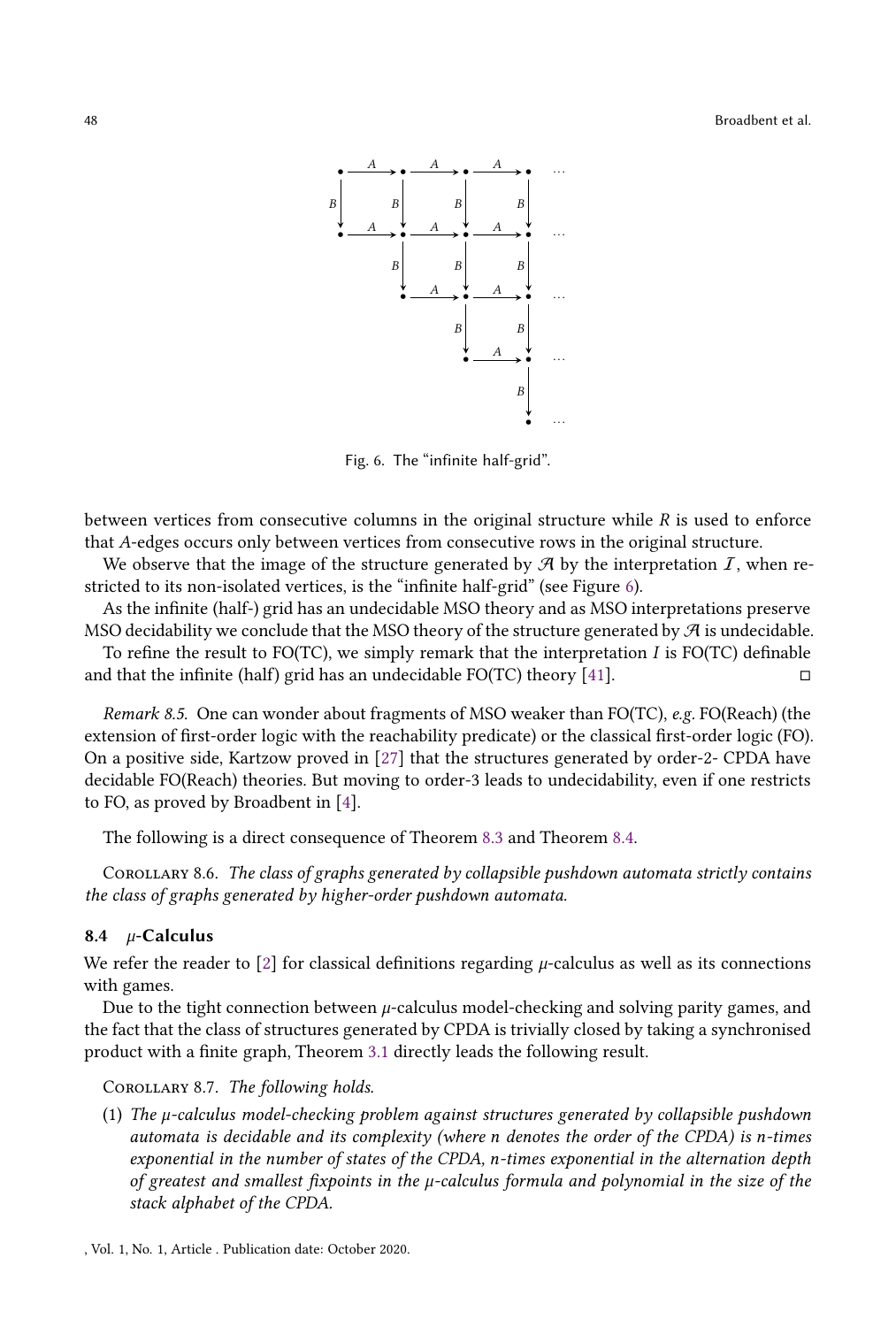Fig. 6. The "infinite half-grid".

between vertices from consecutive columns in the original structure while $R$ is used to enforce that $A$-edges occurs only between vertices from consecutive rows in the original structure.

We observe that the image of the structure generated by $\mathcal{A}$ by the interpretation $\mathcal{I}$, when restricted to its non-isolated vertices, is the "infinite half-grid" (see Figure 6).

As the infinite (half-) grid has an undecidable MSO theory and as MSO interpretations preserve MSO decidability we conclude that the MSO theory of the structure generated by $\mathcal{A}$ is undecidable.

To refine the result to FO(TC), we simply remark that the interpretation $I$ is FO(TC) definable and that the infinite (half) grid has an undecidable FO(TC) theory [41]. ◻

*Remark 8.5.* One can wonder about fragments of MSO weaker than FO(TC), *e.g.* FO(Reach) (the extension of first-order logic with the reachability predicate) or the classical first-order logic (FO). On a positive side, Kartzow proved in [27] that the structures generated by order-2- CPDA have decidable FO(Reach) theories. But moving to order-3 leads to undecidability, even if one restricts to FO, as proved by Broadbent in [4].

The following is a direct consequence of Theorem 8.3 and Theorem 8.4.

Corollary 8.6. *The class of graphs generated by collapsible pushdown automata strictly contains the class of graphs generated by higher-order pushdown automata.*

### 8.4 $\mu$-Calculus

We refer the reader to [2] for classical definitions regarding $\mu$-calculus as well as its connections with games.

Due to the tight connection between $\mu$-calculus model-checking and solving parity games, and the fact that the class of structures generated by CPDA is trivially closed by taking a synchronised product with a finite graph, Theorem 3.1 directly leads the following result.

Corollary 8.7. *The following holds.*

1. *The $\mu$-calculus model-checking problem against structures generated by collapsible pushdown automata is decidable and its complexity (where $n$ denotes the order of the CPDA) is $n$-times exponential in the number of states of the CPDA, $n$-times exponential in the alternation depth of greatest and smallest fixpoints in the $\mu$-calculus formula and polynomial in the size of the stack alphabet of the CPDA.*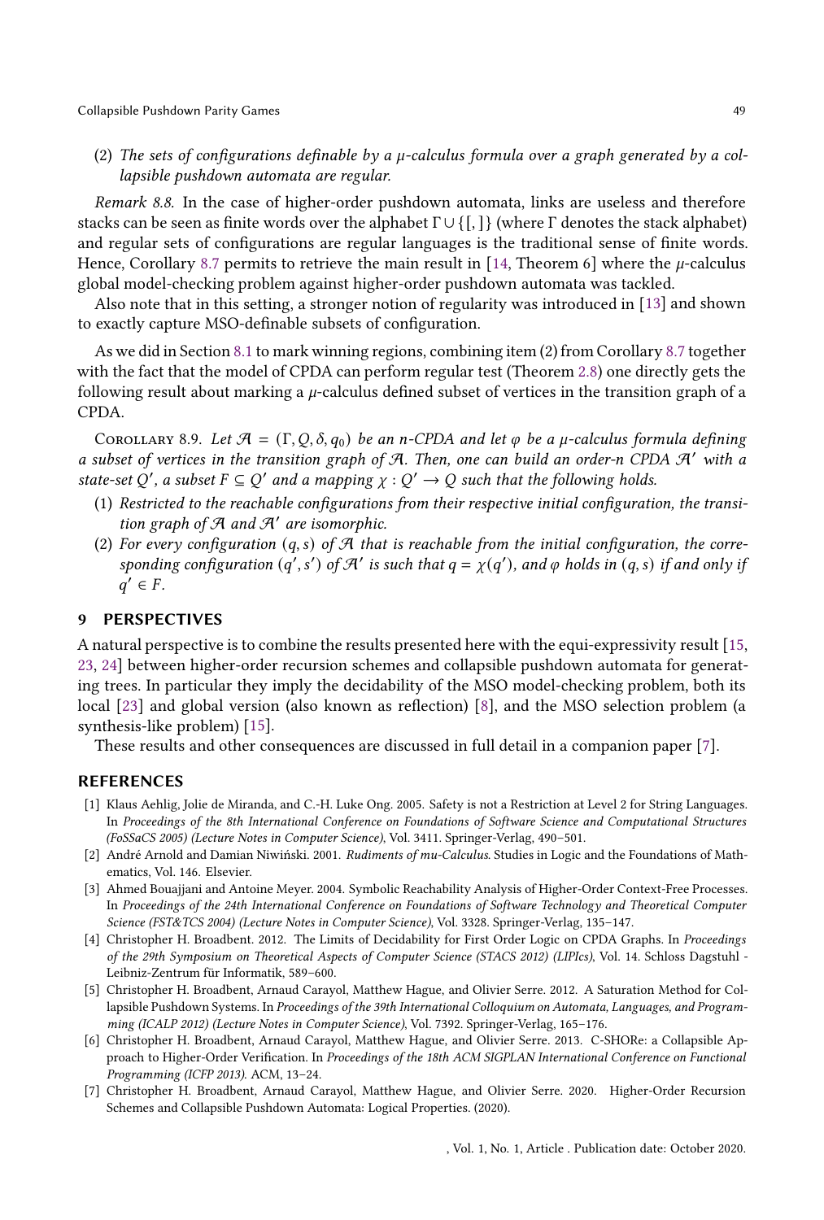(2) *The sets of configurations definable by a $\mu$-calculus formula over a graph generated by a collapsible pushdown automata are regular.*

*Remark 8.8.* In the case of higher-order pushdown automata, links are useless and therefore stacks can be seen as finite words over the alphabet $\Gamma \cup \{[,]\}$ (where $\Gamma$ denotes the stack alphabet) and regular sets of configurations are regular languages is the traditional sense of finite words. Hence, Corollary 8.7 permits to retrieve the main result in [14, Theorem 6] where the $\mu$-calculus global model-checking problem against higher-order pushdown automata was tackled.

Also note that in this setting, a stronger notion of regularity was introduced in [13] and shown to exactly capture MSO-definable subsets of configuration.

As we did in Section 8.1 to mark winning regions, combining item (2) from Corollary 8.7 together with the fact that the model of CPDA can perform regular test (Theorem 2.8) one directly gets the following result about marking a $\mu$-calculus defined subset of vertices in the transition graph of a CPDA.

Corollary 8.9. *Let $\mathcal{A} = (\Gamma, Q, \delta, q_0)$ be an n-CPDA and let $\varphi$ be a $\mu$-calculus formula defining a subset of vertices in the transition graph of $\mathcal{A}$. Then, one can build an order-n CPDA $\mathcal{A}'$ with a state-set $Q'$, a subset $F \subseteq Q'$ and a mapping $\chi : Q' \to Q$ such that the following holds.*

1. *Restricted to the reachable configurations from their respective initial configuration, the transition graph of $\mathcal{A}$ and $\mathcal{A}'$ are isomorphic.*
2. *For every configuration $(q, s)$ of $\mathcal{A}$ that is reachable from the initial configuration, the corresponding configuration $(q', s')$ of $\mathcal{A}'$ is such that $q = \chi(q')$, and $\varphi$ holds in $(q, s)$ if and only if $q' \in F$.*

## 9 PERSPECTIVES

A natural perspective is to combine the results presented here with the equi-expressivity result [15, 23, 24] between higher-order recursion schemes and collapsible pushdown automata for generating trees. In particular they imply the decidability of the MSO model-checking problem, both its local [23] and global version (also known as reflection) [8], and the MSO selection problem (a synthesis-like problem) [15].

These results and other consequences are discussed in full detail in a companion paper [7].

## REFERENCES

[1] Klaus Aehlig, Jolie de Miranda, and C.-H. Luke Ong. 2005. Safety is not a Restriction at Level 2 for String Languages. In *Proceedings of the 8th International Conference on Foundations of Software Science and Computational Structures (FoSSaCS 2005) (Lecture Notes in Computer Science)*, Vol. 3411. Springer-Verlag, 490–501.

[2] André Arnold and Damian Niwiński. 2001. *Rudiments of mu-Calculus*. Studies in Logic and the Foundations of Mathematics, Vol. 146. Elsevier.

[3] Ahmed Bouajjani and Antoine Meyer. 2004. Symbolic Reachability Analysis of Higher-Order Context-Free Processes. In *Proceedings of the 24th International Conference on Foundations of Software Technology and Theoretical Computer Science (FST&TCS 2004) (Lecture Notes in Computer Science)*, Vol. 3328. Springer-Verlag, 135–147.

[4] Christopher H. Broadbent. 2012. The Limits of Decidability for First Order Logic on CPDA Graphs. In *Proceedings of the 29th Symposium on Theoretical Aspects of Computer Science (STACS 2012) (LIPIcs)*, Vol. 14. Schloss Dagstuhl - Leibniz-Zentrum für Informatik, 589–600.

[5] Christopher H. Broadbent, Arnaud Carayol, Matthew Hague, and Olivier Serre. 2012. A Saturation Method for Collapsible Pushdown Systems. In *Proceedings of the 39th International Colloquium on Automata, Languages, and Programming (ICALP 2012) (Lecture Notes in Computer Science)*, Vol. 7392. Springer-Verlag, 165–176.

[6] Christopher H. Broadbent, Arnaud Carayol, Matthew Hague, and Olivier Serre. 2013. C-SHORe: a Collapsible Approach to Higher-Order Verification. In *Proceedings of the 18th ACM SIGPLAN International Conference on Functional Programming (ICFP 2013)*. ACM, 13–24.

[7] Christopher H. Broadbent, Arnaud Carayol, Matthew Hague, and Olivier Serre. 2020. Higher-Order Recursion Schemes and Collapsible Pushdown Automata: Logical Properties. (2020).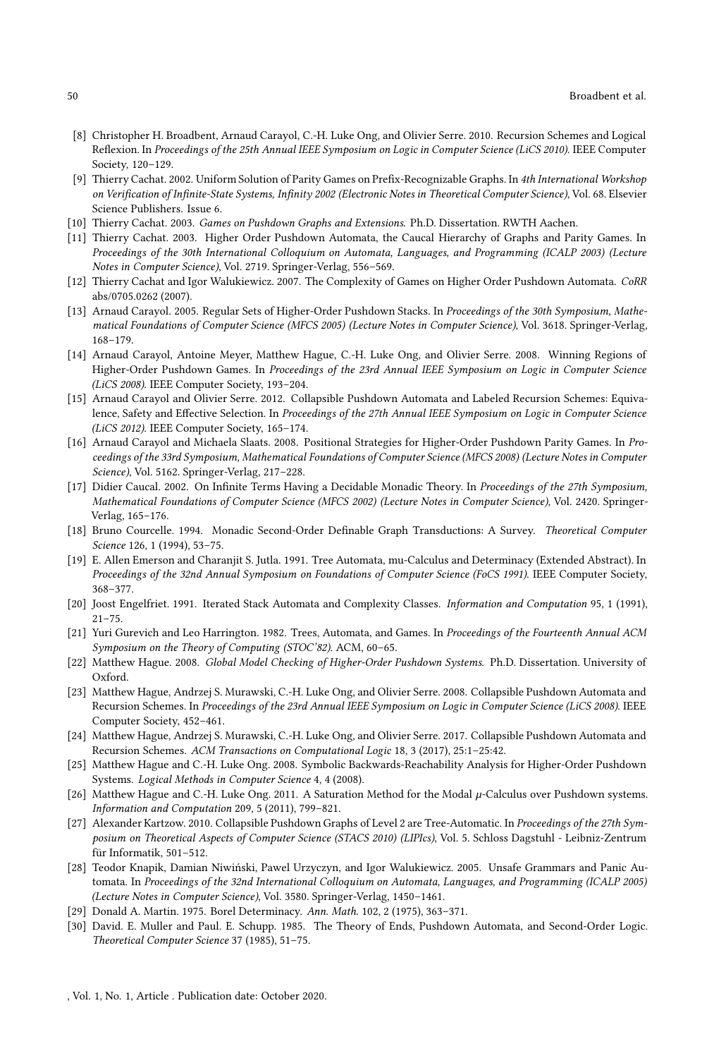- [8] Christopher H. Broadbent, Arnaud Carayol, C.-H. Luke Ong, and Olivier Serre. 2010. Recursion Schemes and Logical Reflexion. In *Proceedings of the 25th Annual IEEE Symposium on Logic in Computer Science (LiCS 2010)*. IEEE Computer Society, 120–129.
- [9] Thierry Cachat. 2002. Uniform Solution of Parity Games on Prefix-Recognizable Graphs. In *4th International Workshop on Verification of Infinite-State Systems, Infinity 2002 (Electronic Notes in Theoretical Computer Science)*, Vol. 68. Elsevier Science Publishers. Issue 6.
- [10] Thierry Cachat. 2003. *Games on Pushdown Graphs and Extensions*. Ph.D. Dissertation. RWTH Aachen.
- [11] Thierry Cachat. 2003. Higher Order Pushdown Automata, the Caucal Hierarchy of Graphs and Parity Games. In *Proceedings of the 30th International Colloquium on Automata, Languages, and Programming (ICALP 2003) (Lecture Notes in Computer Science)*, Vol. 2719. Springer-Verlag, 556–569.
- [12] Thierry Cachat and Igor Walukiewicz. 2007. The Complexity of Games on Higher Order Pushdown Automata. *CoRR* abs/0705.0262 (2007).
- [13] Arnaud Carayol. 2005. Regular Sets of Higher-Order Pushdown Stacks. In *Proceedings of the 30th Symposium, Mathematical Foundations of Computer Science (MFCS 2005) (Lecture Notes in Computer Science)*, Vol. 3618. Springer-Verlag, 168–179.
- [14] Arnaud Carayol, Antoine Meyer, Matthew Hague, C.-H. Luke Ong, and Olivier Serre. 2008. Winning Regions of Higher-Order Pushdown Games. In *Proceedings of the 23rd Annual IEEE Symposium on Logic in Computer Science (LiCS 2008)*. IEEE Computer Society, 193–204.
- [15] Arnaud Carayol and Olivier Serre. 2012. Collapsible Pushdown Automata and Labeled Recursion Schemes: Equivalence, Safety and Effective Selection. In *Proceedings of the 27th Annual IEEE Symposium on Logic in Computer Science (LiCS 2012)*. IEEE Computer Society, 165–174.
- [16] Arnaud Carayol and Michaela Slaats. 2008. Positional Strategies for Higher-Order Pushdown Parity Games. In *Proceedings of the 33rd Symposium, Mathematical Foundations of Computer Science (MFCS 2008) (Lecture Notes in Computer Science)*, Vol. 5162. Springer-Verlag, 217–228.
- [17] Didier Caucal. 2002. On Infinite Terms Having a Decidable Monadic Theory. In *Proceedings of the 27th Symposium, Mathematical Foundations of Computer Science (MFCS 2002) (Lecture Notes in Computer Science)*, Vol. 2420. Springer-Verlag, 165–176.
- [18] Bruno Courcelle. 1994. Monadic Second-Order Definable Graph Transductions: A Survey. *Theoretical Computer Science* 126, 1 (1994), 53–75.
- [19] E. Allen Emerson and Charanjit S. Jutla. 1991. Tree Automata, mu-Calculus and Determinacy (Extended Abstract). In *Proceedings of the 32nd Annual Symposium on Foundations of Computer Science (FoCS 1991)*. IEEE Computer Society, 368–377.
- [20] Joost Engelfriet. 1991. Iterated Stack Automata and Complexity Classes. *Information and Computation* 95, 1 (1991), 21–75.
- [21] Yuri Gurevich and Leo Harrington. 1982. Trees, Automata, and Games. In *Proceedings of the Fourteenth Annual ACM Symposium on the Theory of Computing (STOC'82)*. ACM, 60–65.
- [22] Matthew Hague. 2008. *Global Model Checking of Higher-Order Pushdown Systems*. Ph.D. Dissertation. University of Oxford.
- [23] Matthew Hague, Andrzej S. Murawski, C.-H. Luke Ong, and Olivier Serre. 2008. Collapsible Pushdown Automata and Recursion Schemes. In *Proceedings of the 23rd Annual IEEE Symposium on Logic in Computer Science (LiCS 2008)*. IEEE Computer Society, 452–461.
- [24] Matthew Hague, Andrzej S. Murawski, C.-H. Luke Ong, and Olivier Serre. 2017. Collapsible Pushdown Automata and Recursion Schemes. *ACM Transactions on Computational Logic* 18, 3 (2017), 25:1–25:42.
- [25] Matthew Hague and C.-H. Luke Ong. 2008. Symbolic Backwards-Reachability Analysis for Higher-Order Pushdown Systems. *Logical Methods in Computer Science* 4, 4 (2008).
- [26] Matthew Hague and C.-H. Luke Ong. 2011. A Saturation Method for the Modal $\mu$-Calculus over Pushdown systems. *Information and Computation* 209, 5 (2011), 799–821.
- [27] Alexander Kartzow. 2010. Collapsible Pushdown Graphs of Level 2 are Tree-Automatic. In *Proceedings of the 27th Symposium on Theoretical Aspects of Computer Science (STACS 2010) (LIPIcs)*, Vol. 5. Schloss Dagstuhl - Leibniz-Zentrum für Informatik, 501–512.
- [28] Teodor Knapik, Damian Niwiński, Pawel Urzyczyn, and Igor Walukiewicz. 2005. Unsafe Grammars and Panic Automata. In *Proceedings of the 32nd International Colloquium on Automata, Languages, and Programming (ICALP 2005) (Lecture Notes in Computer Science)*, Vol. 3580. Springer-Verlag, 1450–1461.
- [29] Donald A. Martin. 1975. Borel Determinacy. *Ann. Math.* 102, 2 (1975), 363–371.
- [30] David. E. Muller and Paul. E. Schupp. 1985. The Theory of Ends, Pushdown Automata, and Second-Order Logic. *Theoretical Computer Science* 37 (1985), 51–75.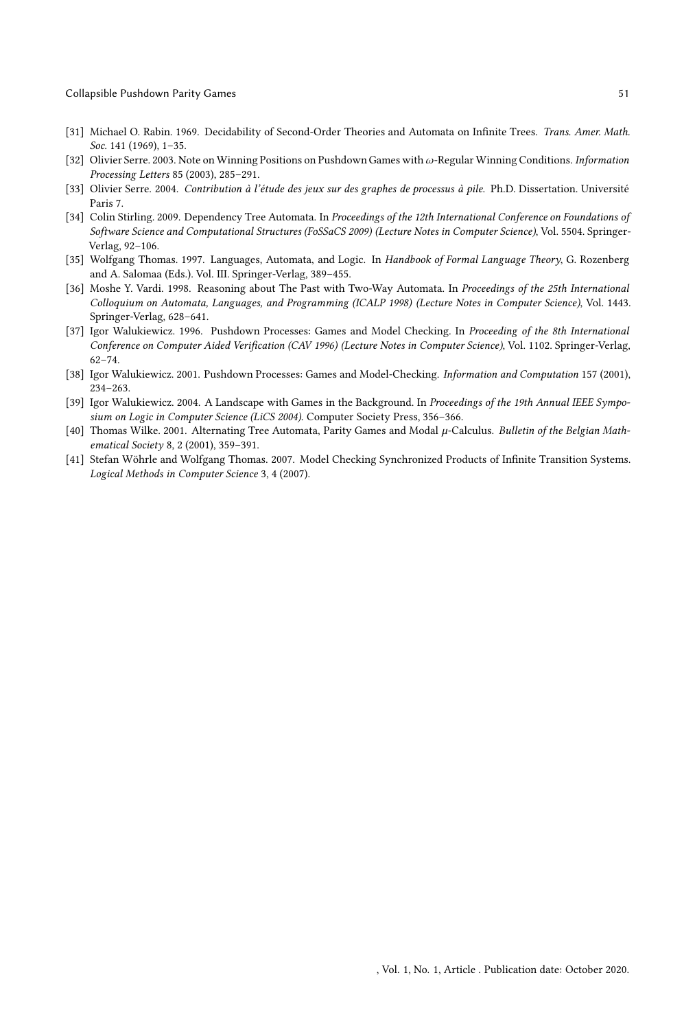[31] Michael O. Rabin. 1969. Decidability of Second-Order Theories and Automata on Infinite Trees. *Trans. Amer. Math. Soc.* 141 (1969), 1–35.

[32] Olivier Serre. 2003. Note on Winning Positions on Pushdown Games with $\omega$-Regular Winning Conditions. *Information Processing Letters* 85 (2003), 285–291.

[33] Olivier Serre. 2004. *Contribution à l'étude des jeux sur des graphes de processus à pile*. Ph.D. Dissertation. Université Paris 7.

[34] Colin Stirling. 2009. Dependency Tree Automata. In *Proceedings of the 12th International Conference on Foundations of Software Science and Computational Structures (FoSSaCS 2009) (Lecture Notes in Computer Science)*, Vol. 5504. Springer-Verlag, 92–106.

[35] Wolfgang Thomas. 1997. Languages, Automata, and Logic. In *Handbook of Formal Language Theory*, G. Rozenberg and A. Salomaa (Eds.). Vol. III. Springer-Verlag, 389–455.

[36] Moshe Y. Vardi. 1998. Reasoning about The Past with Two-Way Automata. In *Proceedings of the 25th International Colloquium on Automata, Languages, and Programming (ICALP 1998) (Lecture Notes in Computer Science)*, Vol. 1443. Springer-Verlag, 628–641.

[37] Igor Walukiewicz. 1996. Pushdown Processes: Games and Model Checking. In *Proceeding of the 8th International Conference on Computer Aided Verification (CAV 1996) (Lecture Notes in Computer Science)*, Vol. 1102. Springer-Verlag, 62–74.

[38] Igor Walukiewicz. 2001. Pushdown Processes: Games and Model-Checking. *Information and Computation* 157 (2001), 234–263.

[39] Igor Walukiewicz. 2004. A Landscape with Games in the Background. In *Proceedings of the 19th Annual IEEE Symposium on Logic in Computer Science (LiCS 2004)*. Computer Society Press, 356–366.

[40] Thomas Wilke. 2001. Alternating Tree Automata, Parity Games and Modal $\mu$-Calculus. *Bulletin of the Belgian Mathematical Society* 8, 2 (2001), 359–391.

[41] Stefan Wöhrle and Wolfgang Thomas. 2007. Model Checking Synchronized Products of Infinite Transition Systems. *Logical Methods in Computer Science* 3, 4 (2007).